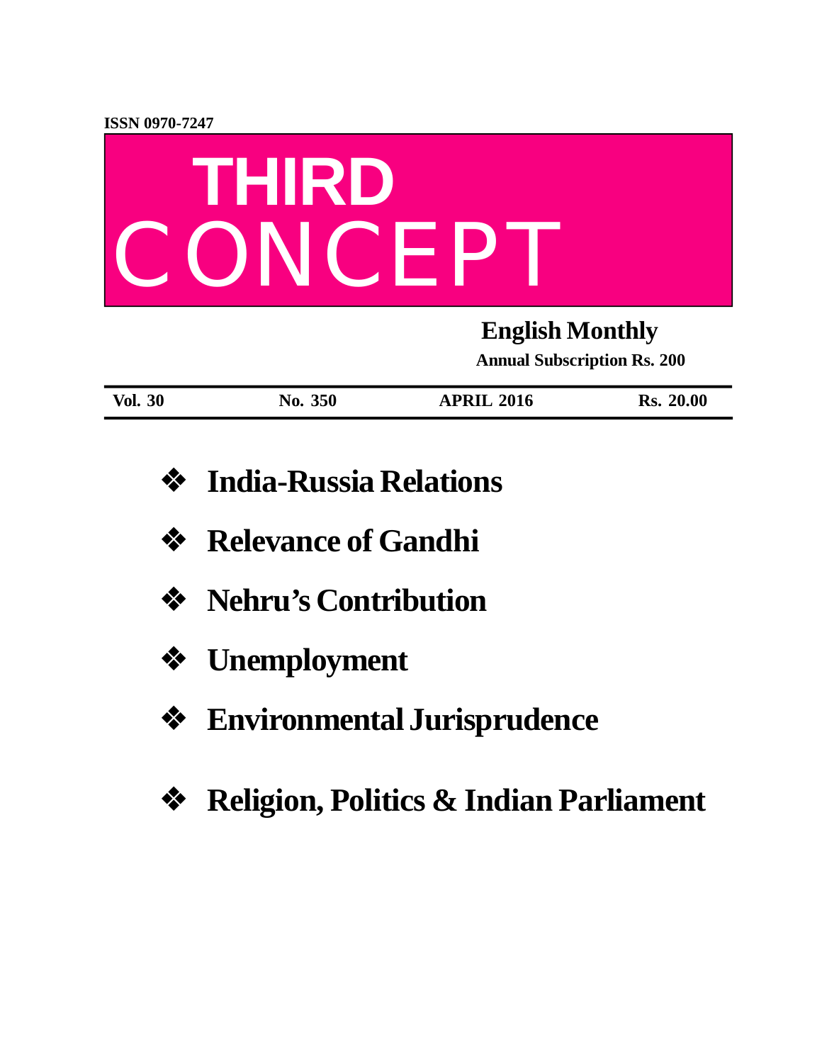ISSN 0970-7247

# THIRD CONCEPT

**English Monthly**

**Annual Subscription Rs. 200**

| Vol. 30 | No. 350 | APRIL 2016 | Rs. 20.00 |
|---|---|---|---|

- **India-Russia Relations**
- **Relevance of Gandhi**
- **Nehru's Contribution**
- **Unemployment**
- **Environmental Jurisprudence**
- **Religion, Politics & Indian Parliament**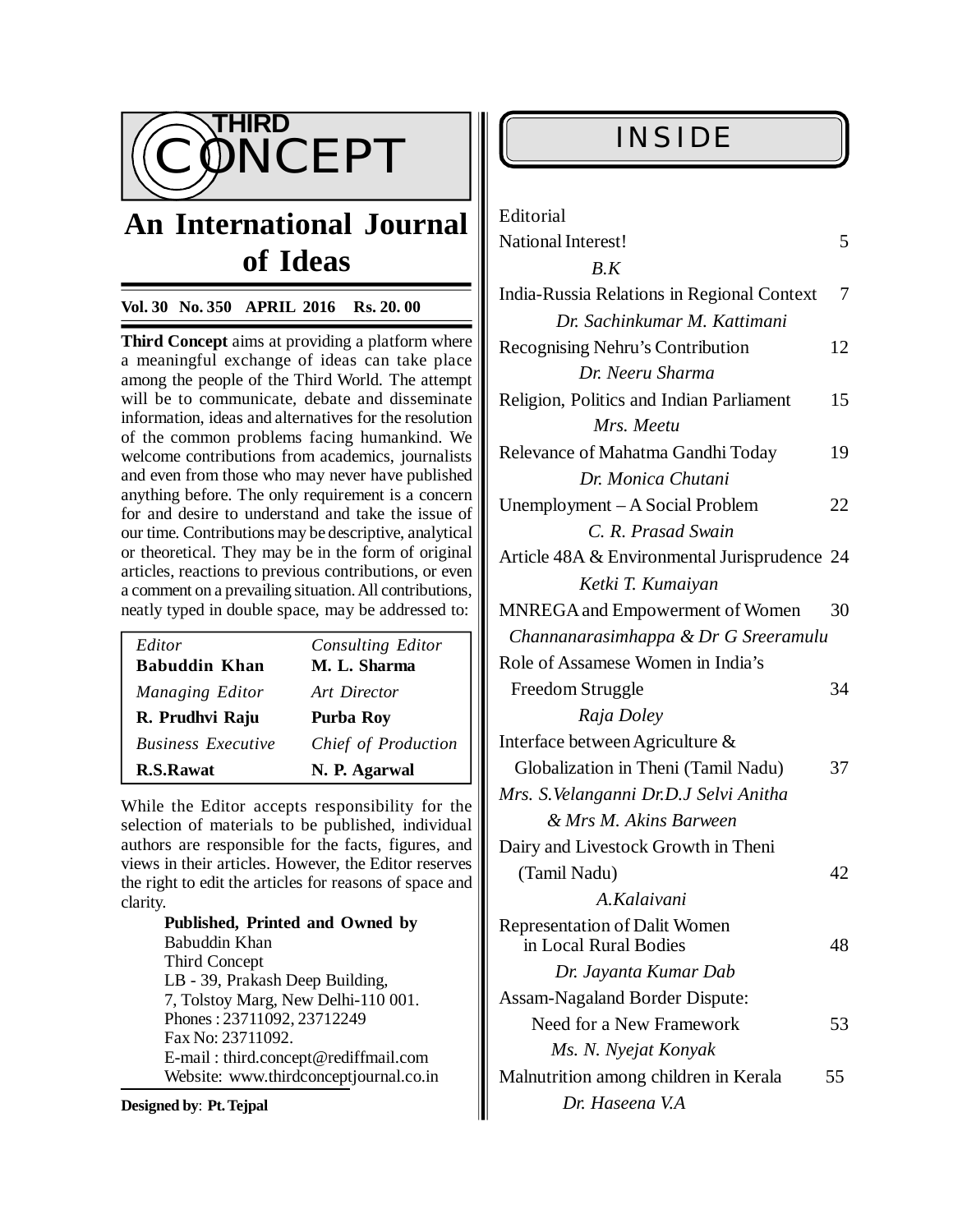# THIRD CONCEPT

## An International Journal of Ideas

**Vol. 30 No. 350 APRIL 2016 Rs. 20. 00**

**Third Concept** aims at providing a platform where a meaningful exchange of ideas can take place among the people of the Third World. The attempt will be to communicate, debate and disseminate information, ideas and alternatives for the resolution of the common problems facing humankind. We welcome contributions from academics, journalists and even from those who may never have published anything before. The only requirement is a concern for and desire to understand and take the issue of our time. Contributions may be descriptive, analytical or theoretical. They may be in the form of original articles, reactions to previous contributions, or even a comment on a prevailing situation. All contributions, neatly typed in double space, may be addressed to:

| *Editor* | *Consulting Editor* |
|---|---|
| **Babuddin Khan** | **M. L. Sharma** |
| *Managing Editor* | *Art Director* |
| **R. Prudhvi Raju** | **Purba Roy** |
| *Business Executive* | *Chief of Production* |
| **R.S.Rawat** | **N. P. Agarwal** |

While the Editor accepts responsibility for the selection of materials to be published, individual authors are responsible for the facts, figures, and views in their articles. However, the Editor reserves the right to edit the articles for reasons of space and clarity.

**Published, Printed and Owned by**
Babuddin Khan
Third Concept
LB - 39, Prakash Deep Building,
7, Tolstoy Marg, New Delhi-110 001.
Phones : 23711092, 23712249
Fax No: 23711092.
E-mail : third.concept@rediffmail.com
Website: www.thirdconceptjournal.co.in

**Designed by**: **Pt. Tejpal**

## INSIDE

| | |
|---|---|
| Editorial<br>National Interest!<br>*B.K* | 5 |
| India-Russia Relations in Regional Context<br>*Dr. Sachinkumar M. Kattimani* | 7 |
| Recognising Nehru's Contribution<br>*Dr. Neeru Sharma* | 12 |
| Religion, Politics and Indian Parliament<br>*Mrs. Meetu* | 15 |
| Relevance of Mahatma Gandhi Today<br>*Dr. Monica Chutani* | 19 |
| Unemployment – A Social Problem<br>*C. R. Prasad Swain* | 22 |
| Article 48A & Environmental Jurisprudence<br>*Ketki T. Kumaiyan* | 24 |
| MNREGA and Empowerment of Women<br>*Channanarasimhappa & Dr G Sreeramulu* | 30 |
| Role of Assamese Women in India's Freedom Struggle<br>*Raja Doley* | 34 |
| Interface between Agriculture & Globalization in Theni (Tamil Nadu)<br>*Mrs. S.Velanganni Dr.D.J Selvi Anitha & Mrs M. Akins Barween* | 37 |
| Dairy and Livestock Growth in Theni (Tamil Nadu)<br>*A.Kalaivani* | 42 |
| Representation of Dalit Women in Local Rural Bodies<br>*Dr. Jayanta Kumar Dab* | 48 |
| Assam-Nagaland Border Dispute: Need for a New Framework<br>*Ms. N. Nyejat Konyak* | 53 |
| Malnutrition among children in Kerala<br>*Dr. Haseena V.A* | 55 |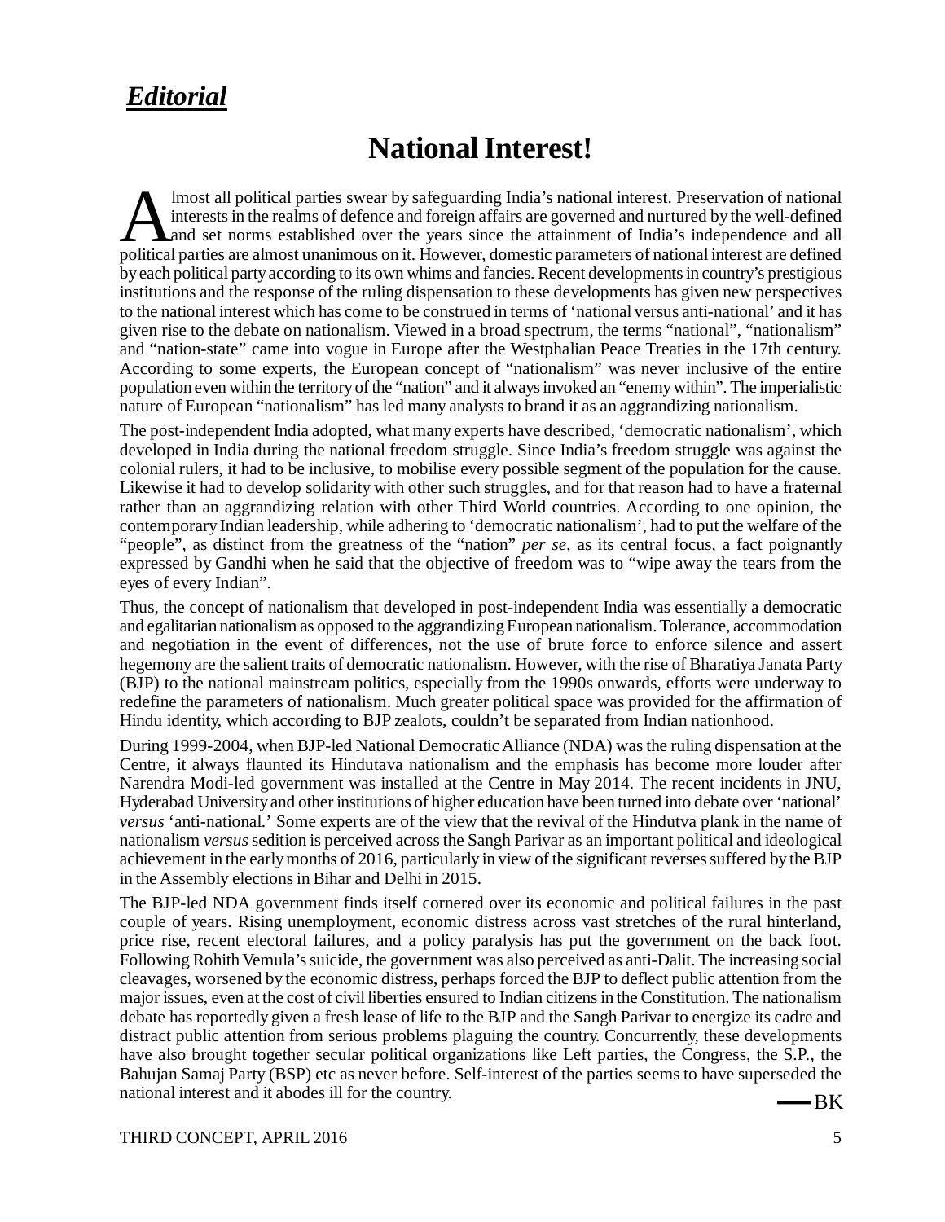## *Editorial*

# National Interest!

Almost all political parties swear by safeguarding India's national interest. Preservation of national interests in the realms of defence and foreign affairs are governed and nurtured by the well-defined and set norms established over the years since the attainment of India's independence and all political parties are almost unanimous on it. However, domestic parameters of national interest are defined by each political party according to its own whims and fancies. Recent developments in country's prestigious institutions and the response of the ruling dispensation to these developments has given new perspectives to the national interest which has come to be construed in terms of 'national versus anti-national' and it has given rise to the debate on nationalism. Viewed in a broad spectrum, the terms "national", "nationalism" and "nation-state" came into vogue in Europe after the Westphalian Peace Treaties in the 17th century. According to some experts, the European concept of "nationalism" was never inclusive of the entire population even within the territory of the "nation" and it always invoked an "enemy within". The imperialistic nature of European "nationalism" has led many analysts to brand it as an aggrandizing nationalism.

The post-independent India adopted, what many experts have described, 'democratic nationalism', which developed in India during the national freedom struggle. Since India's freedom struggle was against the colonial rulers, it had to be inclusive, to mobilise every possible segment of the population for the cause. Likewise it had to develop solidarity with other such struggles, and for that reason had to have a fraternal rather than an aggrandizing relation with other Third World countries. According to one opinion, the contemporary Indian leadership, while adhering to 'democratic nationalism', had to put the welfare of the "people", as distinct from the greatness of the "nation" *per se*, as its central focus, a fact poignantly expressed by Gandhi when he said that the objective of freedom was to "wipe away the tears from the eyes of every Indian".

Thus, the concept of nationalism that developed in post-independent India was essentially a democratic and egalitarian nationalism as opposed to the aggrandizing European nationalism. Tolerance, accommodation and negotiation in the event of differences, not the use of brute force to enforce silence and assert hegemony are the salient traits of democratic nationalism. However, with the rise of Bharatiya Janata Party (BJP) to the national mainstream politics, especially from the 1990s onwards, efforts were underway to redefine the parameters of nationalism. Much greater political space was provided for the affirmation of Hindu identity, which according to BJP zealots, couldn't be separated from Indian nationhood.

During 1999-2004, when BJP-led National Democratic Alliance (NDA) was the ruling dispensation at the Centre, it always flaunted its Hindutava nationalism and the emphasis has become more louder after Narendra Modi-led government was installed at the Centre in May 2014. The recent incidents in JNU, Hyderabad University and other institutions of higher education have been turned into debate over 'national' *versus* 'anti-national.' Some experts are of the view that the revival of the Hindutva plank in the name of nationalism *versus* sedition is perceived across the Sangh Parivar as an important political and ideological achievement in the early months of 2016, particularly in view of the significant reverses suffered by the BJP in the Assembly elections in Bihar and Delhi in 2015.

The BJP-led NDA government finds itself cornered over its economic and political failures in the past couple of years. Rising unemployment, economic distress across vast stretches of the rural hinterland, price rise, recent electoral failures, and a policy paralysis has put the government on the back foot. Following Rohith Vemula's suicide, the government was also perceived as anti-Dalit. The increasing social cleavages, worsened by the economic distress, perhaps forced the BJP to deflect public attention from the major issues, even at the cost of civil liberties ensured to Indian citizens in the Constitution. The nationalism debate has reportedly given a fresh lease of life to the BJP and the Sangh Parivar to energize its cadre and distract public attention from serious problems plaguing the country. Concurrently, these developments have also brought together secular political organizations like Left parties, the Congress, the S.P., the Bahujan Samaj Party (BSP) etc as never before. Self-interest of the parties seems to have superseded the national interest and it abodes ill for the country.

— BK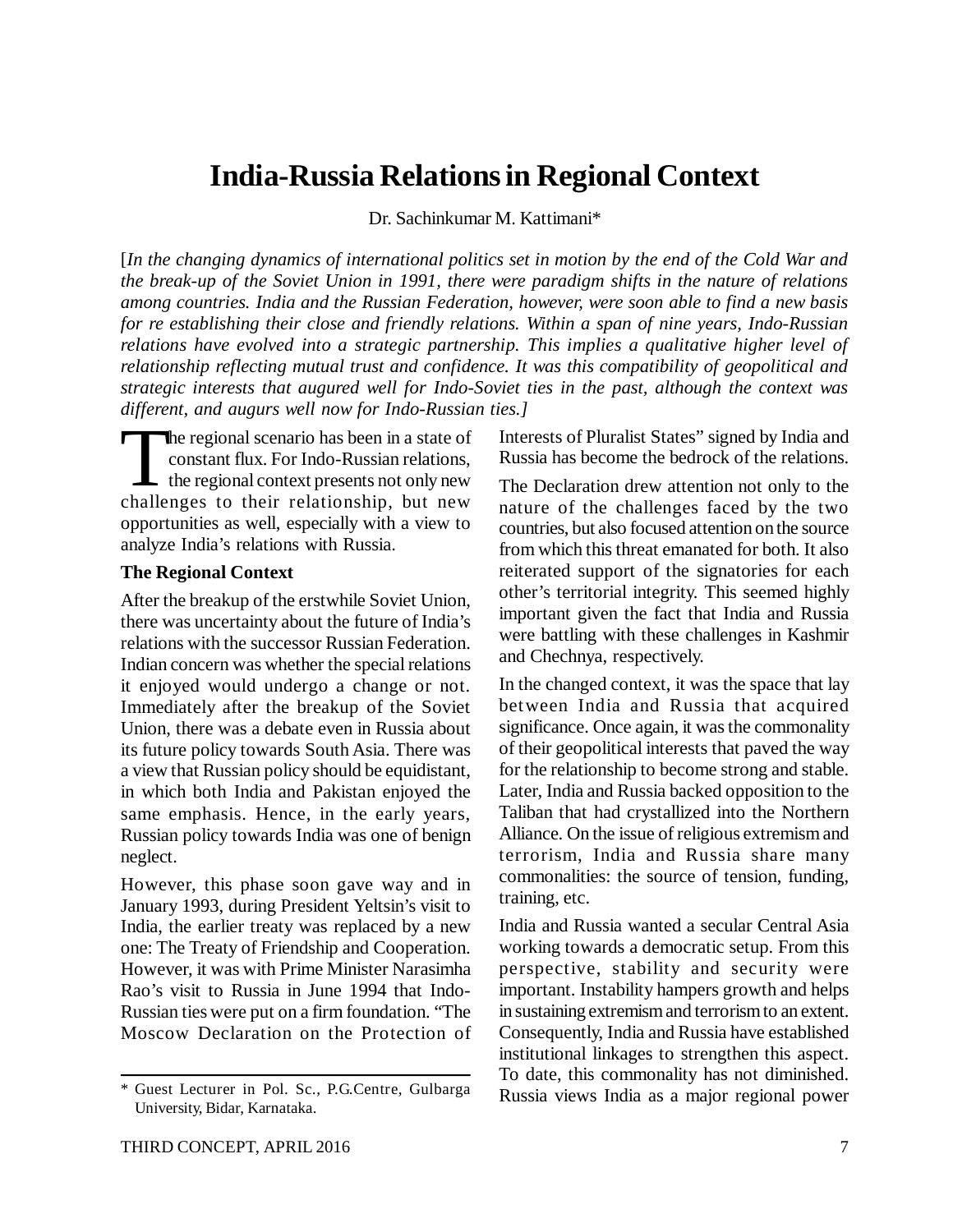# India-Russia Relations in Regional Context

Dr. Sachinkumar M. Kattimani*

[*In the changing dynamics of international politics set in motion by the end of the Cold War and the break-up of the Soviet Union in 1991, there were paradigm shifts in the nature of relations among countries. India and the Russian Federation, however, were soon able to find a new basis for re establishing their close and friendly relations. Within a span of nine years, Indo-Russian relations have evolved into a strategic partnership. This implies a qualitative higher level of relationship reflecting mutual trust and confidence. It was this compatibility of geopolitical and strategic interests that augured well for Indo-Soviet ties in the past, although the context was different, and augurs well now for Indo-Russian ties.]*

The regional scenario has been in a state of constant flux. For Indo-Russian relations, the regional context presents not only new challenges to their relationship, but new opportunities as well, especially with a view to analyze India's relations with Russia.

**The Regional Context**

After the breakup of the erstwhile Soviet Union, there was uncertainty about the future of India's relations with the successor Russian Federation. Indian concern was whether the special relations it enjoyed would undergo a change or not. Immediately after the breakup of the Soviet Union, there was a debate even in Russia about its future policy towards South Asia. There was a view that Russian policy should be equidistant, in which both India and Pakistan enjoyed the same emphasis. Hence, in the early years, Russian policy towards India was one of benign neglect.

However, this phase soon gave way and in January 1993, during President Yeltsin's visit to India, the earlier treaty was replaced by a new one: The Treaty of Friendship and Cooperation. However, it was with Prime Minister Narasimha Rao's visit to Russia in June 1994 that Indo-Russian ties were put on a firm foundation. "The Moscow Declaration on the Protection of Interests of Pluralist States" signed by India and Russia has become the bedrock of the relations.

The Declaration drew attention not only to the nature of the challenges faced by the two countries, but also focused attention on the source from which this threat emanated for both. It also reiterated support of the signatories for each other's territorial integrity. This seemed highly important given the fact that India and Russia were battling with these challenges in Kashmir and Chechnya, respectively.

In the changed context, it was the space that lay between India and Russia that acquired significance. Once again, it was the commonality of their geopolitical interests that paved the way for the relationship to become strong and stable. Later, India and Russia backed opposition to the Taliban that had crystallized into the Northern Alliance. On the issue of religious extremism and terrorism, India and Russia share many commonalities: the source of tension, funding, training, etc.

India and Russia wanted a secular Central Asia working towards a democratic setup. From this perspective, stability and security were important. Instability hampers growth and helps in sustaining extremism and terrorism to an extent. Consequently, India and Russia have established institutional linkages to strengthen this aspect. To date, this commonality has not diminished. Russia views India as a major regional power

---

\* Guest Lecturer in Pol. Sc., P.G.Centre, Gulbarga University, Bidar, Karnataka.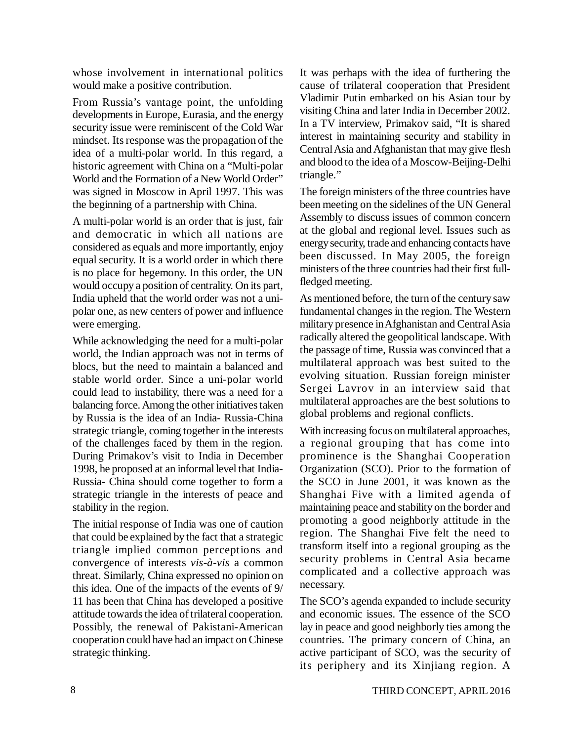whose involvement in international politics would make a positive contribution.

From Russia's vantage point, the unfolding developments in Europe, Eurasia, and the energy security issue were reminiscent of the Cold War mindset. Its response was the propagation of the idea of a multi-polar world. In this regard, a historic agreement with China on a "Multi-polar World and the Formation of a New World Order" was signed in Moscow in April 1997. This was the beginning of a partnership with China.

A multi-polar world is an order that is just, fair and democratic in which all nations are considered as equals and more importantly, enjoy equal security. It is a world order in which there is no place for hegemony. In this order, the UN would occupy a position of centrality. On its part, India upheld that the world order was not a uni-polar one, as new centers of power and influence were emerging.

While acknowledging the need for a multi-polar world, the Indian approach was not in terms of blocs, but the need to maintain a balanced and stable world order. Since a uni-polar world could lead to instability, there was a need for a balancing force. Among the other initiatives taken by Russia is the idea of an India- Russia-China strategic triangle, coming together in the interests of the challenges faced by them in the region. During Primakov's visit to India in December 1998, he proposed at an informal level that India-Russia- China should come together to form a strategic triangle in the interests of peace and stability in the region.

The initial response of India was one of caution that could be explained by the fact that a strategic triangle implied common perceptions and convergence of interests *vis-à-vis* a common threat. Similarly, China expressed no opinion on this idea. One of the impacts of the events of 9/11 has been that China has developed a positive attitude towards the idea of trilateral cooperation. Possibly, the renewal of Pakistani-American cooperation could have had an impact on Chinese strategic thinking.

It was perhaps with the idea of furthering the cause of trilateral cooperation that President Vladimir Putin embarked on his Asian tour by visiting China and later India in December 2002. In a TV interview, Primakov said, "It is shared interest in maintaining security and stability in Central Asia and Afghanistan that may give flesh and blood to the idea of a Moscow-Beijing-Delhi triangle."

The foreign ministers of the three countries have been meeting on the sidelines of the UN General Assembly to discuss issues of common concern at the global and regional level. Issues such as energy security, trade and enhancing contacts have been discussed. In May 2005, the foreign ministers of the three countries had their first full-fledged meeting.

As mentioned before, the turn of the century saw fundamental changes in the region. The Western military presence in Afghanistan and Central Asia radically altered the geopolitical landscape. With the passage of time, Russia was convinced that a multilateral approach was best suited to the evolving situation. Russian foreign minister Sergei Lavrov in an interview said that multilateral approaches are the best solutions to global problems and regional conflicts.

With increasing focus on multilateral approaches, a regional grouping that has come into prominence is the Shanghai Cooperation Organization (SCO). Prior to the formation of the SCO in June 2001, it was known as the Shanghai Five with a limited agenda of maintaining peace and stability on the border and promoting a good neighborly attitude in the region. The Shanghai Five felt the need to transform itself into a regional grouping as the security problems in Central Asia became complicated and a collective approach was necessary.

The SCO's agenda expanded to include security and economic issues. The essence of the SCO lay in peace and good neighborly ties among the countries. The primary concern of China, an active participant of SCO, was the security of its periphery and its Xinjiang region. A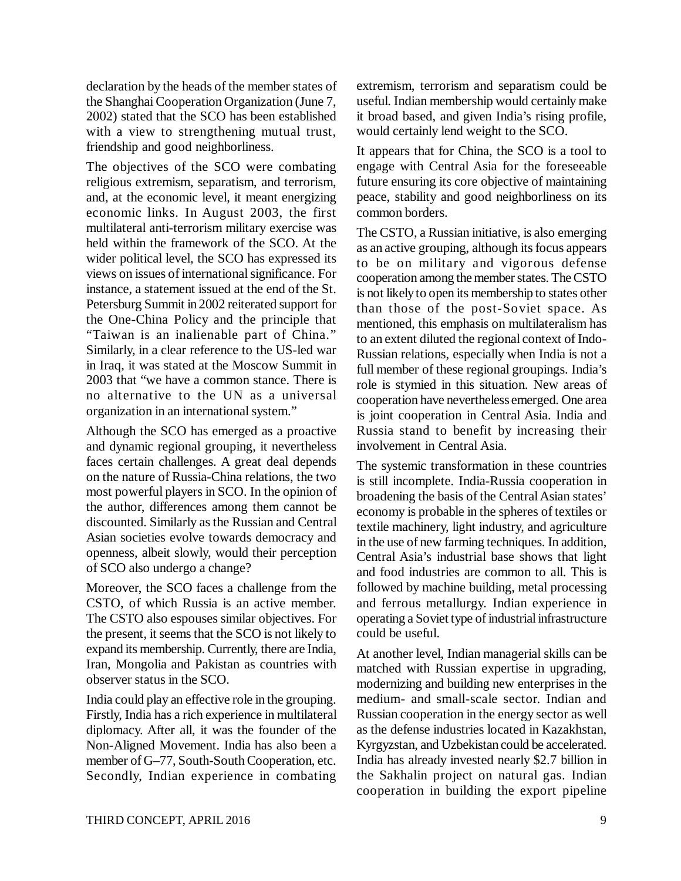declaration by the heads of the member states of the Shanghai Cooperation Organization (June 7, 2002) stated that the SCO has been established with a view to strengthening mutual trust, friendship and good neighborliness.

The objectives of the SCO were combating religious extremism, separatism, and terrorism, and, at the economic level, it meant energizing economic links. In August 2003, the first multilateral anti-terrorism military exercise was held within the framework of the SCO. At the wider political level, the SCO has expressed its views on issues of international significance. For instance, a statement issued at the end of the St. Petersburg Summit in 2002 reiterated support for the One-China Policy and the principle that "Taiwan is an inalienable part of China." Similarly, in a clear reference to the US-led war in Iraq, it was stated at the Moscow Summit in 2003 that "we have a common stance. There is no alternative to the UN as a universal organization in an international system."

Although the SCO has emerged as a proactive and dynamic regional grouping, it nevertheless faces certain challenges. A great deal depends on the nature of Russia-China relations, the two most powerful players in SCO. In the opinion of the author, differences among them cannot be discounted. Similarly as the Russian and Central Asian societies evolve towards democracy and openness, albeit slowly, would their perception of SCO also undergo a change?

Moreover, the SCO faces a challenge from the CSTO, of which Russia is an active member. The CSTO also espouses similar objectives. For the present, it seems that the SCO is not likely to expand its membership. Currently, there are India, Iran, Mongolia and Pakistan as countries with observer status in the SCO.

India could play an effective role in the grouping. Firstly, India has a rich experience in multilateral diplomacy. After all, it was the founder of the Non-Aligned Movement. India has also been a member of G–77, South-South Cooperation, etc. Secondly, Indian experience in combating extremism, terrorism and separatism could be useful. Indian membership would certainly make it broad based, and given India's rising profile, would certainly lend weight to the SCO.

It appears that for China, the SCO is a tool to engage with Central Asia for the foreseeable future ensuring its core objective of maintaining peace, stability and good neighborliness on its common borders.

The CSTO, a Russian initiative, is also emerging as an active grouping, although its focus appears to be on military and vigorous defense cooperation among the member states. The CSTO is not likely to open its membership to states other than those of the post-Soviet space. As mentioned, this emphasis on multilateralism has to an extent diluted the regional context of Indo-Russian relations, especially when India is not a full member of these regional groupings. India's role is stymied in this situation. New areas of cooperation have nevertheless emerged. One area is joint cooperation in Central Asia. India and Russia stand to benefit by increasing their involvement in Central Asia.

The systemic transformation in these countries is still incomplete. India-Russia cooperation in broadening the basis of the Central Asian states' economy is probable in the spheres of textiles or textile machinery, light industry, and agriculture in the use of new farming techniques. In addition, Central Asia's industrial base shows that light and food industries are common to all. This is followed by machine building, metal processing and ferrous metallurgy. Indian experience in operating a Soviet type of industrial infrastructure could be useful.

At another level, Indian managerial skills can be matched with Russian expertise in upgrading, modernizing and building new enterprises in the medium- and small-scale sector. Indian and Russian cooperation in the energy sector as well as the defense industries located in Kazakhstan, Kyrgyzstan, and Uzbekistan could be accelerated. India has already invested nearly $2.7 billion in the Sakhalin project on natural gas. Indian cooperation in building the export pipeline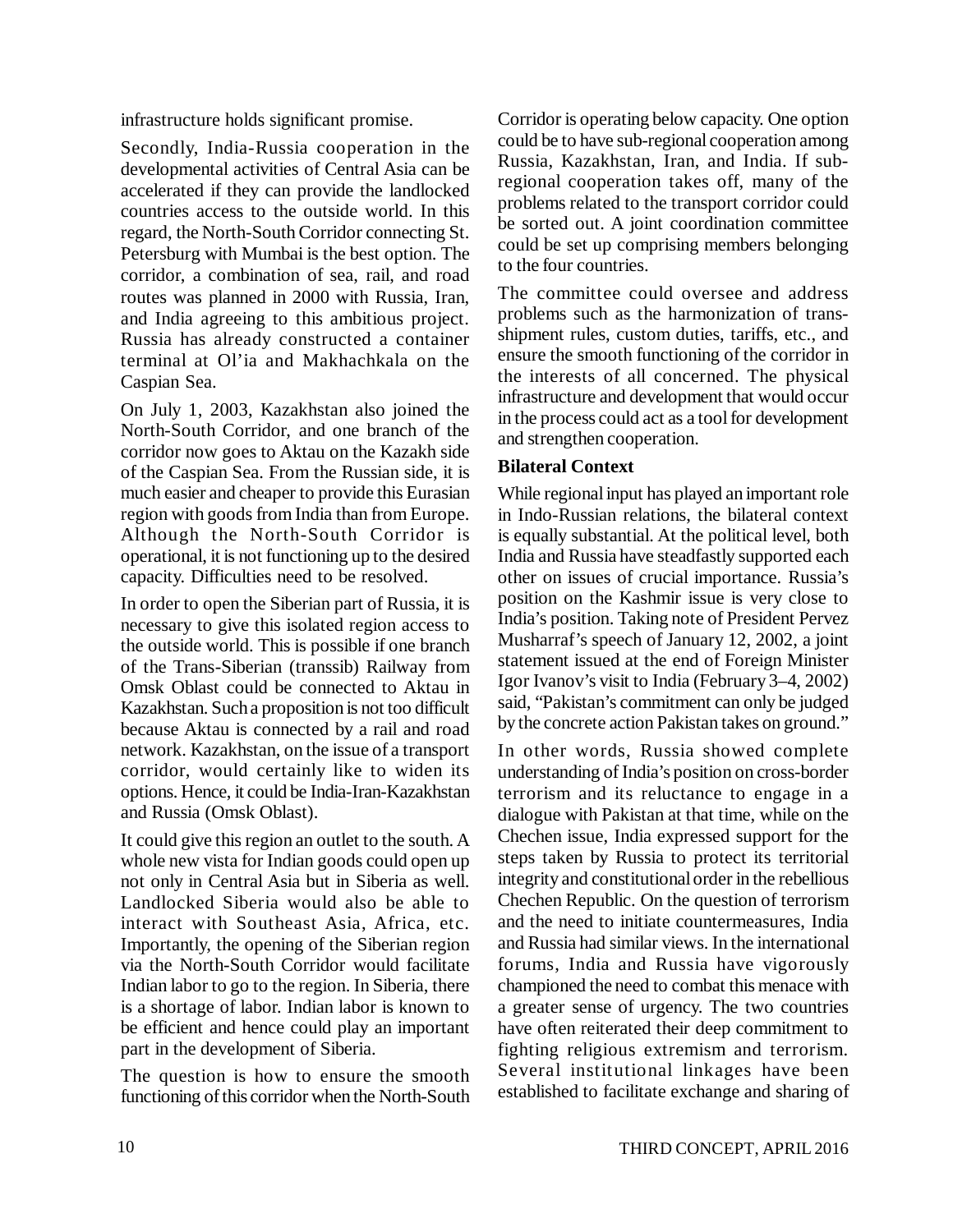infrastructure holds significant promise.

Secondly, India-Russia cooperation in the developmental activities of Central Asia can be accelerated if they can provide the landlocked countries access to the outside world. In this regard, the North-South Corridor connecting St. Petersburg with Mumbai is the best option. The corridor, a combination of sea, rail, and road routes was planned in 2000 with Russia, Iran, and India agreeing to this ambitious project. Russia has already constructed a container terminal at Ol'ia and Makhachkala on the Caspian Sea.

On July 1, 2003, Kazakhstan also joined the North-South Corridor, and one branch of the corridor now goes to Aktau on the Kazakh side of the Caspian Sea. From the Russian side, it is much easier and cheaper to provide this Eurasian region with goods from India than from Europe. Although the North-South Corridor is operational, it is not functioning up to the desired capacity. Difficulties need to be resolved.

In order to open the Siberian part of Russia, it is necessary to give this isolated region access to the outside world. This is possible if one branch of the Trans-Siberian (transsib) Railway from Omsk Oblast could be connected to Aktau in Kazakhstan. Such a proposition is not too difficult because Aktau is connected by a rail and road network. Kazakhstan, on the issue of a transport corridor, would certainly like to widen its options. Hence, it could be India-Iran-Kazakhstan and Russia (Omsk Oblast).

It could give this region an outlet to the south. A whole new vista for Indian goods could open up not only in Central Asia but in Siberia as well. Landlocked Siberia would also be able to interact with Southeast Asia, Africa, etc. Importantly, the opening of the Siberian region via the North-South Corridor would facilitate Indian labor to go to the region. In Siberia, there is a shortage of labor. Indian labor is known to be efficient and hence could play an important part in the development of Siberia.

The question is how to ensure the smooth functioning of this corridor when the North-South Corridor is operating below capacity. One option could be to have sub-regional cooperation among Russia, Kazakhstan, Iran, and India. If sub-regional cooperation takes off, many of the problems related to the transport corridor could be sorted out. A joint coordination committee could be set up comprising members belonging to the four countries.

The committee could oversee and address problems such as the harmonization of trans-shipment rules, custom duties, tariffs, etc., and ensure the smooth functioning of the corridor in the interests of all concerned. The physical infrastructure and development that would occur in the process could act as a tool for development and strengthen cooperation.

**Bilateral Context**

While regional input has played an important role in Indo-Russian relations, the bilateral context is equally substantial. At the political level, both India and Russia have steadfastly supported each other on issues of crucial importance. Russia's position on the Kashmir issue is very close to India's position. Taking note of President Pervez Musharraf's speech of January 12, 2002, a joint statement issued at the end of Foreign Minister Igor Ivanov's visit to India (February 3–4, 2002) said, "Pakistan's commitment can only be judged by the concrete action Pakistan takes on ground."

In other words, Russia showed complete understanding of India's position on cross-border terrorism and its reluctance to engage in a dialogue with Pakistan at that time, while on the Chechen issue, India expressed support for the steps taken by Russia to protect its territorial integrity and constitutional order in the rebellious Chechen Republic. On the question of terrorism and the need to initiate countermeasures, India and Russia had similar views. In the international forums, India and Russia have vigorously championed the need to combat this menace with a greater sense of urgency. The two countries have often reiterated their deep commitment to fighting religious extremism and terrorism. Several institutional linkages have been established to facilitate exchange and sharing of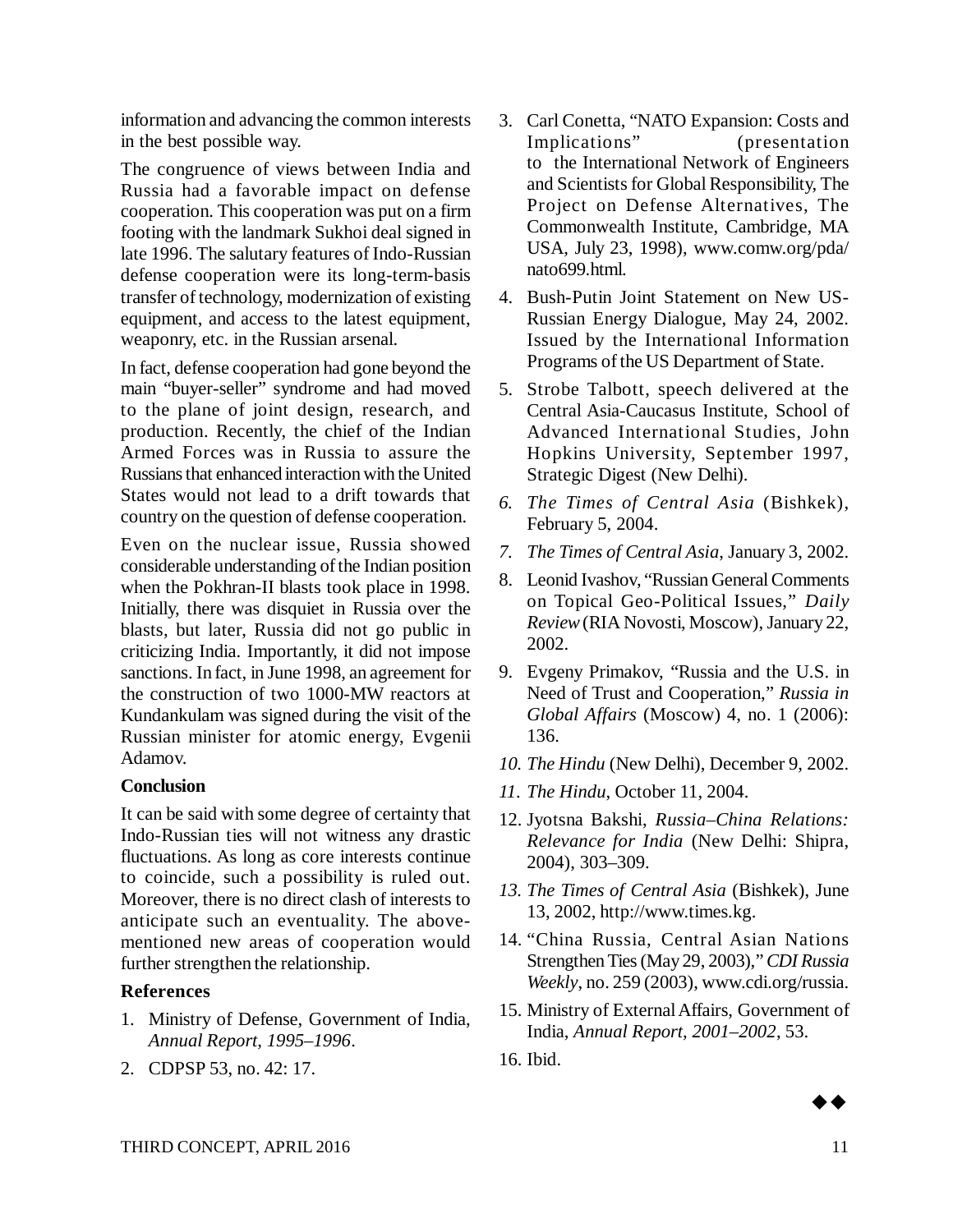information and advancing the common interests in the best possible way.

The congruence of views between India and Russia had a favorable impact on defense cooperation. This cooperation was put on a firm footing with the landmark Sukhoi deal signed in late 1996. The salutary features of Indo-Russian defense cooperation were its long-term-basis transfer of technology, modernization of existing equipment, and access to the latest equipment, weaponry, etc. in the Russian arsenal.

In fact, defense cooperation had gone beyond the main "buyer-seller" syndrome and had moved to the plane of joint design, research, and production. Recently, the chief of the Indian Armed Forces was in Russia to assure the Russians that enhanced interaction with the United States would not lead to a drift towards that country on the question of defense cooperation.

Even on the nuclear issue, Russia showed considerable understanding of the Indian position when the Pokhran-II blasts took place in 1998. Initially, there was disquiet in Russia over the blasts, but later, Russia did not go public in criticizing India. Importantly, it did not impose sanctions. In fact, in June 1998, an agreement for the construction of two 1000-MW reactors at Kundankulam was signed during the visit of the Russian minister for atomic energy, Evgenii Adamov.

**Conclusion**

It can be said with some degree of certainty that Indo-Russian ties will not witness any drastic fluctuations. As long as core interests continue to coincide, such a possibility is ruled out. Moreover, there is no direct clash of interests to anticipate such an eventuality. The above-mentioned new areas of cooperation would further strengthen the relationship.

**References**

1. Ministry of Defense, Government of India, *Annual Report, 1995–1996*.
2. CDPSP 53, no. 42: 17.
3. Carl Conetta, "NATO Expansion: Costs and Implications" (presentation to the International Network of Engineers and Scientists for Global Responsibility, The Project on Defense Alternatives, The Commonwealth Institute, Cambridge, MA USA, July 23, 1998), www.comw.org/pda/nato699.html.
4. Bush-Putin Joint Statement on New US-Russian Energy Dialogue, May 24, 2002. Issued by the International Information Programs of the US Department of State.
5. Strobe Talbott, speech delivered at the Central Asia-Caucasus Institute, School of Advanced International Studies, John Hopkins University, September 1997, Strategic Digest (New Delhi).
6. *The Times of Central Asia* (Bishkek), February 5, 2004.
7. *The Times of Central Asia*, January 3, 2002.
8. Leonid Ivashov, "Russian General Comments on Topical Geo-Political Issues," *Daily Review* (RIA Novosti, Moscow), January 22, 2002.
9. Evgeny Primakov, "Russia and the U.S. in Need of Trust and Cooperation," *Russia in Global Affairs* (Moscow) 4, no. 1 (2006): 136.
10. *The Hindu* (New Delhi), December 9, 2002.
11. *The Hindu*, October 11, 2004.
12. Jyotsna Bakshi, *Russia–China Relations: Relevance for India* (New Delhi: Shipra, 2004), 303–309.
13. *The Times of Central Asia* (Bishkek), June 13, 2002, http://www.times.kg.
14. "China Russia, Central Asian Nations Strengthen Ties (May 29, 2003)," *CDI Russia Weekly*, no. 259 (2003), www.cdi.org/russia.
15. Ministry of External Affairs, Government of India, *Annual Report, 2001–2002*, 53.
16. Ibid.

◆◆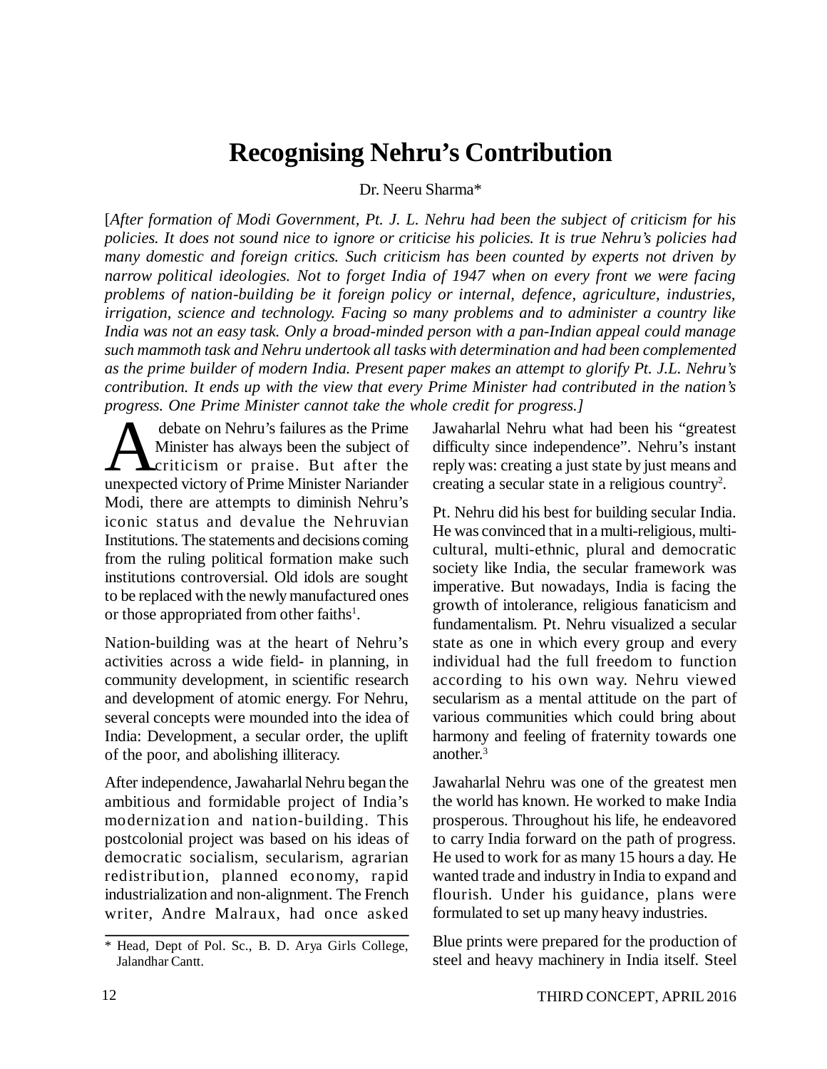# Recognising Nehru's Contribution

Dr. Neeru Sharma*

[*After formation of Modi Government, Pt. J. L. Nehru had been the subject of criticism for his policies. It does not sound nice to ignore or criticise his policies. It is true Nehru's policies had many domestic and foreign critics. Such criticism has been counted by experts not driven by narrow political ideologies. Not to forget India of 1947 when on every front we were facing problems of nation-building be it foreign policy or internal, defence, agriculture, industries, irrigation, science and technology. Facing so many problems and to administer a country like India was not an easy task. Only a broad-minded person with a pan-Indian appeal could manage such mammoth task and Nehru undertook all tasks with determination and had been complemented as the prime builder of modern India. Present paper makes an attempt to glorify Pt. J.L. Nehru's contribution. It ends up with the view that every Prime Minister had contributed in the nation's progress. One Prime Minister cannot take the whole credit for progress.*]

A debate on Nehru's failures as the Prime Minister has always been the subject of criticism or praise. But after the unexpected victory of Prime Minister Nariander Modi, there are attempts to diminish Nehru's iconic status and devalue the Nehruvian Institutions. The statements and decisions coming from the ruling political formation make such institutions controversial. Old idols are sought to be replaced with the newly manufactured ones or those appropriated from other faiths[1].

Nation-building was at the heart of Nehru's activities across a wide field- in planning, in community development, in scientific research and development of atomic energy. For Nehru, several concepts were mounded into the idea of India: Development, a secular order, the uplift of the poor, and abolishing illiteracy.

After independence, Jawaharlal Nehru began the ambitious and formidable project of India's modernization and nation-building. This postcolonial project was based on his ideas of democratic socialism, secularism, agrarian redistribution, planned economy, rapid industrialization and non-alignment. The French writer, Andre Malraux, had once asked Jawaharlal Nehru what had been his "greatest difficulty since independence". Nehru's instant reply was: creating a just state by just means and creating a secular state in a religious country[2].

Pt. Nehru did his best for building secular India. He was convinced that in a multi-religious, multi-cultural, multi-ethnic, plural and democratic society like India, the secular framework was imperative. But nowadays, India is facing the growth of intolerance, religious fanaticism and fundamentalism. Pt. Nehru visualized a secular state as one in which every group and every individual had the full freedom to function according to his own way. Nehru viewed secularism as a mental attitude on the part of various communities which could bring about harmony and feeling of fraternity towards one another.[3]

Jawaharlal Nehru was one of the greatest men the world has known. He worked to make India prosperous. Throughout his life, he endeavored to carry India forward on the path of progress. He used to work for as many 15 hours a day. He wanted trade and industry in India to expand and flourish. Under his guidance, plans were formulated to set up many heavy industries.

Blue prints were prepared for the production of steel and heavy machinery in India itself. Steel

---

\* Head, Dept of Pol. Sc., B. D. Arya Girls College, Jalandhar Cantt.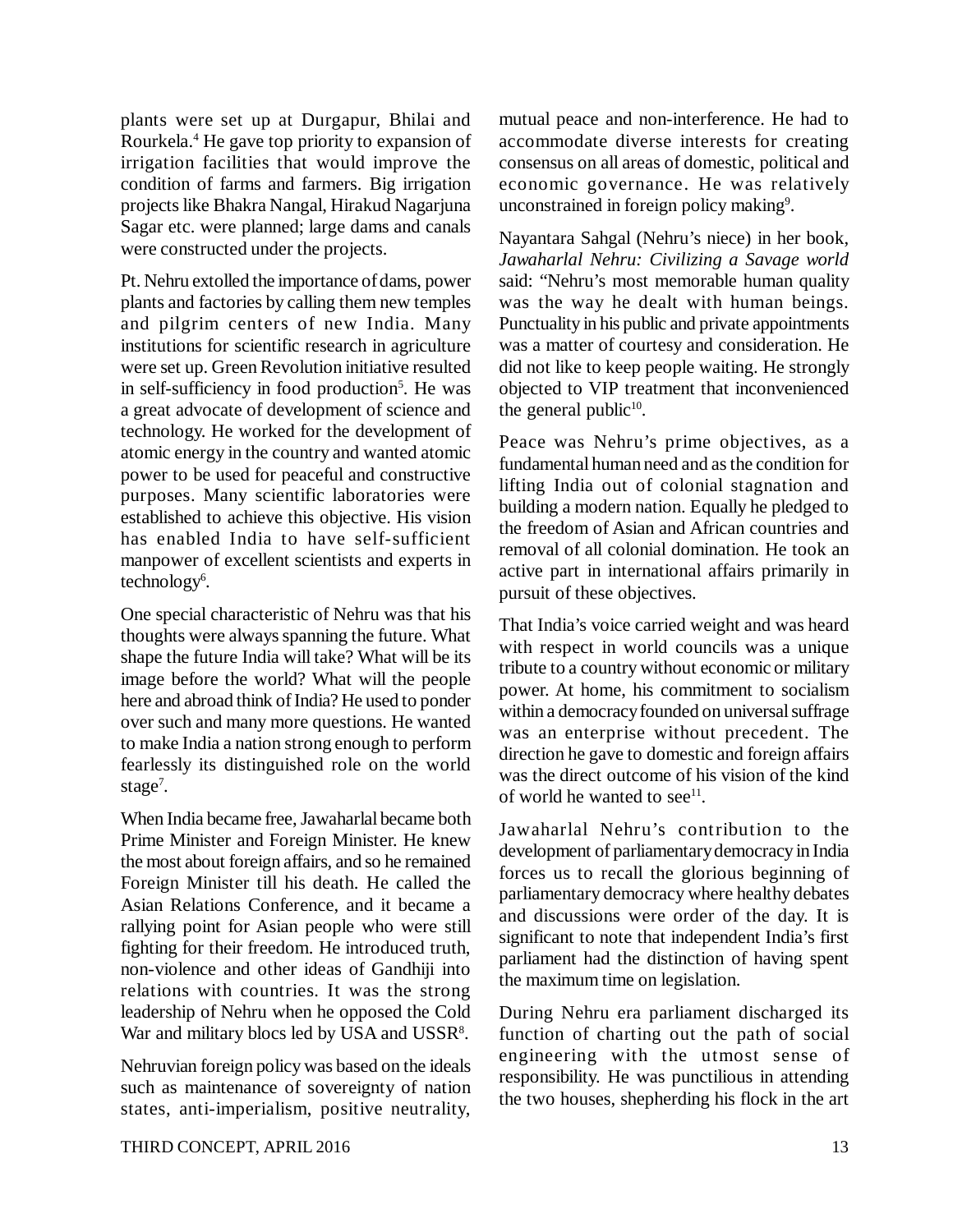plants were set up at Durgapur, Bhilai and Rourkela.[4] He gave top priority to expansion of irrigation facilities that would improve the condition of farms and farmers. Big irrigation projects like Bhakra Nangal, Hirakud Nagarjuna Sagar etc. were planned; large dams and canals were constructed under the projects.

Pt. Nehru extolled the importance of dams, power plants and factories by calling them new temples and pilgrim centers of new India. Many institutions for scientific research in agriculture were set up. Green Revolution initiative resulted in self-sufficiency in food production[5]. He was a great advocate of development of science and technology. He worked for the development of atomic energy in the country and wanted atomic power to be used for peaceful and constructive purposes. Many scientific laboratories were established to achieve this objective. His vision has enabled India to have self-sufficient manpower of excellent scientists and experts in technology[6].

One special characteristic of Nehru was that his thoughts were always spanning the future. What shape the future India will take? What will be its image before the world? What will the people here and abroad think of India? He used to ponder over such and many more questions. He wanted to make India a nation strong enough to perform fearlessly its distinguished role on the world stage[7].

When India became free, Jawaharlal became both Prime Minister and Foreign Minister. He knew the most about foreign affairs, and so he remained Foreign Minister till his death. He called the Asian Relations Conference, and it became a rallying point for Asian people who were still fighting for their freedom. He introduced truth, non-violence and other ideas of Gandhiji into relations with countries. It was the strong leadership of Nehru when he opposed the Cold War and military blocs led by USA and USSR[8].

Nehruvian foreign policy was based on the ideals such as maintenance of sovereignty of nation states, anti-imperialism, positive neutrality, mutual peace and non-interference. He had to accommodate diverse interests for creating consensus on all areas of domestic, political and economic governance. He was relatively unconstrained in foreign policy making[9].

Nayantara Sahgal (Nehru's niece) in her book, *Jawaharlal Nehru: Civilizing a Savage world* said: "Nehru's most memorable human quality was the way he dealt with human beings. Punctuality in his public and private appointments was a matter of courtesy and consideration. He did not like to keep people waiting. He strongly objected to VIP treatment that inconvenienced the general public[10].

Peace was Nehru's prime objectives, as a fundamental human need and as the condition for lifting India out of colonial stagnation and building a modern nation. Equally he pledged to the freedom of Asian and African countries and removal of all colonial domination. He took an active part in international affairs primarily in pursuit of these objectives.

That India's voice carried weight and was heard with respect in world councils was a unique tribute to a country without economic or military power. At home, his commitment to socialism within a democracy founded on universal suffrage was an enterprise without precedent. The direction he gave to domestic and foreign affairs was the direct outcome of his vision of the kind of world he wanted to see[11].

Jawaharlal Nehru's contribution to the development of parliamentary democracy in India forces us to recall the glorious beginning of parliamentary democracy where healthy debates and discussions were order of the day. It is significant to note that independent India's first parliament had the distinction of having spent the maximum time on legislation.

During Nehru era parliament discharged its function of charting out the path of social engineering with the utmost sense of responsibility. He was punctilious in attending the two houses, shepherding his flock in the art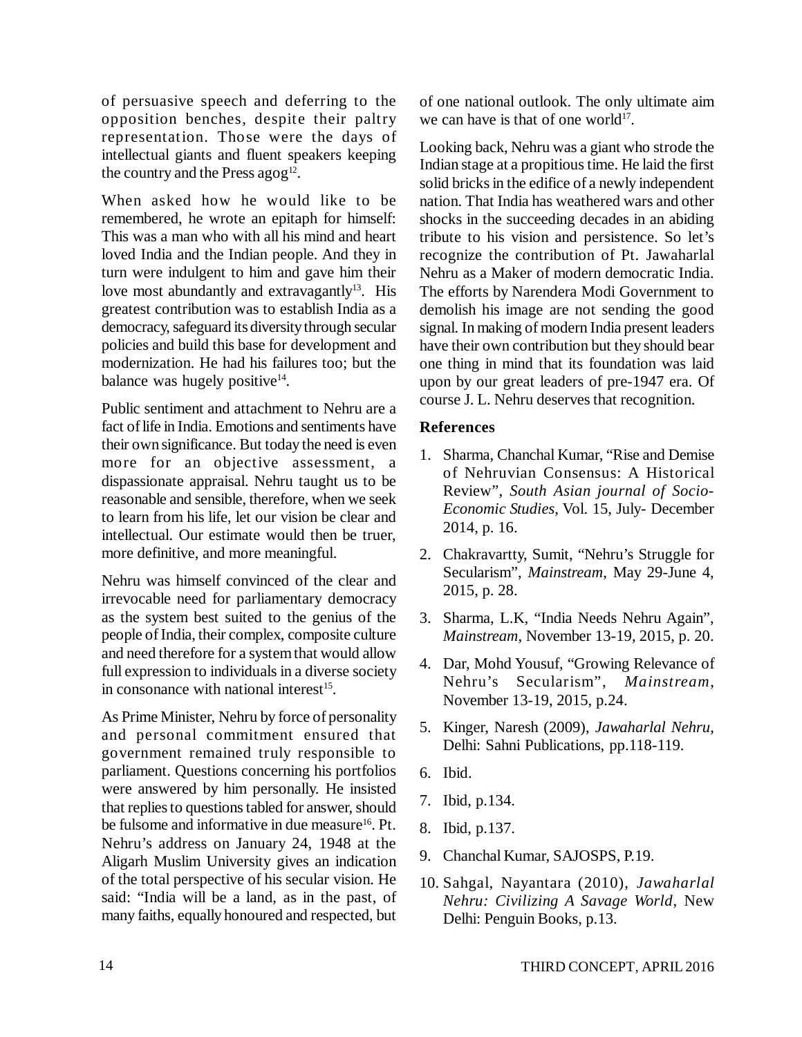of persuasive speech and deferring to the opposition benches, despite their paltry representation. Those were the days of intellectual giants and fluent speakers keeping the country and the Press agog[12].

When asked how he would like to be remembered, he wrote an epitaph for himself: This was a man who with all his mind and heart loved India and the Indian people. And they in turn were indulgent to him and gave him their love most abundantly and extravagantly[13]. His greatest contribution was to establish India as a democracy, safeguard its diversity through secular policies and build this base for development and modernization. He had his failures too; but the balance was hugely positive[14].

Public sentiment and attachment to Nehru are a fact of life in India. Emotions and sentiments have their own significance. But today the need is even more for an objective assessment, a dispassionate appraisal. Nehru taught us to be reasonable and sensible, therefore, when we seek to learn from his life, let our vision be clear and intellectual. Our estimate would then be truer, more definitive, and more meaningful.

Nehru was himself convinced of the clear and irrevocable need for parliamentary democracy as the system best suited to the genius of the people of India, their complex, composite culture and need therefore for a system that would allow full expression to individuals in a diverse society in consonance with national interest[15].

As Prime Minister, Nehru by force of personality and personal commitment ensured that government remained truly responsible to parliament. Questions concerning his portfolios were answered by him personally. He insisted that replies to questions tabled for answer, should be fulsome and informative in due measure[16]. Pt. Nehru's address on January 24, 1948 at the Aligarh Muslim University gives an indication of the total perspective of his secular vision. He said: "India will be a land, as in the past, of many faiths, equally honoured and respected, but of one national outlook. The only ultimate aim we can have is that of one world[17].

Looking back, Nehru was a giant who strode the Indian stage at a propitious time. He laid the first solid bricks in the edifice of a newly independent nation. That India has weathered wars and other shocks in the succeeding decades in an abiding tribute to his vision and persistence. So let's recognize the contribution of Pt. Jawaharlal Nehru as a Maker of modern democratic India. The efforts by Narendera Modi Government to demolish his image are not sending the good signal. In making of modern India present leaders have their own contribution but they should bear one thing in mind that its foundation was laid upon by our great leaders of pre-1947 era. Of course J. L. Nehru deserves that recognition.

## References

1. Sharma, Chanchal Kumar, "Rise and Demise of Nehruvian Consensus: A Historical Review", *South Asian journal of Socio-Economic Studies*, Vol. 15, July- December 2014, p. 16.
2. Chakravartty, Sumit, "Nehru's Struggle for Secularism", *Mainstream*, May 29-June 4, 2015, p. 28.
3. Sharma, L.K, "India Needs Nehru Again", *Mainstream*, November 13-19, 2015, p. 20.
4. Dar, Mohd Yousuf, "Growing Relevance of Nehru's Secularism", *Mainstream*, November 13-19, 2015, p.24.
5. Kinger, Naresh (2009), *Jawaharlal Nehru*, Delhi: Sahni Publications, pp.118-119.
6. Ibid.
7. Ibid, p.134.
8. Ibid, p.137.
9. Chanchal Kumar, SAJOSPS, P.19.
10. Sahgal, Nayantara (2010), *Jawaharlal Nehru: Civilizing A Savage World*, New Delhi: Penguin Books, p.13.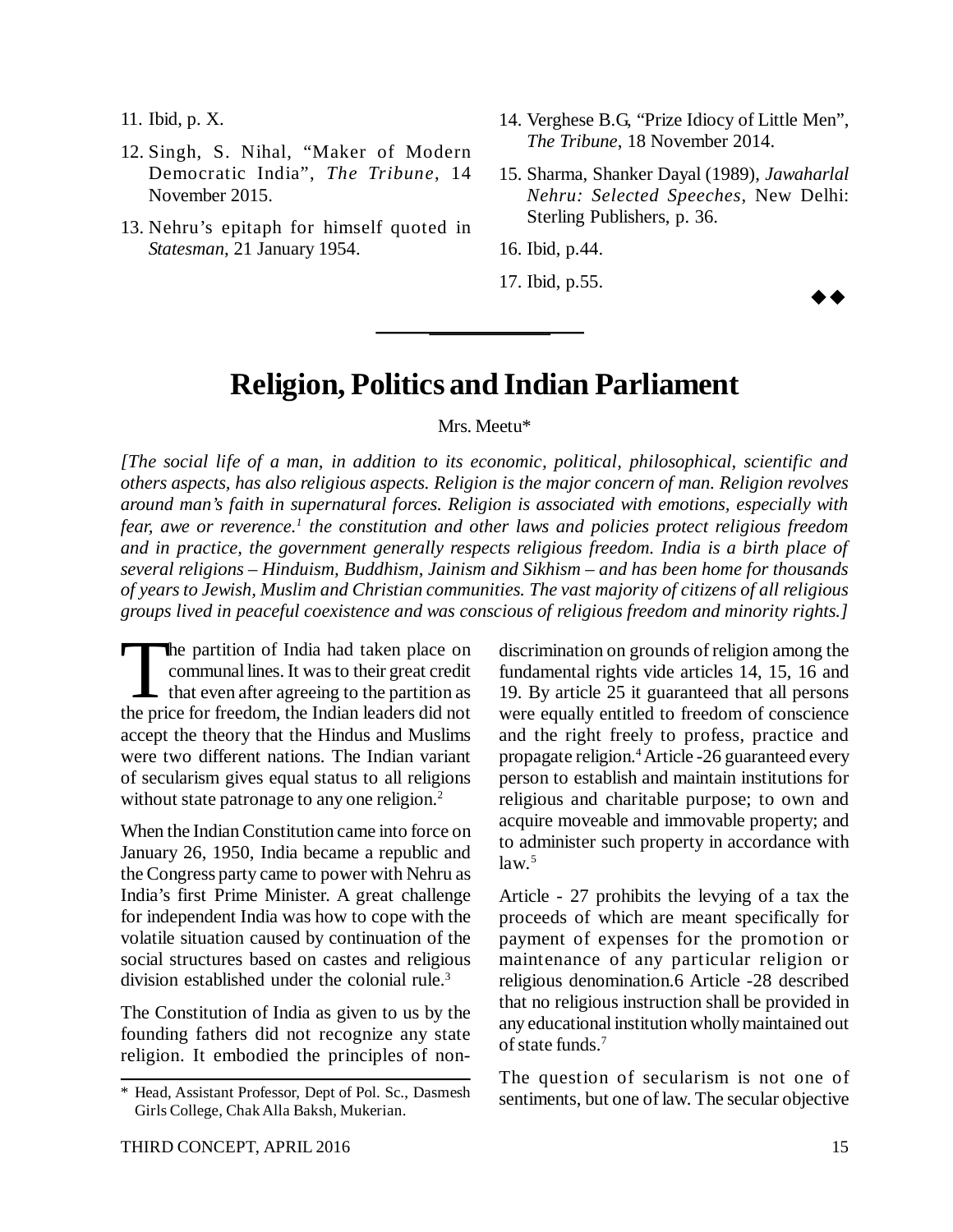11. Ibid, p. X.
12. Singh, S. Nihal, "Maker of Modern Democratic India", *The Tribune*, 14 November 2015.
13. Nehru's epitaph for himself quoted in *Statesman*, 21 January 1954.
14. Verghese B.G, "Prize Idiocy of Little Men", *The Tribune*, 18 November 2014.
15. Sharma, Shanker Dayal (1989), *Jawaharlal Nehru: Selected Speeches*, New Delhi: Sterling Publishers, p. 36.
16. Ibid, p.44.
17. Ibid, p.55.

◆◆

# Religion, Politics and Indian Parliament

Mrs. Meetu*

*[The social life of a man, in addition to its economic, political, philosophical, scientific and others aspects, has also religious aspects. Religion is the major concern of man. Religion revolves around man's faith in supernatural forces. Religion is associated with emotions, especially with fear, awe or reverence.[1] the constitution and other laws and policies protect religious freedom and in practice, the government generally respects religious freedom. India is a birth place of several religions – Hinduism, Buddhism, Jainism and Sikhism – and has been home for thousands of years to Jewish, Muslim and Christian communities. The vast majority of citizens of all religious groups lived in peaceful coexistence and was conscious of religious freedom and minority rights.]*

The partition of India had taken place on communal lines. It was to their great credit that even after agreeing to the partition as the price for freedom, the Indian leaders did not accept the theory that the Hindus and Muslims were two different nations. The Indian variant of secularism gives equal status to all religions without state patronage to any one religion.[2]

When the Indian Constitution came into force on January 26, 1950, India became a republic and the Congress party came to power with Nehru as India's first Prime Minister. A great challenge for independent India was how to cope with the volatile situation caused by continuation of the social structures based on castes and religious division established under the colonial rule.[3]

The Constitution of India as given to us by the founding fathers did not recognize any state religion. It embodied the principles of non-discrimination on grounds of religion among the fundamental rights vide articles 14, 15, 16 and 19. By article 25 it guaranteed that all persons were equally entitled to freedom of conscience and the right freely to profess, practice and propagate religion.[4] Article -26 guaranteed every person to establish and maintain institutions for religious and charitable purpose; to own and acquire moveable and immovable property; and to administer such property in accordance with law.[5]

Article - 27 prohibits the levying of a tax the proceeds of which are meant specifically for payment of expenses for the promotion or maintenance of any particular religion or religious denomination.6 Article -28 described that no religious instruction shall be provided in any educational institution wholly maintained out of state funds.[7]

The question of secularism is not one of sentiments, but one of law. The secular objective

---

\* Head, Assistant Professor, Dept of Pol. Sc., Dasmesh Girls College, Chak Alla Baksh, Mukerian.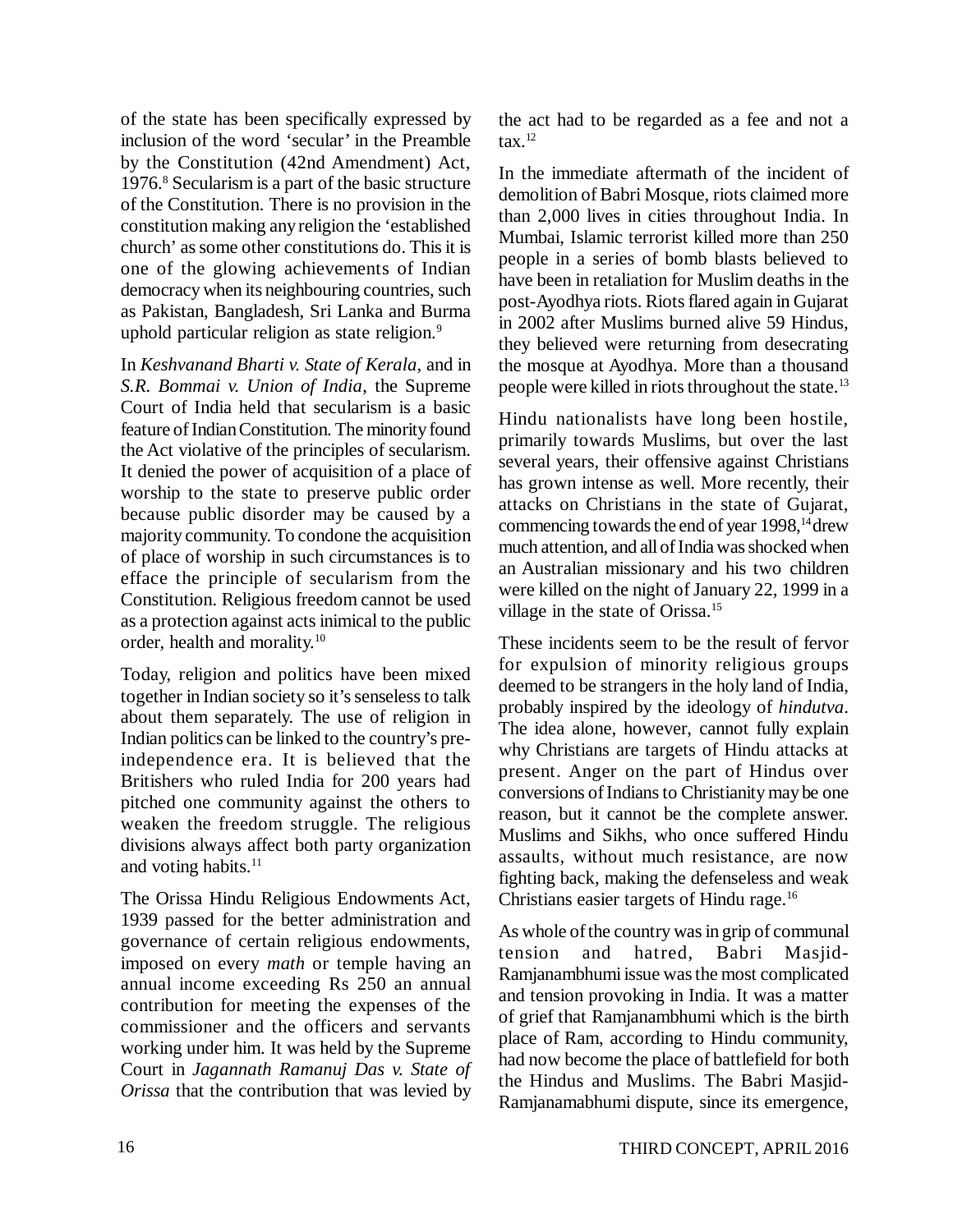of the state has been specifically expressed by inclusion of the word 'secular' in the Preamble by the Constitution (42nd Amendment) Act, 1976.[8] Secularism is a part of the basic structure of the Constitution. There is no provision in the constitution making any religion the 'established church' as some other constitutions do. This it is one of the glowing achievements of Indian democracy when its neighbouring countries, such as Pakistan, Bangladesh, Sri Lanka and Burma uphold particular religion as state religion.[9]

In *Keshvanand Bharti v. State of Kerala*, and in *S.R. Bommai v. Union of India*, the Supreme Court of India held that secularism is a basic feature of Indian Constitution. The minority found the Act violative of the principles of secularism. It denied the power of acquisition of a place of worship to the state to preserve public order because public disorder may be caused by a majority community. To condone the acquisition of place of worship in such circumstances is to efface the principle of secularism from the Constitution. Religious freedom cannot be used as a protection against acts inimical to the public order, health and morality.[10]

Today, religion and politics have been mixed together in Indian society so it's senseless to talk about them separately. The use of religion in Indian politics can be linked to the country's pre-independence era. It is believed that the Britishers who ruled India for 200 years had pitched one community against the others to weaken the freedom struggle. The religious divisions always affect both party organization and voting habits.[11]

The Orissa Hindu Religious Endowments Act, 1939 passed for the better administration and governance of certain religious endowments, imposed on every *math* or temple having an annual income exceeding Rs 250 an annual contribution for meeting the expenses of the commissioner and the officers and servants working under him. It was held by the Supreme Court in *Jagannath Ramanuj Das v. State of Orissa* that the contribution that was levied by the act had to be regarded as a fee and not a tax.[12]

In the immediate aftermath of the incident of demolition of Babri Mosque, riots claimed more than 2,000 lives in cities throughout India. In Mumbai, Islamic terrorist killed more than 250 people in a series of bomb blasts believed to have been in retaliation for Muslim deaths in the post-Ayodhya riots. Riots flared again in Gujarat in 2002 after Muslims burned alive 59 Hindus, they believed were returning from desecrating the mosque at Ayodhya. More than a thousand people were killed in riots throughout the state.[13]

Hindu nationalists have long been hostile, primarily towards Muslims, but over the last several years, their offensive against Christians has grown intense as well. More recently, their attacks on Christians in the state of Gujarat, commencing towards the end of year 1998,[14] drew much attention, and all of India was shocked when an Australian missionary and his two children were killed on the night of January 22, 1999 in a village in the state of Orissa.[15]

These incidents seem to be the result of fervor for expulsion of minority religious groups deemed to be strangers in the holy land of India, probably inspired by the ideology of *hindutva*. The idea alone, however, cannot fully explain why Christians are targets of Hindu attacks at present. Anger on the part of Hindus over conversions of Indians to Christianity may be one reason, but it cannot be the complete answer. Muslims and Sikhs, who once suffered Hindu assaults, without much resistance, are now fighting back, making the defenseless and weak Christians easier targets of Hindu rage.[16]

As whole of the country was in grip of communal tension and hatred, Babri Masjid-Ramjanambhumi issue was the most complicated and tension provoking in India. It was a matter of grief that Ramjanambhumi which is the birth place of Ram, according to Hindu community, had now become the place of battlefield for both the Hindus and Muslims. The Babri Masjid-Ramjanamabhumi dispute, since its emergence,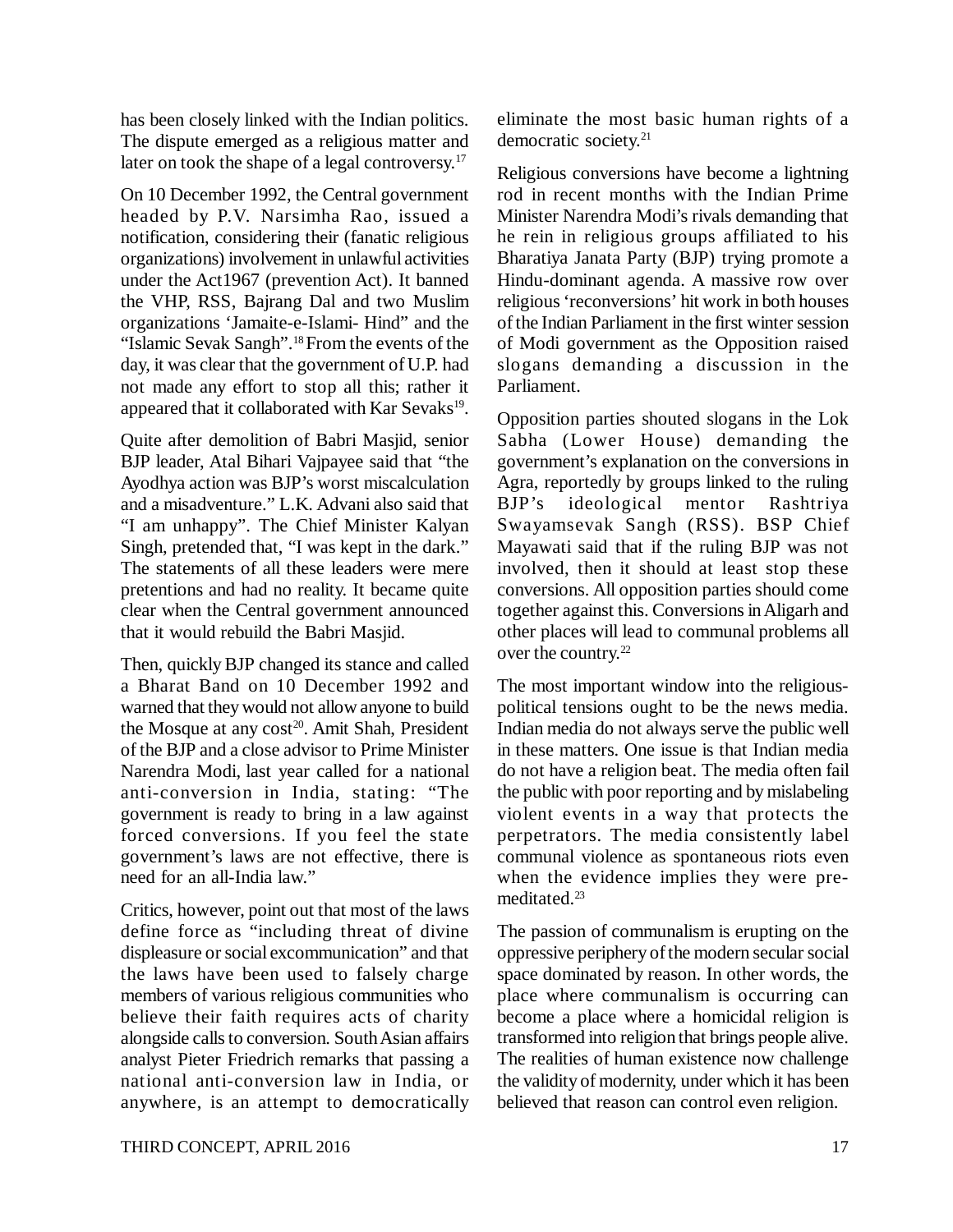has been closely linked with the Indian politics. The dispute emerged as a religious matter and later on took the shape of a legal controversy.[17]

On 10 December 1992, the Central government headed by P.V. Narsimha Rao, issued a notification, considering their (fanatic religious organizations) involvement in unlawful activities under the Act1967 (prevention Act). It banned the VHP, RSS, Bajrang Dal and two Muslim organizations 'Jamaite-e-Islami- Hind" and the "Islamic Sevak Sangh".[18] From the events of the day, it was clear that the government of U.P. had not made any effort to stop all this; rather it appeared that it collaborated with Kar Sevaks[19].

Quite after demolition of Babri Masjid, senior BJP leader, Atal Bihari Vajpayee said that "the Ayodhya action was BJP's worst miscalculation and a misadventure." L.K. Advani also said that "I am unhappy". The Chief Minister Kalyan Singh, pretended that, "I was kept in the dark." The statements of all these leaders were mere pretentions and had no reality. It became quite clear when the Central government announced that it would rebuild the Babri Masjid.

Then, quickly BJP changed its stance and called a Bharat Band on 10 December 1992 and warned that they would not allow anyone to build the Mosque at any cost[20]. Amit Shah, President of the BJP and a close advisor to Prime Minister Narendra Modi, last year called for a national anti-conversion in India, stating: "The government is ready to bring in a law against forced conversions. If you feel the state government's laws are not effective, there is need for an all-India law."

Critics, however, point out that most of the laws define force as "including threat of divine displeasure or social excommunication" and that the laws have been used to falsely charge members of various religious communities who believe their faith requires acts of charity alongside calls to conversion. South Asian affairs analyst Pieter Friedrich remarks that passing a national anti-conversion law in India, or anywhere, is an attempt to democratically eliminate the most basic human rights of a democratic society.[21]

Religious conversions have become a lightning rod in recent months with the Indian Prime Minister Narendra Modi's rivals demanding that he rein in religious groups affiliated to his Bharatiya Janata Party (BJP) trying promote a Hindu-dominant agenda. A massive row over religious 'reconversions' hit work in both houses of the Indian Parliament in the first winter session of Modi government as the Opposition raised slogans demanding a discussion in the Parliament.

Opposition parties shouted slogans in the Lok Sabha (Lower House) demanding the government's explanation on the conversions in Agra, reportedly by groups linked to the ruling BJP's ideological mentor Rashtriya Swayamsevak Sangh (RSS). BSP Chief Mayawati said that if the ruling BJP was not involved, then it should at least stop these conversions. All opposition parties should come together against this. Conversions in Aligarh and other places will lead to communal problems all over the country.[22]

The most important window into the religious-political tensions ought to be the news media. Indian media do not always serve the public well in these matters. One issue is that Indian media do not have a religion beat. The media often fail the public with poor reporting and by mislabeling violent events in a way that protects the perpetrators. The media consistently label communal violence as spontaneous riots even when the evidence implies they were pre-meditated.[23]

The passion of communalism is erupting on the oppressive periphery of the modern secular social space dominated by reason. In other words, the place where communalism is occurring can become a place where a homicidal religion is transformed into religion that brings people alive. The realities of human existence now challenge the validity of modernity, under which it has been believed that reason can control even religion.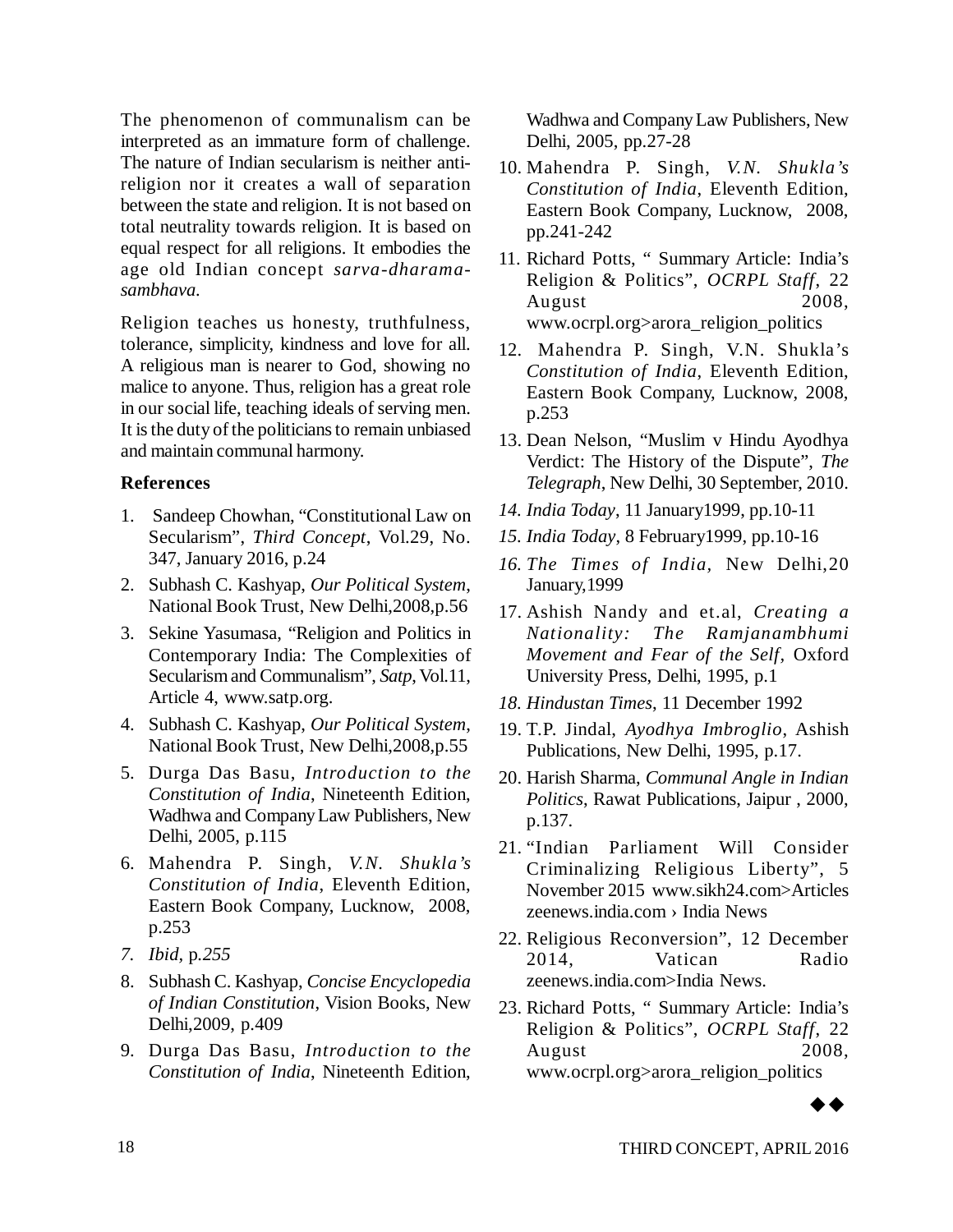The phenomenon of communalism can be interpreted as an immature form of challenge. The nature of Indian secularism is neither anti-religion nor it creates a wall of separation between the state and religion. It is not based on total neutrality towards religion. It is based on equal respect for all religions. It embodies the age old Indian concept *sarva-dharama-sambhava.*

Religion teaches us honesty, truthfulness, tolerance, simplicity, kindness and love for all. A religious man is nearer to God, showing no malice to anyone. Thus, religion has a great role in our social life, teaching ideals of serving men. It is the duty of the politicians to remain unbiased and maintain communal harmony.

**References**

1. Sandeep Chowhan, "Constitutional Law on Secularism", *Third Concept*, Vol.29, No. 347, January 2016, p.24
2. Subhash C. Kashyap, *Our Political System*, National Book Trust, New Delhi,2008,p.56
3. Sekine Yasumasa, "Religion and Politics in Contemporary India: The Complexities of Secularism and Communalism", *Satp*, Vol.11, Article 4, www.satp.org.
4. Subhash C. Kashyap, *Our Political System*, National Book Trust, New Delhi,2008,p.55
5. Durga Das Basu, *Introduction to the Constitution of India*, Nineteenth Edition, Wadhwa and Company Law Publishers, New Delhi, 2005, p.115
6. Mahendra P. Singh, *V.N. Shukla's Constitution of India*, Eleventh Edition, Eastern Book Company, Lucknow, 2008, p.253
7. *Ibid*, p.*255*
8. Subhash C. Kashyap, *Concise Encyclopedia of Indian Constitution*, Vision Books, New Delhi,2009, p.409
9. Durga Das Basu, *Introduction to the Constitution of India*, Nineteenth Edition, Wadhwa and Company Law Publishers, New Delhi, 2005, pp.27-28
10. Mahendra P. Singh, *V.N. Shukla's Constitution of India*, Eleventh Edition, Eastern Book Company, Lucknow, 2008, pp.241-242
11. Richard Potts, " Summary Article: India's Religion & Politics", *OCRPL Staff*, 22 August 2008, www.ocrpl.org>arora_religion_politics
12. Mahendra P. Singh, V.N. Shukla's *Constitution of India*, Eleventh Edition, Eastern Book Company, Lucknow, 2008, p.253
13. Dean Nelson, "Muslim v Hindu Ayodhya Verdict: The History of the Dispute", *The Telegraph*, New Delhi, 30 September, 2010.
14. *India Today*, 11 January1999, pp.10-11
15. *India Today*, 8 February1999, pp.10-16
16. *The Times of India,* New Delhi,20 January,1999
17. Ashish Nandy and et.al, *Creating a Nationality: The Ramjanambhumi Movement and Fear of the Self*, Oxford University Press, Delhi, 1995, p.1
18. *Hindustan Times*, 11 December 1992
19. T.P. Jindal, *Ayodhya Imbroglio*, Ashish Publications, New Delhi, 1995, p.17.
20. Harish Sharma, *Communal Angle in Indian Politics*, Rawat Publications, Jaipur , 2000, p.137.
21. "Indian Parliament Will Consider Criminalizing Religious Liberty", 5 November 2015 www.sikh24.com>Articles zeenews.india.com › India News
22. Religious Reconversion", 12 December 2014, Vatican Radio zeenews.india.com>India News.
23. Richard Potts, " Summary Article: India's Religion & Politics", *OCRPL Staff*, 22 August 2008, www.ocrpl.org>arora_religion_politics

◆◆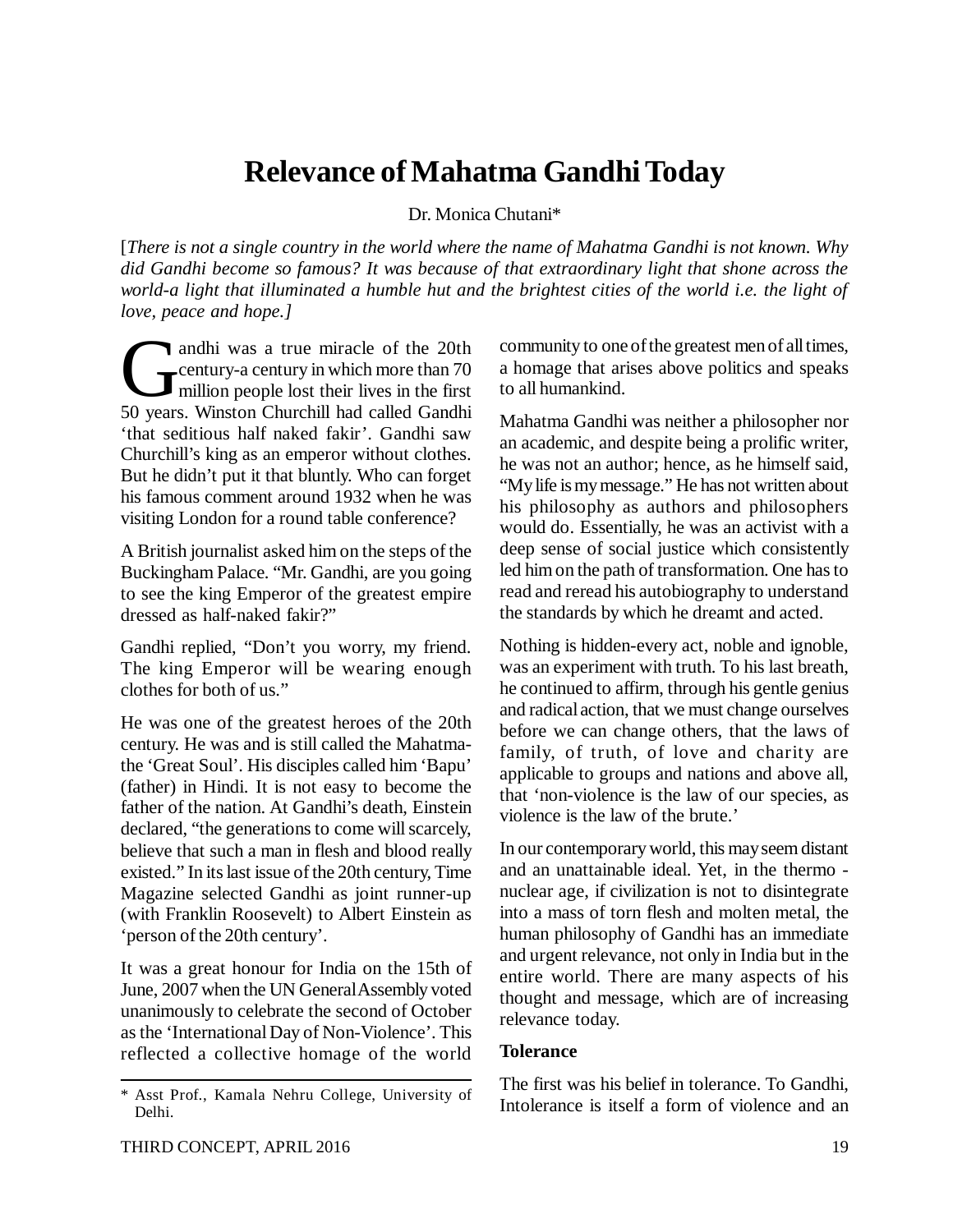# Relevance of Mahatma Gandhi Today

Dr. Monica Chutani*

[*There is not a single country in the world where the name of Mahatma Gandhi is not known. Why did Gandhi become so famous? It was because of that extraordinary light that shone across the world-a light that illuminated a humble hut and the brightest cities of the world i.e. the light of love, peace and hope.]*

Gandhi was a true miracle of the 20th century-a century in which more than 70 million people lost their lives in the first 50 years. Winston Churchill had called Gandhi 'that seditious half naked fakir'. Gandhi saw Churchill's king as an emperor without clothes. But he didn't put it that bluntly. Who can forget his famous comment around 1932 when he was visiting London for a round table conference?

A British journalist asked him on the steps of the Buckingham Palace. "Mr. Gandhi, are you going to see the king Emperor of the greatest empire dressed as half-naked fakir?"

Gandhi replied, "Don't you worry, my friend. The king Emperor will be wearing enough clothes for both of us."

He was one of the greatest heroes of the 20th century. He was and is still called the Mahatma-the 'Great Soul'. His disciples called him 'Bapu' (father) in Hindi. It is not easy to become the father of the nation. At Gandhi's death, Einstein declared, "the generations to come will scarcely, believe that such a man in flesh and blood really existed." In its last issue of the 20th century, Time Magazine selected Gandhi as joint runner-up (with Franklin Roosevelt) to Albert Einstein as 'person of the 20th century'.

It was a great honour for India on the 15th of June, 2007 when the UN General Assembly voted unanimously to celebrate the second of October as the 'International Day of Non-Violence'. This reflected a collective homage of the world community to one of the greatest men of all times, a homage that arises above politics and speaks to all humankind.

Mahatma Gandhi was neither a philosopher nor an academic, and despite being a prolific writer, he was not an author; hence, as he himself said, "My life is my message." He has not written about his philosophy as authors and philosophers would do. Essentially, he was an activist with a deep sense of social justice which consistently led him on the path of transformation. One has to read and reread his autobiography to understand the standards by which he dreamt and acted.

Nothing is hidden-every act, noble and ignoble, was an experiment with truth. To his last breath, he continued to affirm, through his gentle genius and radical action, that we must change ourselves before we can change others, that the laws of family, of truth, of love and charity are applicable to groups and nations and above all, that 'non-violence is the law of our species, as violence is the law of the brute.'

In our contemporary world, this may seem distant and an unattainable ideal. Yet, in the thermo - nuclear age, if civilization is not to disintegrate into a mass of torn flesh and molten metal, the human philosophy of Gandhi has an immediate and urgent relevance, not only in India but in the entire world. There are many aspects of his thought and message, which are of increasing relevance today.

**Tolerance**

The first was his belief in tolerance. To Gandhi, Intolerance is itself a form of violence and an

---

\* Asst Prof., Kamala Nehru College, University of Delhi.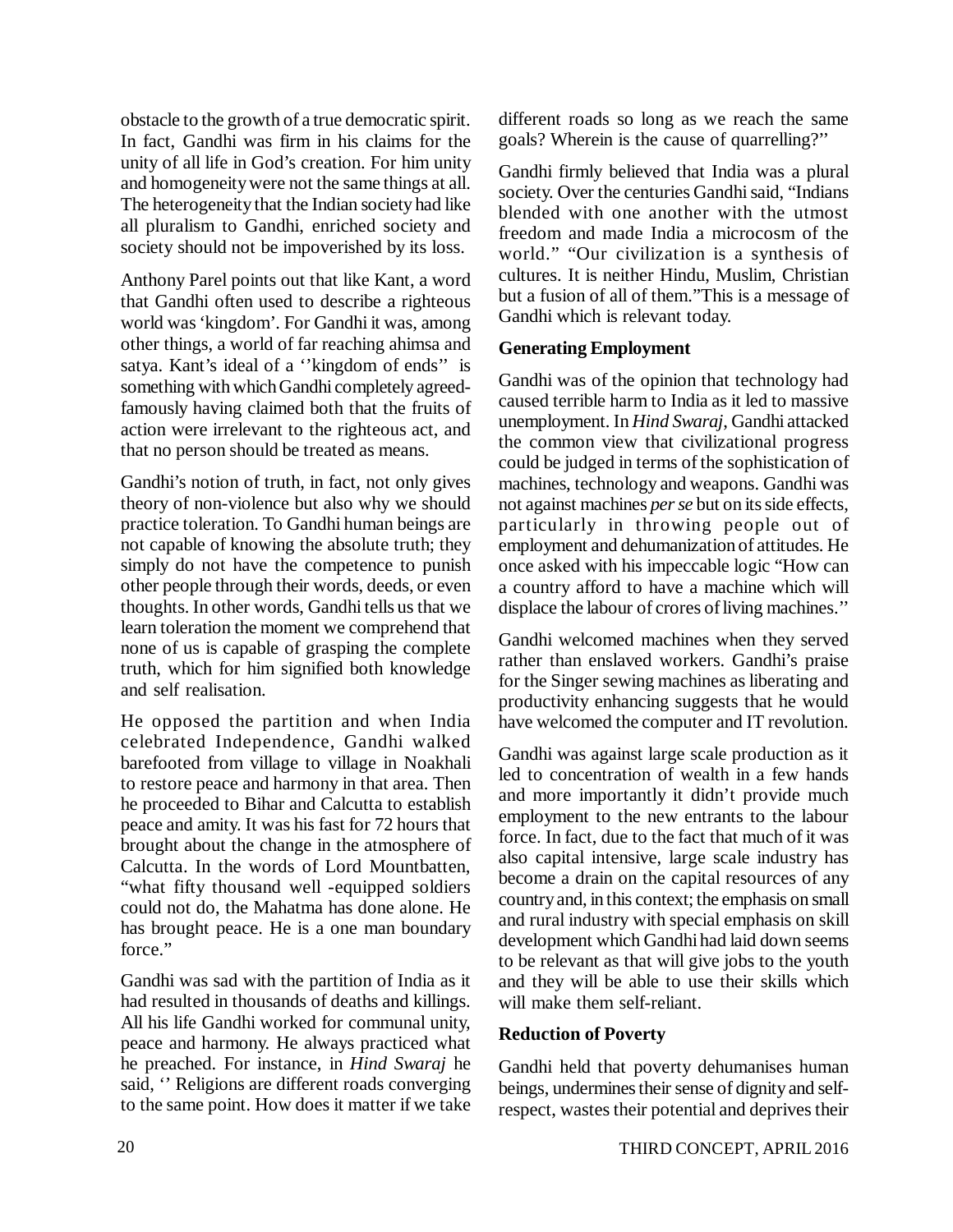obstacle to the growth of a true democratic spirit. In fact, Gandhi was firm in his claims for the unity of all life in God's creation. For him unity and homogeneity were not the same things at all. The heterogeneity that the Indian society had like all pluralism to Gandhi, enriched society and society should not be impoverished by its loss.

Anthony Parel points out that like Kant, a word that Gandhi often used to describe a righteous world was 'kingdom'. For Gandhi it was, among other things, a world of far reaching ahimsa and satya. Kant's ideal of a ''kingdom of ends'' is something with which Gandhi completely agreed-famously having claimed both that the fruits of action were irrelevant to the righteous act, and that no person should be treated as means.

Gandhi's notion of truth, in fact, not only gives theory of non-violence but also why we should practice toleration. To Gandhi human beings are not capable of knowing the absolute truth; they simply do not have the competence to punish other people through their words, deeds, or even thoughts. In other words, Gandhi tells us that we learn toleration the moment we comprehend that none of us is capable of grasping the complete truth, which for him signified both knowledge and self realisation.

He opposed the partition and when India celebrated Independence, Gandhi walked barefooted from village to village in Noakhali to restore peace and harmony in that area. Then he proceeded to Bihar and Calcutta to establish peace and amity. It was his fast for 72 hours that brought about the change in the atmosphere of Calcutta. In the words of Lord Mountbatten, "what fifty thousand well -equipped soldiers could not do, the Mahatma has done alone. He has brought peace. He is a one man boundary force."

Gandhi was sad with the partition of India as it had resulted in thousands of deaths and killings. All his life Gandhi worked for communal unity, peace and harmony. He always practiced what he preached. For instance, in *Hind Swaraj* he said, '' Religions are different roads converging to the same point. How does it matter if we take different roads so long as we reach the same goals? Wherein is the cause of quarrelling?''

Gandhi firmly believed that India was a plural society. Over the centuries Gandhi said, "Indians blended with one another with the utmost freedom and made India a microcosm of the world." "Our civilization is a synthesis of cultures. It is neither Hindu, Muslim, Christian but a fusion of all of them."This is a message of Gandhi which is relevant today.

**Generating Employment**

Gandhi was of the opinion that technology had caused terrible harm to India as it led to massive unemployment. In *Hind Swaraj*, Gandhi attacked the common view that civilizational progress could be judged in terms of the sophistication of machines, technology and weapons. Gandhi was not against machines *per se* but on its side effects, particularly in throwing people out of employment and dehumanization of attitudes. He once asked with his impeccable logic "How can a country afford to have a machine which will displace the labour of crores of living machines.''

Gandhi welcomed machines when they served rather than enslaved workers. Gandhi's praise for the Singer sewing machines as liberating and productivity enhancing suggests that he would have welcomed the computer and IT revolution.

Gandhi was against large scale production as it led to concentration of wealth in a few hands and more importantly it didn't provide much employment to the new entrants to the labour force. In fact, due to the fact that much of it was also capital intensive, large scale industry has become a drain on the capital resources of any country and, in this context; the emphasis on small and rural industry with special emphasis on skill development which Gandhi had laid down seems to be relevant as that will give jobs to the youth and they will be able to use their skills which will make them self-reliant.

**Reduction of Poverty**

Gandhi held that poverty dehumanises human beings, undermines their sense of dignity and self-respect, wastes their potential and deprives their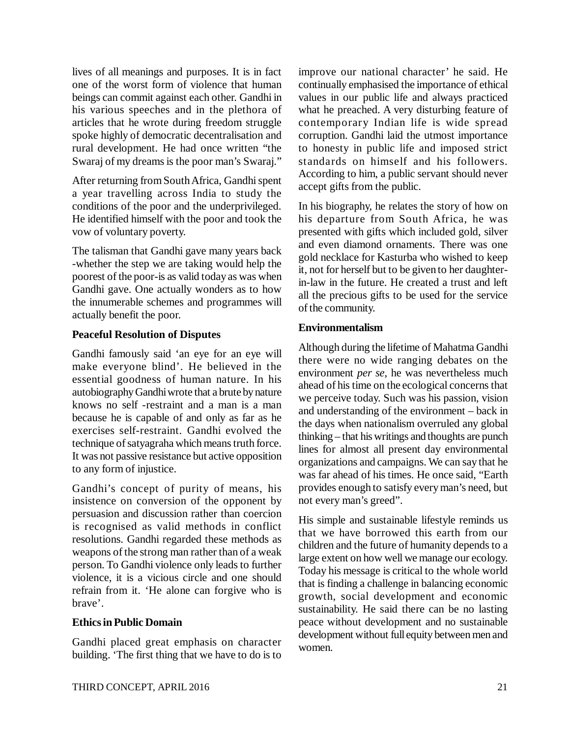lives of all meanings and purposes. It is in fact one of the worst form of violence that human beings can commit against each other. Gandhi in his various speeches and in the plethora of articles that he wrote during freedom struggle spoke highly of democratic decentralisation and rural development. He had once written "the Swaraj of my dreams is the poor man's Swaraj."

After returning from South Africa, Gandhi spent a year travelling across India to study the conditions of the poor and the underprivileged. He identified himself with the poor and took the vow of voluntary poverty.

The talisman that Gandhi gave many years back -whether the step we are taking would help the poorest of the poor-is as valid today as was when Gandhi gave. One actually wonders as to how the innumerable schemes and programmes will actually benefit the poor.

**Peaceful Resolution of Disputes**

Gandhi famously said 'an eye for an eye will make everyone blind'. He believed in the essential goodness of human nature. In his autobiography Gandhi wrote that a brute by nature knows no self -restraint and a man is a man because he is capable of and only as far as he exercises self-restraint. Gandhi evolved the technique of satyagraha which means truth force. It was not passive resistance but active opposition to any form of injustice.

Gandhi's concept of purity of means, his insistence on conversion of the opponent by persuasion and discussion rather than coercion is recognised as valid methods in conflict resolutions. Gandhi regarded these methods as weapons of the strong man rather than of a weak person. To Gandhi violence only leads to further violence, it is a vicious circle and one should refrain from it. 'He alone can forgive who is brave'.

**Ethics in Public Domain**

Gandhi placed great emphasis on character building. 'The first thing that we have to do is to improve our national character' he said. He continually emphasised the importance of ethical values in our public life and always practiced what he preached. A very disturbing feature of contemporary Indian life is wide spread corruption. Gandhi laid the utmost importance to honesty in public life and imposed strict standards on himself and his followers. According to him, a public servant should never accept gifts from the public.

In his biography, he relates the story of how on his departure from South Africa, he was presented with gifts which included gold, silver and even diamond ornaments. There was one gold necklace for Kasturba who wished to keep it, not for herself but to be given to her daughter-in-law in the future. He created a trust and left all the precious gifts to be used for the service of the community.

**Environmentalism**

Although during the lifetime of Mahatma Gandhi there were no wide ranging debates on the environment *per se*, he was nevertheless much ahead of his time on the ecological concerns that we perceive today. Such was his passion, vision and understanding of the environment – back in the days when nationalism overruled any global thinking – that his writings and thoughts are punch lines for almost all present day environmental organizations and campaigns. We can say that he was far ahead of his times. He once said, "Earth provides enough to satisfy every man's need, but not every man's greed".

His simple and sustainable lifestyle reminds us that we have borrowed this earth from our children and the future of humanity depends to a large extent on how well we manage our ecology. Today his message is critical to the whole world that is finding a challenge in balancing economic growth, social development and economic sustainability. He said there can be no lasting peace without development and no sustainable development without full equity between men and women.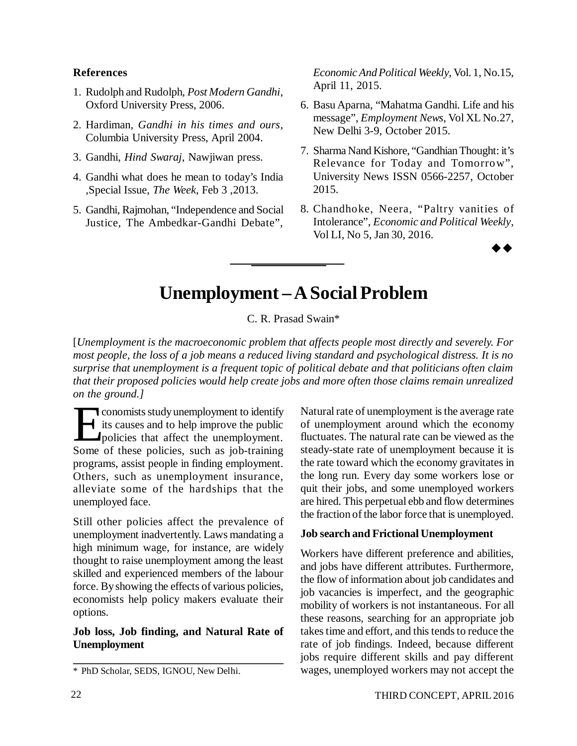**References**

1. Rudolph and Rudolph, *Post Modern Gandhi*, Oxford University Press, 2006.
2. Hardiman, *Gandhi in his times and ours*, Columbia University Press, April 2004.
3. Gandhi, *Hind Swaraj*, Nawjiwan press.
4. Gandhi what does he mean to today's India ,Special Issue, *The Week*, Feb 3 ,2013.
5. Gandhi, Rajmohan, "Independence and Social Justice, The Ambedkar-Gandhi Debate", *Economic And Political Weekly*, Vol. 1, No.15, April 11, 2015.
6. Basu Aparna, "Mahatma Gandhi. Life and his message", *Employment News*, Vol XL No.27, New Delhi 3-9, October 2015.
7. Sharma Nand Kishore, "Gandhian Thought: it's Relevance for Today and Tomorrow", University News ISSN 0566-2257, October 2015.
8. Chandhoke, Neera, "Paltry vanities of Intolerance", *Economic and Political Weekly*, Vol LI, No 5, Jan 30, 2016.

◆◆

# Unemployment – A Social Problem

C. R. Prasad Swain*

[*Unemployment is the macroeconomic problem that affects people most directly and severely. For most people, the loss of a job means a reduced living standard and psychological distress. It is no surprise that unemployment is a frequent topic of political debate and that politicians often claim that their proposed policies would help create jobs and more often those claims remain unrealized on the ground.*]

Economists study unemployment to identify its causes and to help improve the public policies that affect the unemployment. Some of these policies, such as job-training programs, assist people in finding employment. Others, such as unemployment insurance, alleviate some of the hardships that the unemployed face.

Still other policies affect the prevalence of unemployment inadvertently. Laws mandating a high minimum wage, for instance, are widely thought to raise unemployment among the least skilled and experienced members of the labour force. By showing the effects of various policies, economists help policy makers evaluate their options.

**Job loss, Job finding, and Natural Rate of Unemployment**

Natural rate of unemployment is the average rate of unemployment around which the economy fluctuates. The natural rate can be viewed as the steady-state rate of unemployment because it is the rate toward which the economy gravitates in the long run. Every day some workers lose or quit their jobs, and some unemployed workers are hired. This perpetual ebb and flow determines the fraction of the labor force that is unemployed.

**Job search and Frictional Unemployment**

Workers have different preference and abilities, and jobs have different attributes. Furthermore, the flow of information about job candidates and job vacancies is imperfect, and the geographic mobility of workers is not instantaneous. For all these reasons, searching for an appropriate job takes time and effort, and this tends to reduce the rate of job findings. Indeed, because different jobs require different skills and pay different wages, unemployed workers may not accept the

\* PhD Scholar, SEDS, IGNOU, New Delhi.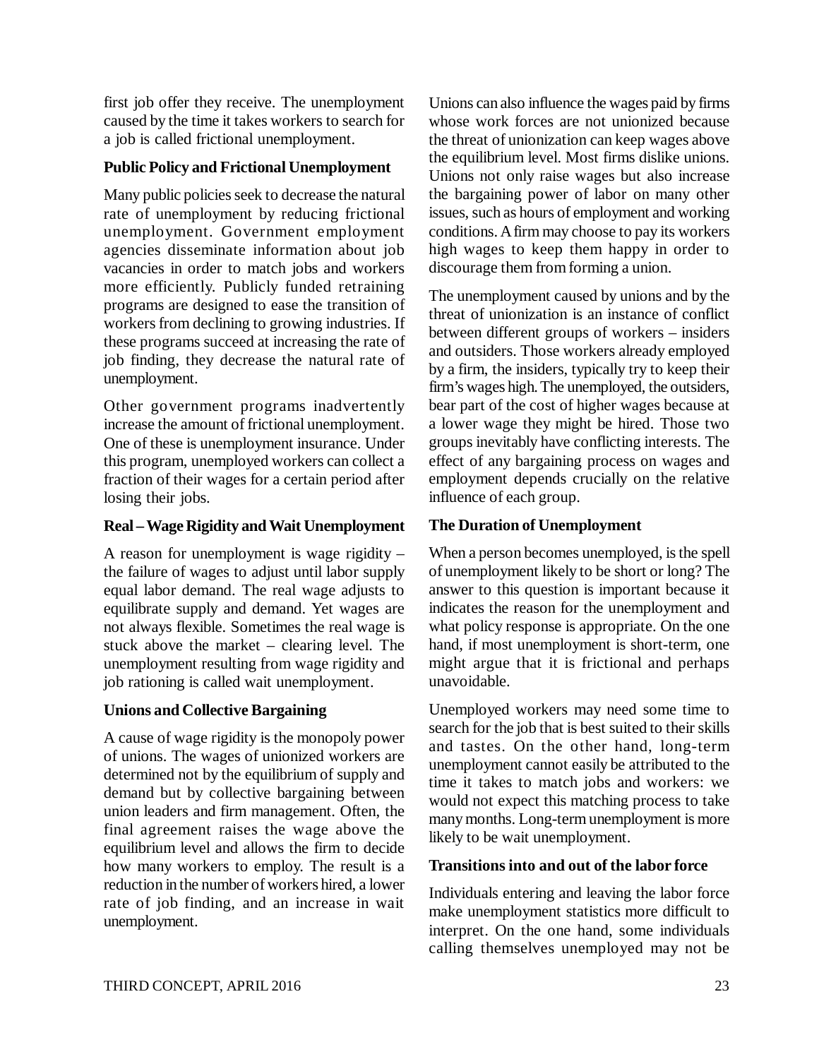first job offer they receive. The unemployment caused by the time it takes workers to search for a job is called frictional unemployment.

**Public Policy and Frictional Unemployment**

Many public policies seek to decrease the natural rate of unemployment by reducing frictional unemployment. Government employment agencies disseminate information about job vacancies in order to match jobs and workers more efficiently. Publicly funded retraining programs are designed to ease the transition of workers from declining to growing industries. If these programs succeed at increasing the rate of job finding, they decrease the natural rate of unemployment.

Other government programs inadvertently increase the amount of frictional unemployment. One of these is unemployment insurance. Under this program, unemployed workers can collect a fraction of their wages for a certain period after losing their jobs.

**Real – Wage Rigidity and Wait Unemployment**

A reason for unemployment is wage rigidity – the failure of wages to adjust until labor supply equal labor demand. The real wage adjusts to equilibrate supply and demand. Yet wages are not always flexible. Sometimes the real wage is stuck above the market – clearing level. The unemployment resulting from wage rigidity and job rationing is called wait unemployment.

**Unions and Collective Bargaining**

A cause of wage rigidity is the monopoly power of unions. The wages of unionized workers are determined not by the equilibrium of supply and demand but by collective bargaining between union leaders and firm management. Often, the final agreement raises the wage above the equilibrium level and allows the firm to decide how many workers to employ. The result is a reduction in the number of workers hired, a lower rate of job finding, and an increase in wait unemployment.

Unions can also influence the wages paid by firms whose work forces are not unionized because the threat of unionization can keep wages above the equilibrium level. Most firms dislike unions. Unions not only raise wages but also increase the bargaining power of labor on many other issues, such as hours of employment and working conditions. A firm may choose to pay its workers high wages to keep them happy in order to discourage them from forming a union.

The unemployment caused by unions and by the threat of unionization is an instance of conflict between different groups of workers – insiders and outsiders. Those workers already employed by a firm, the insiders, typically try to keep their firm's wages high. The unemployed, the outsiders, bear part of the cost of higher wages because at a lower wage they might be hired. Those two groups inevitably have conflicting interests. The effect of any bargaining process on wages and employment depends crucially on the relative influence of each group.

**The Duration of Unemployment**

When a person becomes unemployed, is the spell of unemployment likely to be short or long? The answer to this question is important because it indicates the reason for the unemployment and what policy response is appropriate. On the one hand, if most unemployment is short-term, one might argue that it is frictional and perhaps unavoidable.

Unemployed workers may need some time to search for the job that is best suited to their skills and tastes. On the other hand, long-term unemployment cannot easily be attributed to the time it takes to match jobs and workers: we would not expect this matching process to take many months. Long-term unemployment is more likely to be wait unemployment.

**Transitions into and out of the labor force**

Individuals entering and leaving the labor force make unemployment statistics more difficult to interpret. On the one hand, some individuals calling themselves unemployed may not be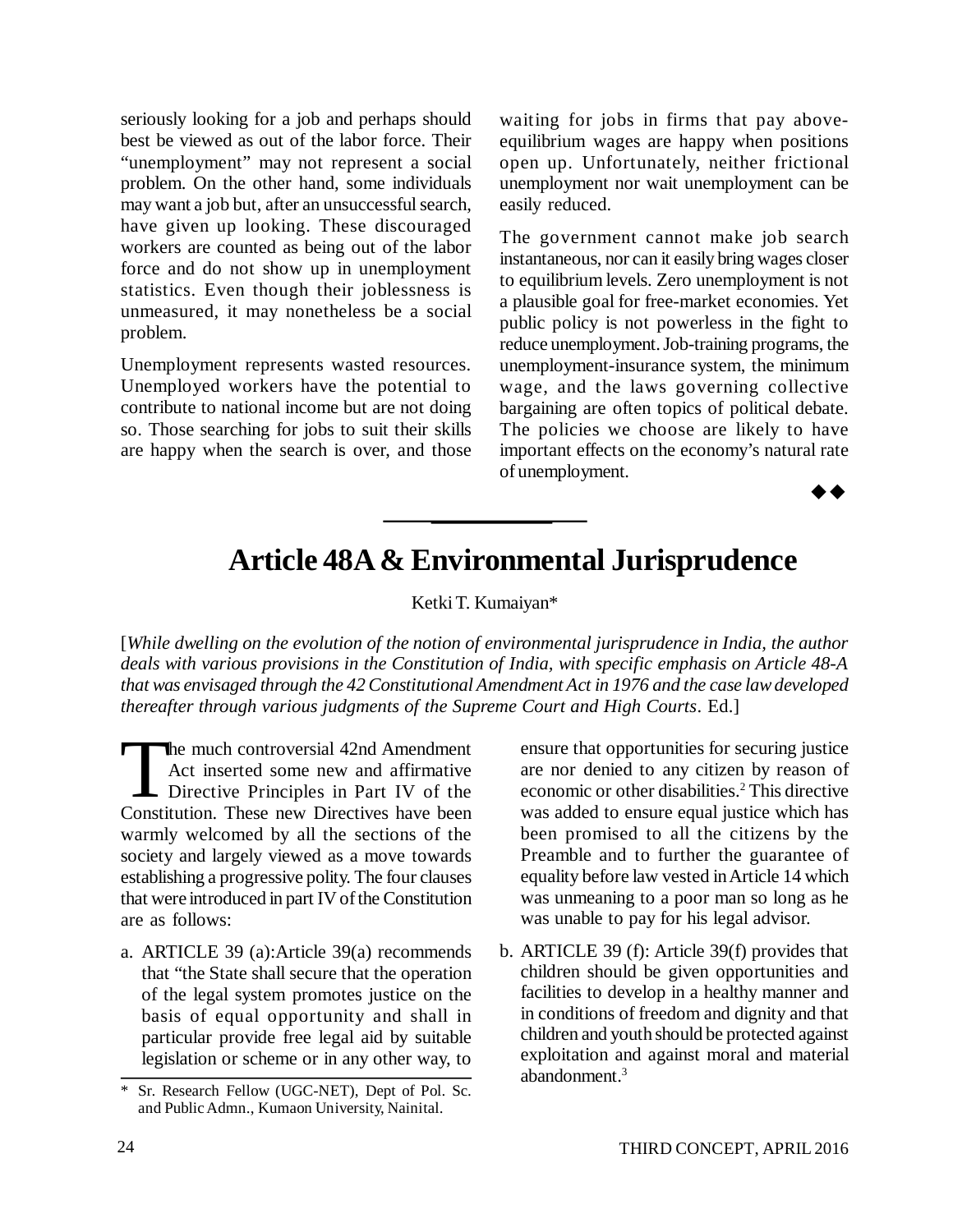seriously looking for a job and perhaps should best be viewed as out of the labor force. Their "unemployment" may not represent a social problem. On the other hand, some individuals may want a job but, after an unsuccessful search, have given up looking. These discouraged workers are counted as being out of the labor force and do not show up in unemployment statistics. Even though their joblessness is unmeasured, it may nonetheless be a social problem.

Unemployment represents wasted resources. Unemployed workers have the potential to contribute to national income but are not doing so. Those searching for jobs to suit their skills are happy when the search is over, and those waiting for jobs in firms that pay above-equilibrium wages are happy when positions open up. Unfortunately, neither frictional unemployment nor wait unemployment can be easily reduced.

The government cannot make job search instantaneous, nor can it easily bring wages closer to equilibrium levels. Zero unemployment is not a plausible goal for free-market economies. Yet public policy is not powerless in the fight to reduce unemployment. Job-training programs, the unemployment-insurance system, the minimum wage, and the laws governing collective bargaining are often topics of political debate. The policies we choose are likely to have important effects on the economy's natural rate of unemployment.

◆◆

# Article 48A & Environmental Jurisprudence

Ketki T. Kumaiyan*

[*While dwelling on the evolution of the notion of environmental jurisprudence in India, the author deals with various provisions in the Constitution of India, with specific emphasis on Article 48-A that was envisaged through the 42 Constitutional Amendment Act in 1976 and the case law developed thereafter through various judgments of the Supreme Court and High Courts*. Ed.]

The much controversial 42nd Amendment Act inserted some new and affirmative Directive Principles in Part IV of the Constitution. These new Directives have been warmly welcomed by all the sections of the society and largely viewed as a move towards establishing a progressive polity. The four clauses that were introduced in part IV of the Constitution are as follows:

a. ARTICLE 39 (a):Article 39(a) recommends that "the State shall secure that the operation of the legal system promotes justice on the basis of equal opportunity and shall in particular provide free legal aid by suitable legislation or scheme or in any other way, to ensure that opportunities for securing justice are nor denied to any citizen by reason of economic or other disabilities.[2] This directive was added to ensure equal justice which has been promised to all the citizens by the Preamble and to further the guarantee of equality before law vested in Article 14 which was unmeaning to a poor man so long as he was unable to pay for his legal advisor.

b. ARTICLE 39 (f): Article 39(f) provides that children should be given opportunities and facilities to develop in a healthy manner and in conditions of freedom and dignity and that children and youth should be protected against exploitation and against moral and material abandonment.[3]

---

\* Sr. Research Fellow (UGC-NET), Dept of Pol. Sc. and Public Admn., Kumaon University, Nainital.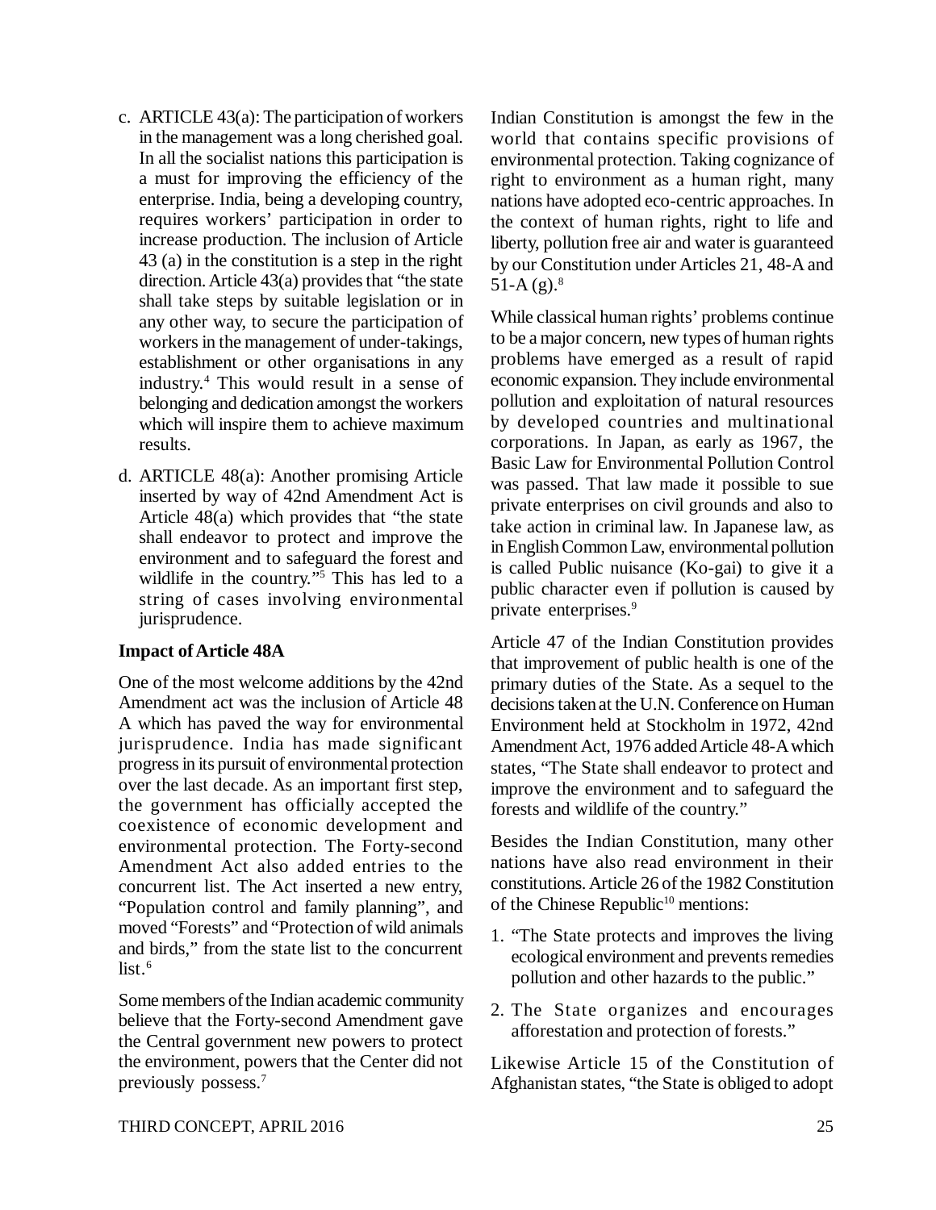c. ARTICLE 43(a): The participation of workers in the management was a long cherished goal. In all the socialist nations this participation is a must for improving the efficiency of the enterprise. India, being a developing country, requires workers' participation in order to increase production. The inclusion of Article 43 (a) in the constitution is a step in the right direction. Article 43(a) provides that "the state shall take steps by suitable legislation or in any other way, to secure the participation of workers in the management of under-takings, establishment or other organisations in any industry.[4] This would result in a sense of belonging and dedication amongst the workers which will inspire them to achieve maximum results.

d. ARTICLE 48(a): Another promising Article inserted by way of 42nd Amendment Act is Article 48(a) which provides that "the state shall endeavor to protect and improve the environment and to safeguard the forest and wildlife in the country."[5] This has led to a string of cases involving environmental jurisprudence.

**Impact of Article 48A**

One of the most welcome additions by the 42nd Amendment act was the inclusion of Article 48 A which has paved the way for environmental jurisprudence. India has made significant progress in its pursuit of environmental protection over the last decade. As an important first step, the government has officially accepted the coexistence of economic development and environmental protection. The Forty-second Amendment Act also added entries to the concurrent list. The Act inserted a new entry, "Population control and family planning", and moved "Forests" and "Protection of wild animals and birds," from the state list to the concurrent list.[6]

Some members of the Indian academic community believe that the Forty-second Amendment gave the Central government new powers to protect the environment, powers that the Center did not previously possess.[7]

Indian Constitution is amongst the few in the world that contains specific provisions of environmental protection. Taking cognizance of right to environment as a human right, many nations have adopted eco-centric approaches. In the context of human rights, right to life and liberty, pollution free air and water is guaranteed by our Constitution under Articles 21, 48-A and 51-A (g).[8]

While classical human rights' problems continue to be a major concern, new types of human rights problems have emerged as a result of rapid economic expansion. They include environmental pollution and exploitation of natural resources by developed countries and multinational corporations. In Japan, as early as 1967, the Basic Law for Environmental Pollution Control was passed. That law made it possible to sue private enterprises on civil grounds and also to take action in criminal law. In Japanese law, as in English Common Law, environmental pollution is called Public nuisance (Ko-gai) to give it a public character even if pollution is caused by private enterprises.[9]

Article 47 of the Indian Constitution provides that improvement of public health is one of the primary duties of the State. As a sequel to the decisions taken at the U.N. Conference on Human Environment held at Stockholm in 1972, 42nd Amendment Act, 1976 added Article 48-A which states, "The State shall endeavor to protect and improve the environment and to safeguard the forests and wildlife of the country."

Besides the Indian Constitution, many other nations have also read environment in their constitutions. Article 26 of the 1982 Constitution of the Chinese Republic[10] mentions:

1. "The State protects and improves the living ecological environment and prevents remedies pollution and other hazards to the public."
2. The State organizes and encourages afforestation and protection of forests."

Likewise Article 15 of the Constitution of Afghanistan states, "the State is obliged to adopt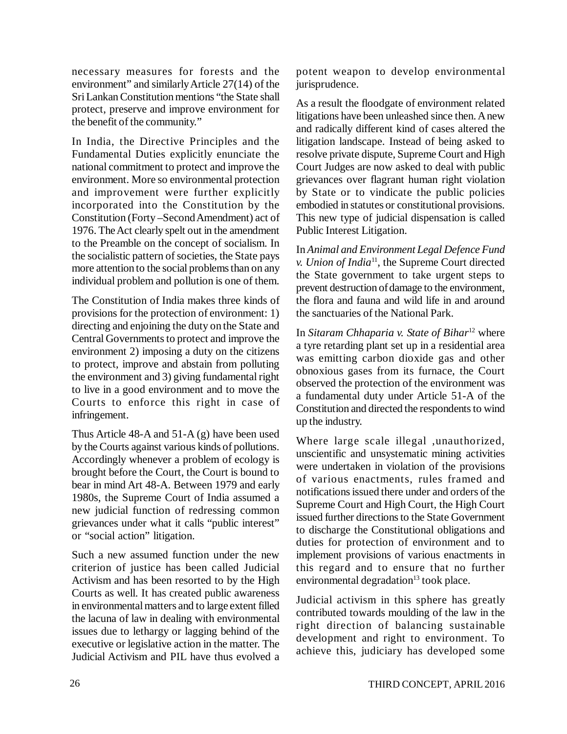necessary measures for forests and the environment" and similarly Article 27(14) of the Sri Lankan Constitution mentions "the State shall protect, preserve and improve environment for the benefit of the community."

In India, the Directive Principles and the Fundamental Duties explicitly enunciate the national commitment to protect and improve the environment. More so environmental protection and improvement were further explicitly incorporated into the Constitution by the Constitution (Forty –Second Amendment) act of 1976. The Act clearly spelt out in the amendment to the Preamble on the concept of socialism. In the socialistic pattern of societies, the State pays more attention to the social problems than on any individual problem and pollution is one of them.

The Constitution of India makes three kinds of provisions for the protection of environment: 1) directing and enjoining the duty on the State and Central Governments to protect and improve the environment 2) imposing a duty on the citizens to protect, improve and abstain from polluting the environment and 3) giving fundamental right to live in a good environment and to move the Courts to enforce this right in case of infringement.

Thus Article 48-A and 51-A (g) have been used by the Courts against various kinds of pollutions. Accordingly whenever a problem of ecology is brought before the Court, the Court is bound to bear in mind Art 48-A. Between 1979 and early 1980s, the Supreme Court of India assumed a new judicial function of redressing common grievances under what it calls "public interest" or "social action" litigation.

Such a new assumed function under the new criterion of justice has been called Judicial Activism and has been resorted to by the High Courts as well. It has created public awareness in environmental matters and to large extent filled the lacuna of law in dealing with environmental issues due to lethargy or lagging behind of the executive or legislative action in the matter. The Judicial Activism and PIL have thus evolved a potent weapon to develop environmental jurisprudence.

As a result the floodgate of environment related litigations have been unleashed since then. A new and radically different kind of cases altered the litigation landscape. Instead of being asked to resolve private dispute, Supreme Court and High Court Judges are now asked to deal with public grievances over flagrant human right violation by State or to vindicate the public policies embodied in statutes or constitutional provisions. This new type of judicial dispensation is called Public Interest Litigation.

In *Animal and Environment Legal Defence Fund v. Union of India*[11], the Supreme Court directed the State government to take urgent steps to prevent destruction of damage to the environment, the flora and fauna and wild life in and around the sanctuaries of the National Park.

In *Sitaram Chhaparia v. State of Bihar*[12] where a tyre retarding plant set up in a residential area was emitting carbon dioxide gas and other obnoxious gases from its furnace, the Court observed the protection of the environment was a fundamental duty under Article 51-A of the Constitution and directed the respondents to wind up the industry.

Where large scale illegal ,unauthorized, unscientific and unsystematic mining activities were undertaken in violation of the provisions of various enactments, rules framed and notifications issued there under and orders of the Supreme Court and High Court, the High Court issued further directions to the State Government to discharge the Constitutional obligations and duties for protection of environment and to implement provisions of various enactments in this regard and to ensure that no further environmental degradation[13] took place.

Judicial activism in this sphere has greatly contributed towards moulding of the law in the right direction of balancing sustainable development and right to environment. To achieve this, judiciary has developed some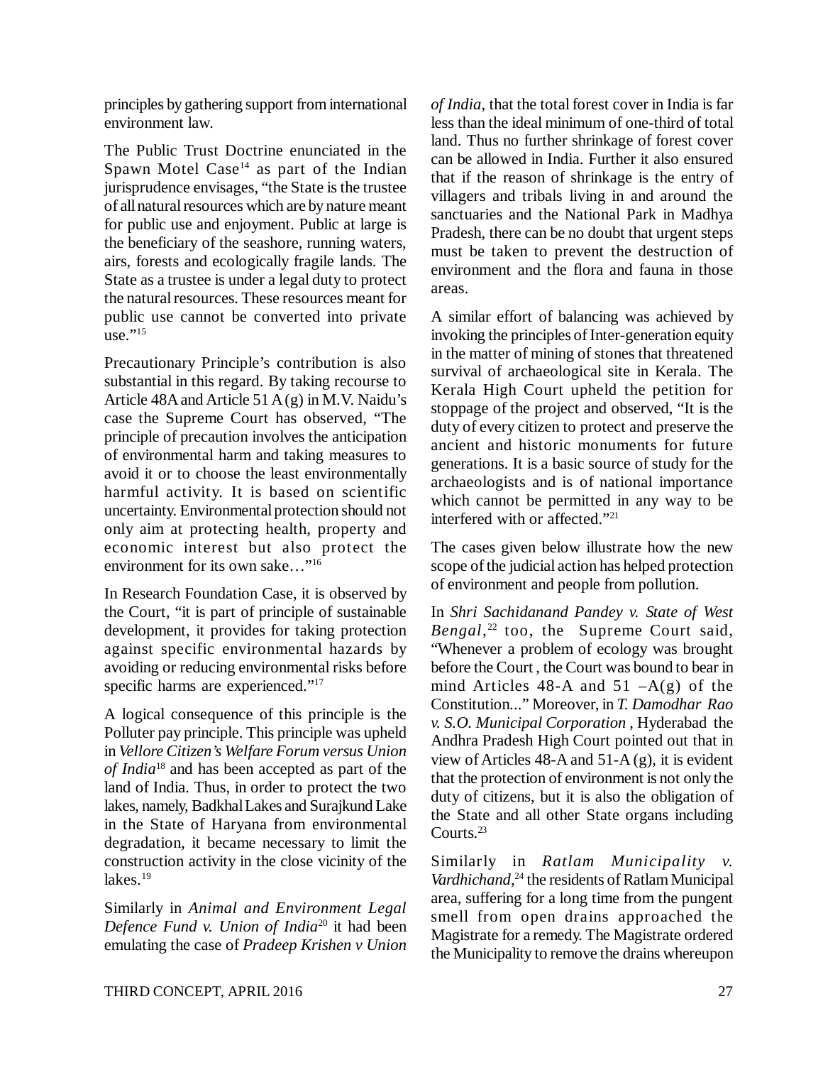principles by gathering support from international environment law.

The Public Trust Doctrine enunciated in the Spawn Motel Case[14] as part of the Indian jurisprudence envisages, "the State is the trustee of all natural resources which are by nature meant for public use and enjoyment. Public at large is the beneficiary of the seashore, running waters, airs, forests and ecologically fragile lands. The State as a trustee is under a legal duty to protect the natural resources. These resources meant for public use cannot be converted into private use."[15]

Precautionary Principle's contribution is also substantial in this regard. By taking recourse to Article 48A and Article 51 A (g) in M.V. Naidu's case the Supreme Court has observed, "The principle of precaution involves the anticipation of environmental harm and taking measures to avoid it or to choose the least environmentally harmful activity. It is based on scientific uncertainty. Environmental protection should not only aim at protecting health, property and economic interest but also protect the environment for its own sake…"[16]

In Research Foundation Case, it is observed by the Court, "it is part of principle of sustainable development, it provides for taking protection against specific environmental hazards by avoiding or reducing environmental risks before specific harms are experienced."[17]

A logical consequence of this principle is the Polluter pay principle. This principle was upheld in *Vellore Citizen's Welfare Forum versus Union of India*[18] and has been accepted as part of the land of India. Thus, in order to protect the two lakes, namely, Badkhal Lakes and Surajkund Lake in the State of Haryana from environmental degradation, it became necessary to limit the construction activity in the close vicinity of the lakes.[19]

Similarly in *Animal and Environment Legal Defence Fund v. Union of India*[20] it had been emulating the case of *Pradeep Krishen v Union of India,* that the total forest cover in India is far less than the ideal minimum of one-third of total land. Thus no further shrinkage of forest cover can be allowed in India. Further it also ensured that if the reason of shrinkage is the entry of villagers and tribals living in and around the sanctuaries and the National Park in Madhya Pradesh, there can be no doubt that urgent steps must be taken to prevent the destruction of environment and the flora and fauna in those areas.

A similar effort of balancing was achieved by invoking the principles of Inter-generation equity in the matter of mining of stones that threatened survival of archaeological site in Kerala. The Kerala High Court upheld the petition for stoppage of the project and observed, "It is the duty of every citizen to protect and preserve the ancient and historic monuments for future generations. It is a basic source of study for the archaeologists and is of national importance which cannot be permitted in any way to be interfered with or affected."[21]

The cases given below illustrate how the new scope of the judicial action has helped protection of environment and people from pollution.

In *Shri Sachidanand Pandey v. State of West Bengal*,[22] too, the Supreme Court said, "Whenever a problem of ecology was brought before the Court , the Court was bound to bear in mind Articles 48-A and 51 –A(g) of the Constitution..." Moreover, in *T. Damodhar Rao v. S.O. Municipal Corporation* , Hyderabad the Andhra Pradesh High Court pointed out that in view of Articles 48-A and 51-A (g), it is evident that the protection of environment is not only the duty of citizens, but it is also the obligation of the State and all other State organs including Courts.[23]

Similarly in *Ratlam Municipality v. Vardhichand*,[24] the residents of Ratlam Municipal area, suffering for a long time from the pungent smell from open drains approached the Magistrate for a remedy. The Magistrate ordered the Municipality to remove the drains whereupon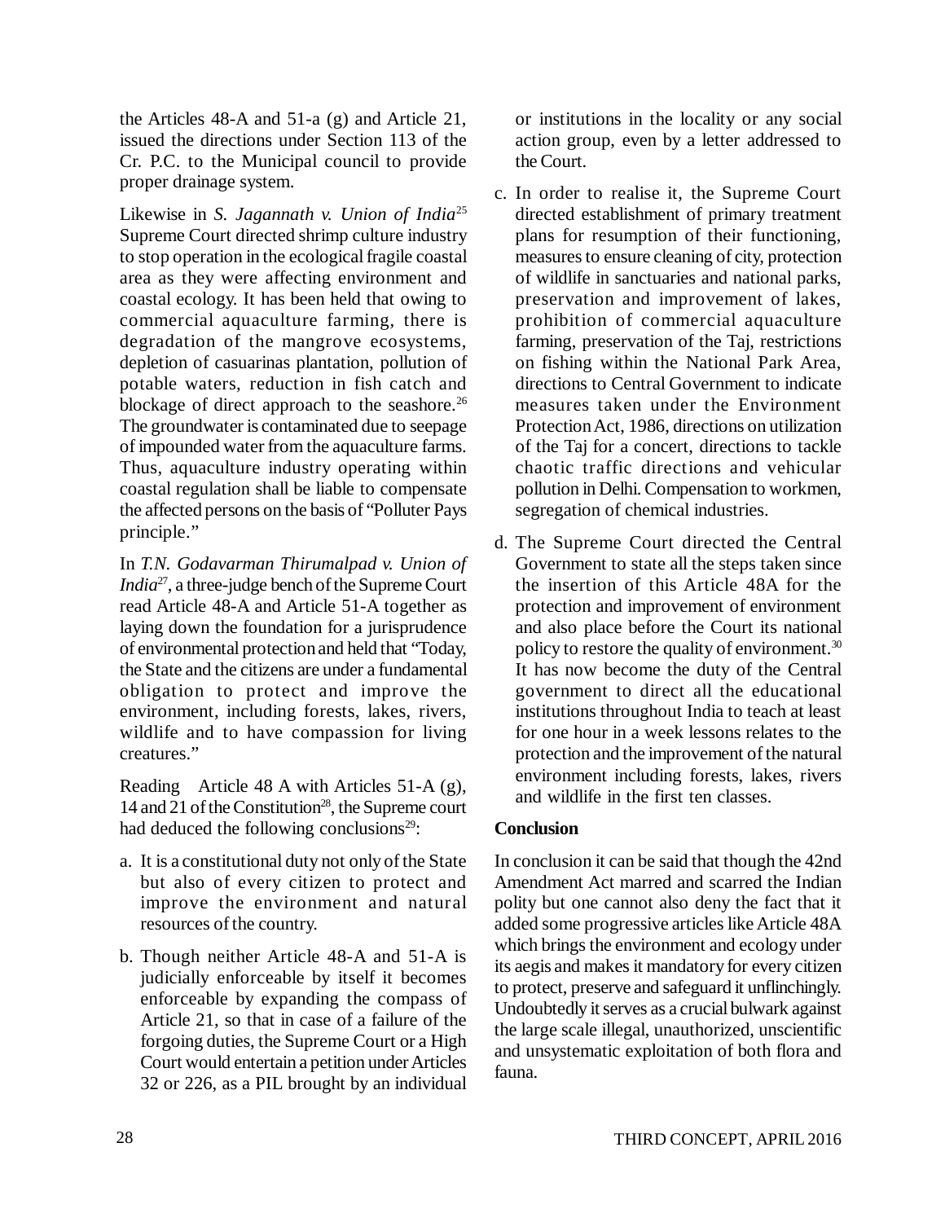the Articles 48-A and 51-a (g) and Article 21, issued the directions under Section 113 of the Cr. P.C. to the Municipal council to provide proper drainage system.

Likewise in *S. Jagannath v. Union of India*[25] Supreme Court directed shrimp culture industry to stop operation in the ecological fragile coastal area as they were affecting environment and coastal ecology. It has been held that owing to commercial aquaculture farming, there is degradation of the mangrove ecosystems, depletion of casuarinas plantation, pollution of potable waters, reduction in fish catch and blockage of direct approach to the seashore.[26] The groundwater is contaminated due to seepage of impounded water from the aquaculture farms. Thus, aquaculture industry operating within coastal regulation shall be liable to compensate the affected persons on the basis of "Polluter Pays principle."

In *T.N. Godavarman Thirumalpad v. Union of India*[27], a three-judge bench of the Supreme Court read Article 48-A and Article 51-A together as laying down the foundation for a jurisprudence of environmental protection and held that "Today, the State and the citizens are under a fundamental obligation to protect and improve the environment, including forests, lakes, rivers, wildlife and to have compassion for living creatures."

Reading Article 48 A with Articles 51-A (g), 14 and 21 of the Constitution[28], the Supreme court had deduced the following conclusions[29]:

a. It is a constitutional duty not only of the State but also of every citizen to protect and improve the environment and natural resources of the country.

b. Though neither Article 48-A and 51-A is judicially enforceable by itself it becomes enforceable by expanding the compass of Article 21, so that in case of a failure of the forgoing duties, the Supreme Court or a High Court would entertain a petition under Articles 32 or 226, as a PIL brought by an individual or institutions in the locality or any social action group, even by a letter addressed to the Court.

c. In order to realise it, the Supreme Court directed establishment of primary treatment plans for resumption of their functioning, measures to ensure cleaning of city, protection of wildlife in sanctuaries and national parks, preservation and improvement of lakes, prohibition of commercial aquaculture farming, preservation of the Taj, restrictions on fishing within the National Park Area, directions to Central Government to indicate measures taken under the Environment Protection Act, 1986, directions on utilization of the Taj for a concert, directions to tackle chaotic traffic directions and vehicular pollution in Delhi. Compensation to workmen, segregation of chemical industries.

d. The Supreme Court directed the Central Government to state all the steps taken since the insertion of this Article 48A for the protection and improvement of environment and also place before the Court its national policy to restore the quality of environment.[30] It has now become the duty of the Central government to direct all the educational institutions throughout India to teach at least for one hour in a week lessons relates to the protection and the improvement of the natural environment including forests, lakes, rivers and wildlife in the first ten classes.

**Conclusion**

In conclusion it can be said that though the 42nd Amendment Act marred and scarred the Indian polity but one cannot also deny the fact that it added some progressive articles like Article 48A which brings the environment and ecology under its aegis and makes it mandatory for every citizen to protect, preserve and safeguard it unflinchingly. Undoubtedly it serves as a crucial bulwark against the large scale illegal, unauthorized, unscientific and unsystematic exploitation of both flora and fauna.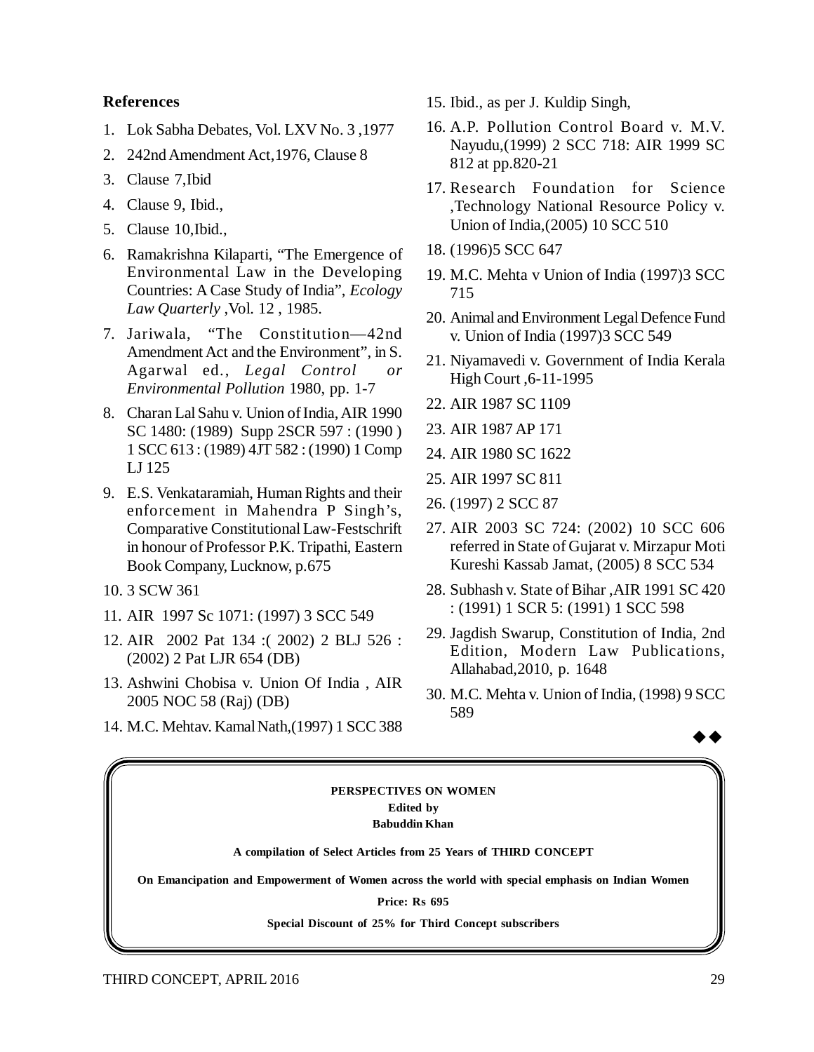## References

1. Lok Sabha Debates, Vol. LXV No. 3 ,1977
2. 242nd Amendment Act,1976, Clause 8
3. Clause 7,Ibid
4. Clause 9, Ibid.,
5. Clause 10,Ibid.,
6. Ramakrishna Kilaparti, "The Emergence of Environmental Law in the Developing Countries: A Case Study of India", *Ecology Law Quarterly* ,Vol. 12 , 1985.
7. Jariwala, "The Constitution—42nd Amendment Act and the Environment", in S. Agarwal ed., *Legal Control or Environmental Pollution* 1980, pp. 1-7
8. Charan Lal Sahu v. Union of India, AIR 1990 SC 1480: (1989) Supp 2SCR 597 : (1990 ) 1 SCC 613 : (1989) 4JT 582 : (1990) 1 Comp LJ 125
9. E.S. Venkataramiah, Human Rights and their enforcement in Mahendra P Singh's, Comparative Constitutional Law-Festschrift in honour of Professor P.K. Tripathi, Eastern Book Company, Lucknow, p.675
10. 3 SCW 361
11. AIR 1997 Sc 1071: (1997) 3 SCC 549
12. AIR 2002 Pat 134 :( 2002) 2 BLJ 526 : (2002) 2 Pat LJR 654 (DB)
13. Ashwini Chobisa v. Union Of India , AIR 2005 NOC 58 (Raj) (DB)
14. M.C. Mehtav. Kamal Nath,(1997) 1 SCC 388
15. Ibid., as per J. Kuldip Singh,
16. A.P. Pollution Control Board v. M.V. Nayudu,(1999) 2 SCC 718: AIR 1999 SC 812 at pp.820-21
17. Research Foundation for Science ,Technology National Resource Policy v. Union of India,(2005) 10 SCC 510
18. (1996)5 SCC 647
19. M.C. Mehta v Union of India (1997)3 SCC 715
20. Animal and Environment Legal Defence Fund v. Union of India (1997)3 SCC 549
21. Niyamavedi v. Government of India Kerala High Court ,6-11-1995
22. AIR 1987 SC 1109
23. AIR 1987 AP 171
24. AIR 1980 SC 1622
25. AIR 1997 SC 811
26. (1997) 2 SCC 87
27. AIR 2003 SC 724: (2002) 10 SCC 606 referred in State of Gujarat v. Mirzapur Moti Kureshi Kassab Jamat, (2005) 8 SCC 534
28. Subhash v. State of Bihar ,AIR 1991 SC 420 : (1991) 1 SCR 5: (1991) 1 SCC 598
29. Jagdish Swarup, Constitution of India, 2nd Edition, Modern Law Publications, Allahabad,2010, p. 1648
30. M.C. Mehta v. Union of India, (1998) 9 SCC 589

◆◆

**PERSPECTIVES ON WOMEN**
**Edited by**
**Babuddin Khan**

**A compilation of Select Articles from 25 Years of THIRD CONCEPT**

**On Emancipation and Empowerment of Women across the world with special emphasis on Indian Women**

**Price: Rs 695**

**Special Discount of 25% for Third Concept subscribers**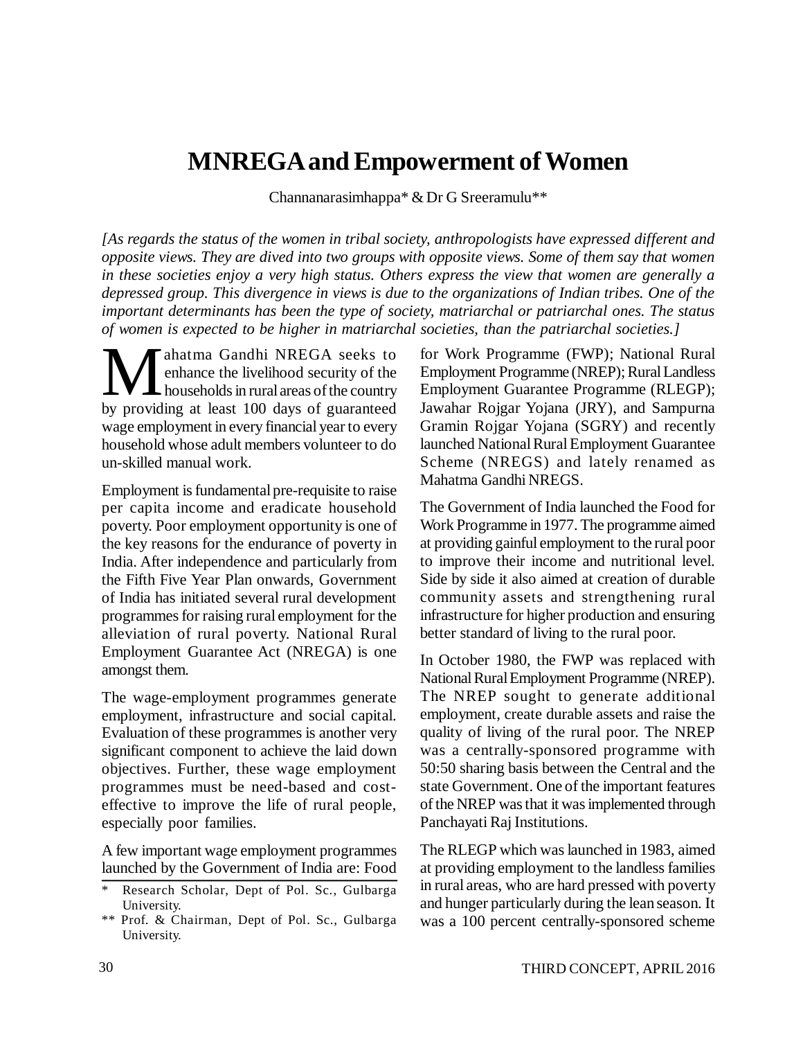# MNREGA and Empowerment of Women

Channanarasimhappa* & Dr G Sreeramulu**

*[As regards the status of the women in tribal society, anthropologists have expressed different and opposite views. They are dived into two groups with opposite views. Some of them say that women in these societies enjoy a very high status. Others express the view that women are generally a depressed group. This divergence in views is due to the organizations of Indian tribes. One of the important determinants has been the type of society, matriarchal or patriarchal ones. The status of women is expected to be higher in matriarchal societies, than the patriarchal societies.]*

Mahatma Gandhi NREGA seeks to enhance the livelihood security of the households in rural areas of the country by providing at least 100 days of guaranteed wage employment in every financial year to every household whose adult members volunteer to do un-skilled manual work.

Employment is fundamental pre-requisite to raise per capita income and eradicate household poverty. Poor employment opportunity is one of the key reasons for the endurance of poverty in India. After independence and particularly from the Fifth Five Year Plan onwards, Government of India has initiated several rural development programmes for raising rural employment for the alleviation of rural poverty. National Rural Employment Guarantee Act (NREGA) is one amongst them.

The wage-employment programmes generate employment, infrastructure and social capital. Evaluation of these programmes is another very significant component to achieve the laid down objectives. Further, these wage employment programmes must be need-based and cost-effective to improve the life of rural people, especially poor families.

A few important wage employment programmes launched by the Government of India are: Food for Work Programme (FWP); National Rural Employment Programme (NREP); Rural Landless Employment Guarantee Programme (RLEGP); Jawahar Rojgar Yojana (JRY), and Sampurna Gramin Rojgar Yojana (SGRY) and recently launched National Rural Employment Guarantee Scheme (NREGS) and lately renamed as Mahatma Gandhi NREGS.

The Government of India launched the Food for Work Programme in 1977. The programme aimed at providing gainful employment to the rural poor to improve their income and nutritional level. Side by side it also aimed at creation of durable community assets and strengthening rural infrastructure for higher production and ensuring better standard of living to the rural poor.

In October 1980, the FWP was replaced with National Rural Employment Programme (NREP). The NREP sought to generate additional employment, create durable assets and raise the quality of living of the rural poor. The NREP was a centrally-sponsored programme with 50:50 sharing basis between the Central and the state Government. One of the important features of the NREP was that it was implemented through Panchayati Raj Institutions.

The RLEGP which was launched in 1983, aimed at providing employment to the landless families in rural areas, who are hard pressed with poverty and hunger particularly during the lean season. It was a 100 percent centrally-sponsored scheme

---

\* Research Scholar, Dept of Pol. Sc., Gulbarga University.

\*\* Prof. & Chairman, Dept of Pol. Sc., Gulbarga University.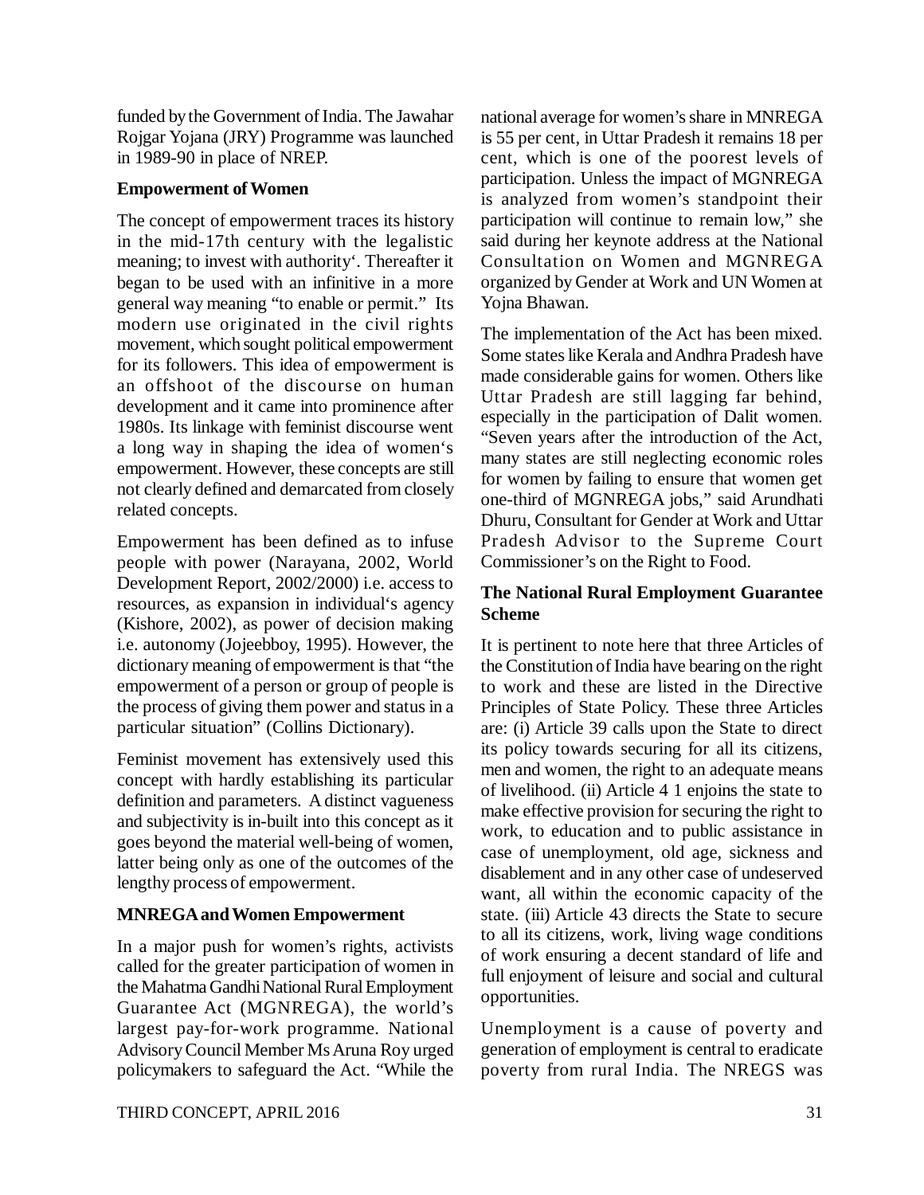funded by the Government of India. The Jawahar Rojgar Yojana (JRY) Programme was launched in 1989-90 in place of NREP.

### Empowerment of Women

The concept of empowerment traces its history in the mid-17th century with the legalistic meaning; to invest with authority'. Thereafter it began to be used with an infinitive in a more general way meaning "to enable or permit." Its modern use originated in the civil rights movement, which sought political empowerment for its followers. This idea of empowerment is an offshoot of the discourse on human development and it came into prominence after 1980s. Its linkage with feminist discourse went a long way in shaping the idea of women's empowerment. However, these concepts are still not clearly defined and demarcated from closely related concepts.

Empowerment has been defined as to infuse people with power (Narayana, 2002, World Development Report, 2002/2000) i.e. access to resources, as expansion in individual's agency (Kishore, 2002), as power of decision making i.e. autonomy (Jojeebboy, 1995). However, the dictionary meaning of empowerment is that "the empowerment of a person or group of people is the process of giving them power and status in a particular situation" (Collins Dictionary).

Feminist movement has extensively used this concept with hardly establishing its particular definition and parameters. A distinct vagueness and subjectivity is in-built into this concept as it goes beyond the material well-being of women, latter being only as one of the outcomes of the lengthy process of empowerment.

### MNREGA and Women Empowerment

In a major push for women's rights, activists called for the greater participation of women in the Mahatma Gandhi National Rural Employment Guarantee Act (MGNREGA), the world's largest pay-for-work programme. National Advisory Council Member Ms Aruna Roy urged policymakers to safeguard the Act. "While the national average for women's share in MNREGA is 55 per cent, in Uttar Pradesh it remains 18 per cent, which is one of the poorest levels of participation. Unless the impact of MGNREGA is analyzed from women's standpoint their participation will continue to remain low," she said during her keynote address at the National Consultation on Women and MGNREGA organized by Gender at Work and UN Women at Yojna Bhawan.

The implementation of the Act has been mixed. Some states like Kerala and Andhra Pradesh have made considerable gains for women. Others like Uttar Pradesh are still lagging far behind, especially in the participation of Dalit women. "Seven years after the introduction of the Act, many states are still neglecting economic roles for women by failing to ensure that women get one-third of MGNREGA jobs," said Arundhati Dhuru, Consultant for Gender at Work and Uttar Pradesh Advisor to the Supreme Court Commissioner's on the Right to Food.

### The National Rural Employment Guarantee Scheme

It is pertinent to note here that three Articles of the Constitution of India have bearing on the right to work and these are listed in the Directive Principles of State Policy. These three Articles are: (i) Article 39 calls upon the State to direct its policy towards securing for all its citizens, men and women, the right to an adequate means of livelihood. (ii) Article 4 1 enjoins the state to make effective provision for securing the right to work, to education and to public assistance in case of unemployment, old age, sickness and disablement and in any other case of undeserved want, all within the economic capacity of the state. (iii) Article 43 directs the State to secure to all its citizens, work, living wage conditions of work ensuring a decent standard of life and full enjoyment of leisure and social and cultural opportunities.

Unemployment is a cause of poverty and generation of employment is central to eradicate poverty from rural India. The NREGS was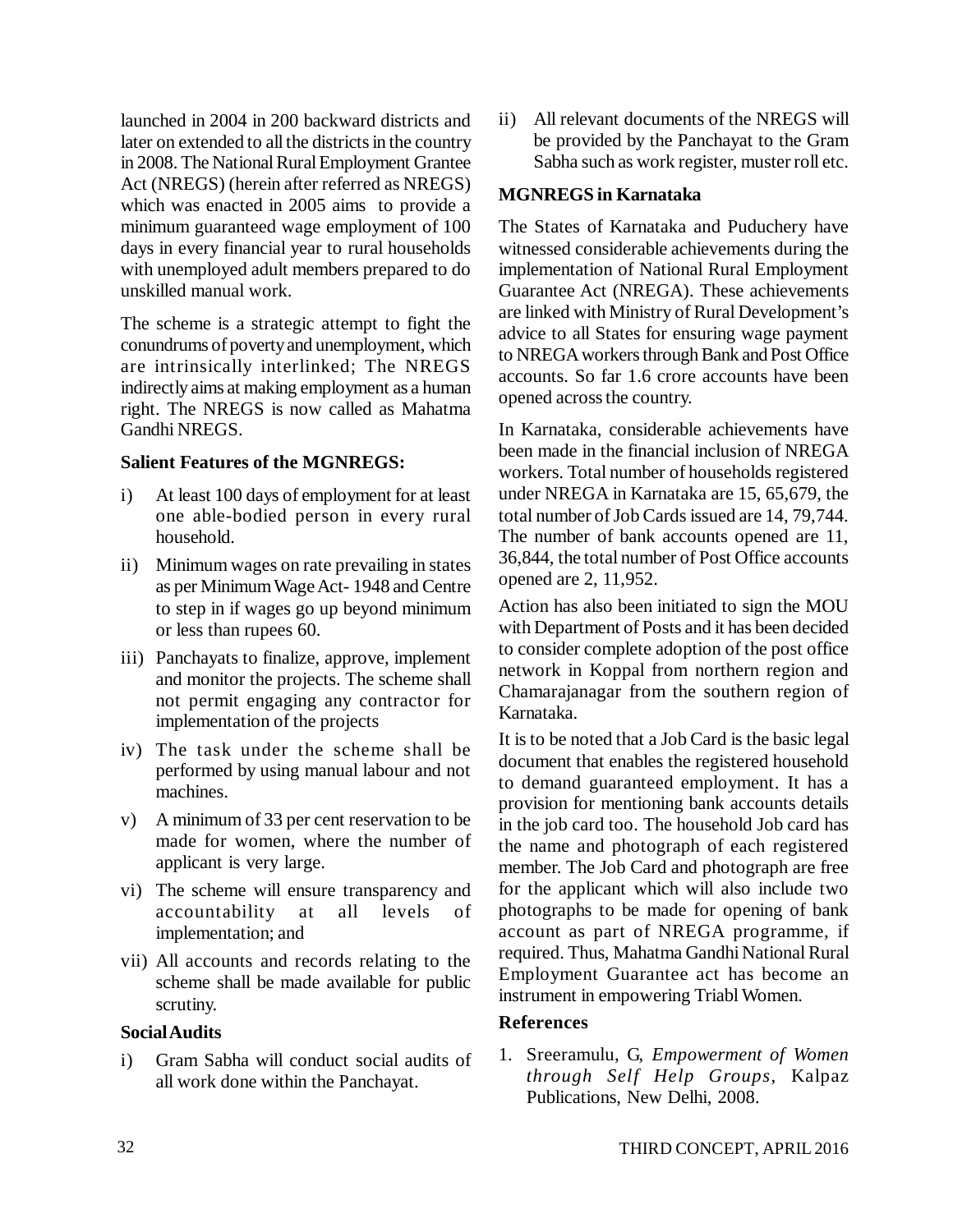launched in 2004 in 200 backward districts and later on extended to all the districts in the country in 2008. The National Rural Employment Grantee Act (NREGS) (herein after referred as NREGS) which was enacted in 2005 aims to provide a minimum guaranteed wage employment of 100 days in every financial year to rural households with unemployed adult members prepared to do unskilled manual work.

The scheme is a strategic attempt to fight the conundrums of poverty and unemployment, which are intrinsically interlinked; The NREGS indirectly aims at making employment as a human right. The NREGS is now called as Mahatma Gandhi NREGS.

**Salient Features of the MGNREGS:**

i) At least 100 days of employment for at least one able-bodied person in every rural household.

ii) Minimum wages on rate prevailing in states as per Minimum Wage Act- 1948 and Centre to step in if wages go up beyond minimum or less than rupees 60.

iii) Panchayats to finalize, approve, implement and monitor the projects. The scheme shall not permit engaging any contractor for implementation of the projects

iv) The task under the scheme shall be performed by using manual labour and not machines.

v) A minimum of 33 per cent reservation to be made for women, where the number of applicant is very large.

vi) The scheme will ensure transparency and accountability at all levels of implementation; and

vii) All accounts and records relating to the scheme shall be made available for public scrutiny.

**Social Audits**

i) Gram Sabha will conduct social audits of all work done within the Panchayat.

ii) All relevant documents of the NREGS will be provided by the Panchayat to the Gram Sabha such as work register, muster roll etc.

**MGNREGS in Karnataka**

The States of Karnataka and Puduchery have witnessed considerable achievements during the implementation of National Rural Employment Guarantee Act (NREGA). These achievements are linked with Ministry of Rural Development's advice to all States for ensuring wage payment to NREGA workers through Bank and Post Office accounts. So far 1.6 crore accounts have been opened across the country.

In Karnataka, considerable achievements have been made in the financial inclusion of NREGA workers. Total number of households registered under NREGA in Karnataka are 15, 65,679, the total number of Job Cards issued are 14, 79,744. The number of bank accounts opened are 11, 36,844, the total number of Post Office accounts opened are 2, 11,952.

Action has also been initiated to sign the MOU with Department of Posts and it has been decided to consider complete adoption of the post office network in Koppal from northern region and Chamarajanagar from the southern region of Karnataka.

It is to be noted that a Job Card is the basic legal document that enables the registered household to demand guaranteed employment. It has a provision for mentioning bank accounts details in the job card too. The household Job card has the name and photograph of each registered member. The Job Card and photograph are free for the applicant which will also include two photographs to be made for opening of bank account as part of NREGA programme, if required. Thus, Mahatma Gandhi National Rural Employment Guarantee act has become an instrument in empowering Triabl Women.

**References**

1. Sreeramulu, G, *Empowerment of Women through Self Help Groups*, Kalpaz Publications, New Delhi, 2008.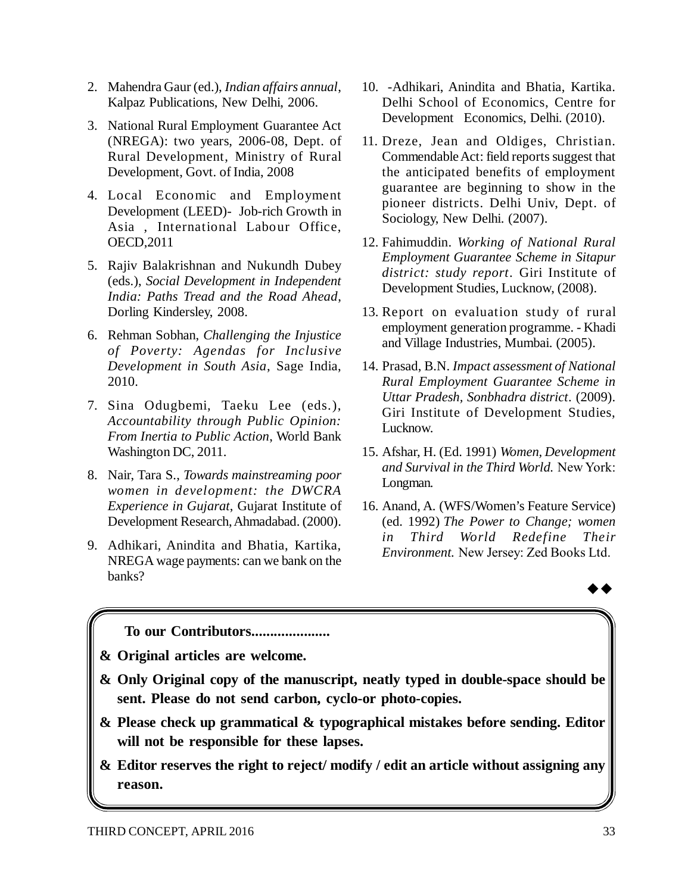2. Mahendra Gaur (ed.), *Indian affairs annual*, Kalpaz Publications, New Delhi, 2006.
3. National Rural Employment Guarantee Act (NREGA): two years, 2006-08, Dept. of Rural Development, Ministry of Rural Development, Govt. of India, 2008
4. Local Economic and Employment Development (LEED)- Job-rich Growth in Asia , International Labour Office, OECD,2011
5. Rajiv Balakrishnan and Nukundh Dubey (eds.), *Social Development in Independent India: Paths Tread and the Road Ahead*, Dorling Kindersley, 2008.
6. Rehman Sobhan, *Challenging the Injustice of Poverty: Agendas for Inclusive Development in South Asia*, Sage India, 2010.
7. Sina Odugbemi, Taeku Lee (eds.), *Accountability through Public Opinion: From Inertia to Public Action*, World Bank Washington DC, 2011.
8. Nair, Tara S., *Towards mainstreaming poor women in development: the DWCRA Experience in Gujarat*, Gujarat Institute of Development Research, Ahmadabad. (2000).
9. Adhikari, Anindita and Bhatia, Kartika, NREGA wage payments: can we bank on the banks?
10. -Adhikari, Anindita and Bhatia, Kartika. Delhi School of Economics, Centre for Development Economics, Delhi. (2010).
11. Dreze, Jean and Oldiges, Christian. Commendable Act: field reports suggest that the anticipated benefits of employment guarantee are beginning to show in the pioneer districts. Delhi Univ, Dept. of Sociology, New Delhi. (2007).
12. Fahimuddin. *Working of National Rural Employment Guarantee Scheme in Sitapur district: study report*. Giri Institute of Development Studies, Lucknow, (2008).
13. Report on evaluation study of rural employment generation programme. - Khadi and Village Industries, Mumbai. (2005).
14. Prasad, B.N. *Impact assessment of National Rural Employment Guarantee Scheme in Uttar Pradesh, Sonbhadra district*. (2009). Giri Institute of Development Studies, Lucknow.
15. Afshar, H. (Ed. 1991) *Women, Development and Survival in the Third World.* New York: Longman.
16. Anand, A. (WFS/Women's Feature Service) (ed. 1992) *The Power to Change; women in Third World Redefine Their Environment.* New Jersey: Zed Books Ltd.

◆◆

**To our Contributors....................**

- **Original articles are welcome.**
- **Only Original copy of the manuscript, neatly typed in double-space should be sent. Please do not send carbon, cyclo-or photo-copies.**
- **Please check up grammatical & typographical mistakes before sending. Editor will not be responsible for these lapses.**
- **Editor reserves the right to reject/ modify / edit an article without assigning any reason.**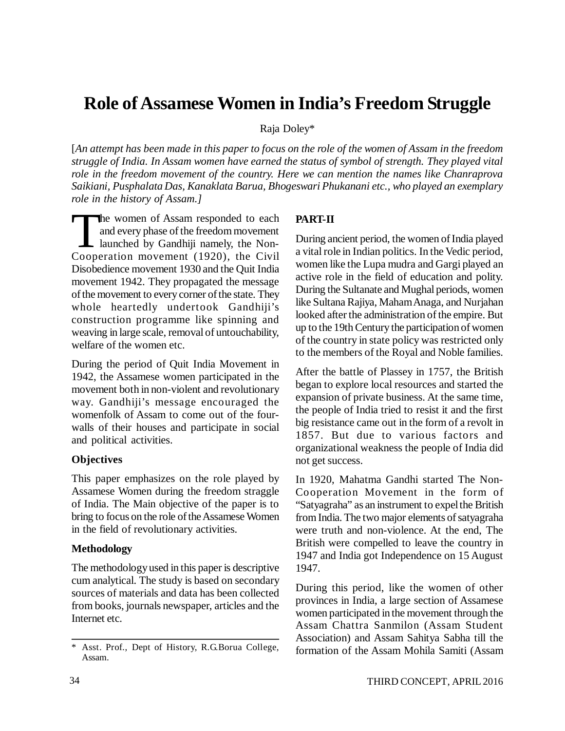# Role of Assamese Women in India's Freedom Struggle

Raja Doley*

[*An attempt has been made in this paper to focus on the role of the women of Assam in the freedom struggle of India. In Assam women have earned the status of symbol of strength. They played vital role in the freedom movement of the country. Here we can mention the names like Chanraprova Saikiani, Pusphalata Das, Kanaklata Barua, Bhogeswari Phukanani etc., who played an exemplary role in the history of Assam.*]

The women of Assam responded to each and every phase of the freedom movement launched by Gandhiji namely, the Non-Cooperation movement (1920), the Civil Disobedience movement 1930 and the Quit India movement 1942. They propagated the message of the movement to every corner of the state. They whole heartedly undertook Gandhiji's construction programme like spinning and weaving in large scale, removal of untouchability, welfare of the women etc.

During the period of Quit India Movement in 1942, the Assamese women participated in the movement both in non-violent and revolutionary way. Gandhiji's message encouraged the womenfolk of Assam to come out of the four-walls of their houses and participate in social and political activities.

### Objectives

This paper emphasizes on the role played by Assamese Women during the freedom straggle of India. The Main objective of the paper is to bring to focus on the role of the Assamese Women in the field of revolutionary activities.

### Methodology

The methodology used in this paper is descriptive cum analytical. The study is based on secondary sources of materials and data has been collected from books, journals newspaper, articles and the Internet etc.

### PART-II

During ancient period, the women of India played a vital role in Indian politics. In the Vedic period, women like the Lupa mudra and Gargi played an active role in the field of education and polity. During the Sultanate and Mughal periods, women like Sultana Rajiya, Maham Anaga, and Nurjahan looked after the administration of the empire. But up to the 19th Century the participation of women of the country in state policy was restricted only to the members of the Royal and Noble families.

After the battle of Plassey in 1757, the British began to explore local resources and started the expansion of private business. At the same time, the people of India tried to resist it and the first big resistance came out in the form of a revolt in 1857. But due to various factors and organizational weakness the people of India did not get success.

In 1920, Mahatma Gandhi started The Non-Cooperation Movement in the form of "Satyagraha" as an instrument to expel the British from India. The two major elements of satyagraha were truth and non-violence. At the end, The British were compelled to leave the country in 1947 and India got Independence on 15 August 1947.

During this period, like the women of other provinces in India, a large section of Assamese women participated in the movement through the Assam Chattra Sanmilon (Assam Student Association) and Assam Sahitya Sabha till the formation of the Assam Mohila Samiti (Assam

---

\* Asst. Prof., Dept of History, R.G.Borua College, Assam.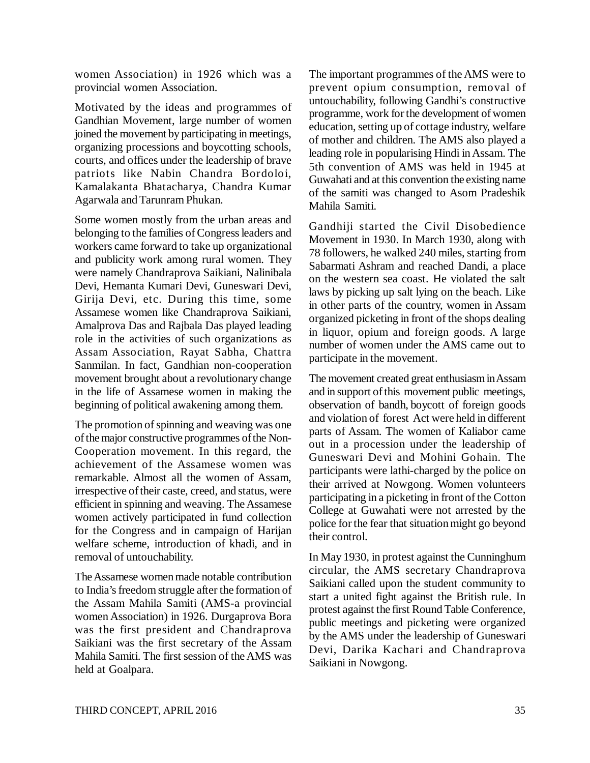women Association) in 1926 which was a provincial women Association.

Motivated by the ideas and programmes of Gandhian Movement, large number of women joined the movement by participating in meetings, organizing processions and boycotting schools, courts, and offices under the leadership of brave patriots like Nabin Chandra Bordoloi, Kamalakanta Bhatacharya, Chandra Kumar Agarwala and Tarunram Phukan.

Some women mostly from the urban areas and belonging to the families of Congress leaders and workers came forward to take up organizational and publicity work among rural women. They were namely Chandraprova Saikiani, Nalinibala Devi, Hemanta Kumari Devi, Guneswari Devi, Girija Devi, etc. During this time, some Assamese women like Chandraprova Saikiani, Amalprova Das and Rajbala Das played leading role in the activities of such organizations as Assam Association, Rayat Sabha, Chattra Sanmilan. In fact, Gandhian non-cooperation movement brought about a revolutionary change in the life of Assamese women in making the beginning of political awakening among them.

The promotion of spinning and weaving was one of the major constructive programmes of the Non-Cooperation movement. In this regard, the achievement of the Assamese women was remarkable. Almost all the women of Assam, irrespective of their caste, creed, and status, were efficient in spinning and weaving. The Assamese women actively participated in fund collection for the Congress and in campaign of Harijan welfare scheme, introduction of khadi, and in removal of untouchability.

The Assamese women made notable contribution to India's freedom struggle after the formation of the Assam Mahila Samiti (AMS-a provincial women Association) in 1926. Durgaprova Bora was the first president and Chandraprova Saikiani was the first secretary of the Assam Mahila Samiti. The first session of the AMS was held at Goalpara.

The important programmes of the AMS were to prevent opium consumption, removal of untouchability, following Gandhi's constructive programme, work for the development of women education, setting up of cottage industry, welfare of mother and children. The AMS also played a leading role in popularising Hindi in Assam. The 5th convention of AMS was held in 1945 at Guwahati and at this convention the existing name of the samiti was changed to Asom Pradeshik Mahila Samiti.

Gandhiji started the Civil Disobedience Movement in 1930. In March 1930, along with 78 followers, he walked 240 miles, starting from Sabarmati Ashram and reached Dandi, a place on the western sea coast. He violated the salt laws by picking up salt lying on the beach. Like in other parts of the country, women in Assam organized picketing in front of the shops dealing in liquor, opium and foreign goods. A large number of women under the AMS came out to participate in the movement.

The movement created great enthusiasm in Assam and in support of this movement public meetings, observation of bandh, boycott of foreign goods and violation of forest Act were held in different parts of Assam. The women of Kaliabor came out in a procession under the leadership of Guneswari Devi and Mohini Gohain. The participants were lathi-charged by the police on their arrived at Nowgong. Women volunteers participating in a picketing in front of the Cotton College at Guwahati were not arrested by the police for the fear that situation might go beyond their control.

In May 1930, in protest against the Cunninghum circular, the AMS secretary Chandraprova Saikiani called upon the student community to start a united fight against the British rule. In protest against the first Round Table Conference, public meetings and picketing were organized by the AMS under the leadership of Guneswari Devi, Darika Kachari and Chandraprova Saikiani in Nowgong.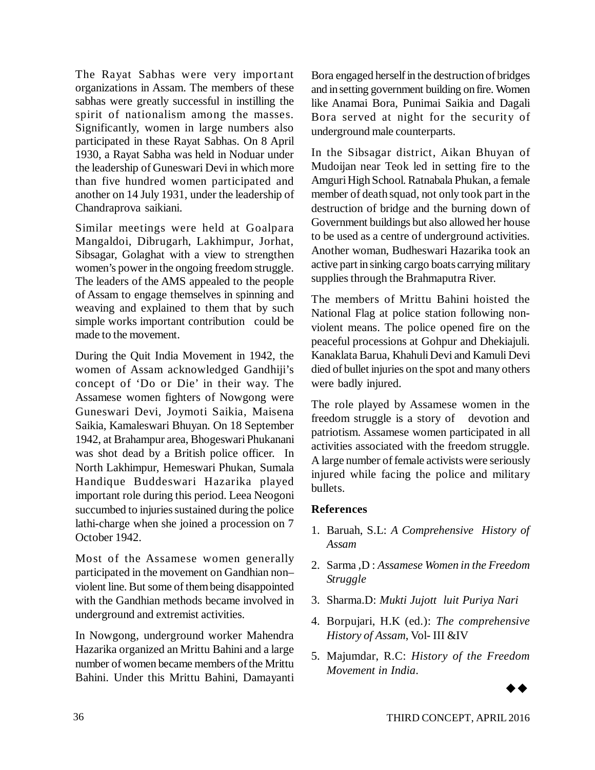The Rayat Sabhas were very important organizations in Assam. The members of these sabhas were greatly successful in instilling the spirit of nationalism among the masses. Significantly, women in large numbers also participated in these Rayat Sabhas. On 8 April 1930, a Rayat Sabha was held in Noduar under the leadership of Guneswari Devi in which more than five hundred women participated and another on 14 July 1931, under the leadership of Chandraprova saikiani.

Similar meetings were held at Goalpara Mangaldoi, Dibrugarh, Lakhimpur, Jorhat, Sibsagar, Golaghat with a view to strengthen women's power in the ongoing freedom struggle. The leaders of the AMS appealed to the people of Assam to engage themselves in spinning and weaving and explained to them that by such simple works important contribution could be made to the movement.

During the Quit India Movement in 1942, the women of Assam acknowledged Gandhiji's concept of 'Do or Die' in their way. The Assamese women fighters of Nowgong were Guneswari Devi, Joymoti Saikia, Maisena Saikia, Kamaleswari Bhuyan. On 18 September 1942, at Brahampur area, Bhogeswari Phukanani was shot dead by a British police officer. In North Lakhimpur, Hemeswari Phukan, Sumala Handique Buddeswari Hazarika played important role during this period. Leea Neogoni succumbed to injuries sustained during the police lathi-charge when she joined a procession on 7 October 1942.

Most of the Assamese women generally participated in the movement on Gandhian non–violent line. But some of them being disappointed with the Gandhian methods became involved in underground and extremist activities.

In Nowgong, underground worker Mahendra Hazarika organized an Mrittu Bahini and a large number of women became members of the Mrittu Bahini. Under this Mrittu Bahini, Damayanti Bora engaged herself in the destruction of bridges and in setting government building on fire. Women like Anamai Bora, Punimai Saikia and Dagali Bora served at night for the security of underground male counterparts.

In the Sibsagar district, Aikan Bhuyan of Mudoijan near Teok led in setting fire to the Amguri High School. Ratnabala Phukan, a female member of death squad, not only took part in the destruction of bridge and the burning down of Government buildings but also allowed her house to be used as a centre of underground activities. Another woman, Budheswari Hazarika took an active part in sinking cargo boats carrying military supplies through the Brahmaputra River.

The members of Mrittu Bahini hoisted the National Flag at police station following non-violent means. The police opened fire on the peaceful processions at Gohpur and Dhekiajuli. Kanaklata Barua, Khahuli Devi and Kamuli Devi died of bullet injuries on the spot and many others were badly injured.

The role played by Assamese women in the freedom struggle is a story of devotion and patriotism. Assamese women participated in all activities associated with the freedom struggle. A large number of female activists were seriously injured while facing the police and military bullets.

### References

1. Baruah, S.L: *A Comprehensive History of Assam*
2. Sarma ,D : *Assamese Women in the Freedom Struggle*
3. Sharma.D: *Mukti Jujott luit Puriya Nari*
4. Borpujari, H.K (ed.): *The comprehensive History of Assam*, Vol- III &IV
5. Majumdar, R.C: *History of the Freedom Movement in India*.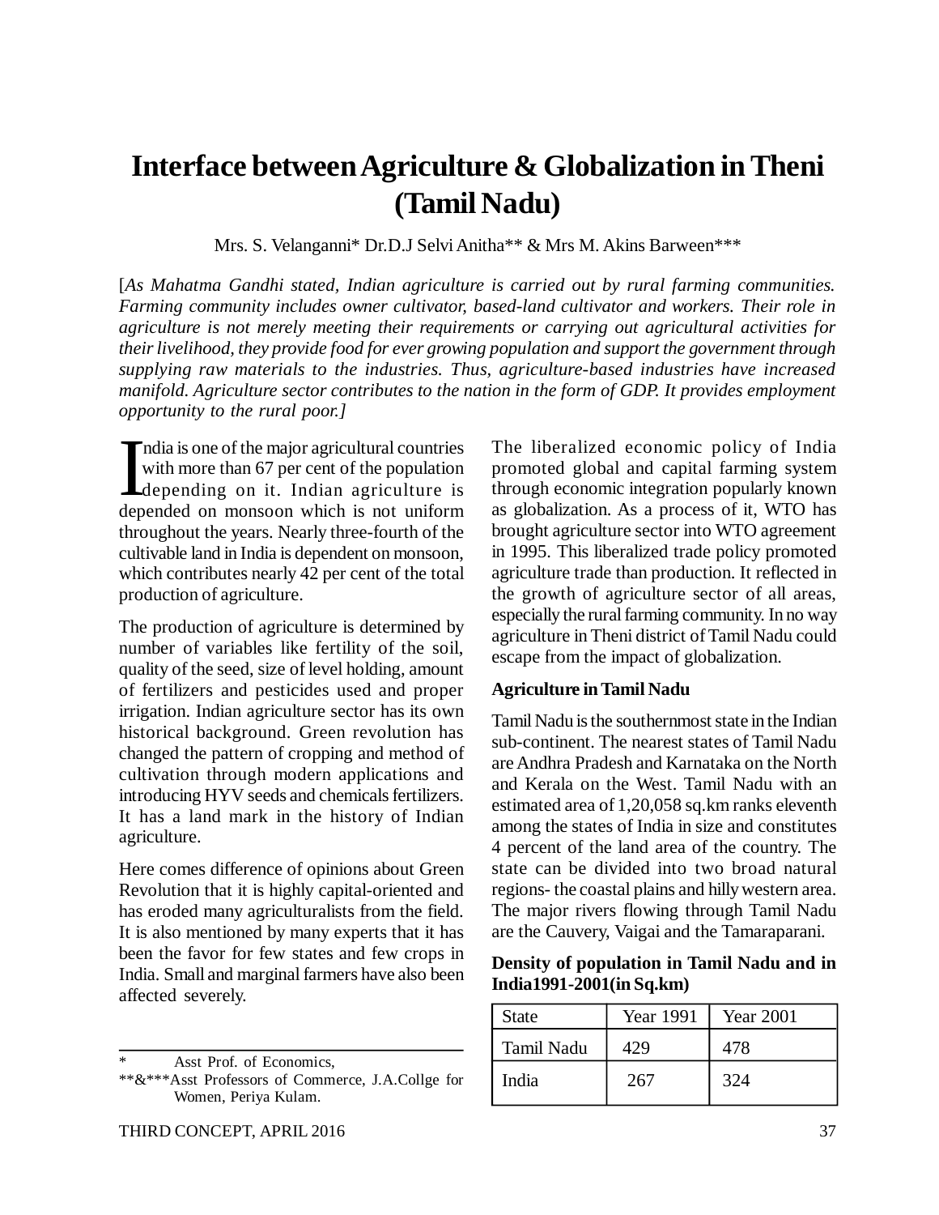# Interface between Agriculture & Globalization in Theni (Tamil Nadu)

Mrs. S. Velanganni* Dr.D.J Selvi Anitha** & Mrs M. Akins Barween***

[*As Mahatma Gandhi stated, Indian agriculture is carried out by rural farming communities. Farming community includes owner cultivator, based-land cultivator and workers. Their role in agriculture is not merely meeting their requirements or carrying out agricultural activities for their livelihood, they provide food for ever growing population and support the government through supplying raw materials to the industries. Thus, agriculture-based industries have increased manifold. Agriculture sector contributes to the nation in the form of GDP. It provides employment opportunity to the rural poor.*]

India is one of the major agricultural countries with more than 67 per cent of the population depending on it. Indian agriculture is depended on monsoon which is not uniform throughout the years. Nearly three-fourth of the cultivable land in India is dependent on monsoon, which contributes nearly 42 per cent of the total production of agriculture.

The production of agriculture is determined by number of variables like fertility of the soil, quality of the seed, size of level holding, amount of fertilizers and pesticides used and proper irrigation. Indian agriculture sector has its own historical background. Green revolution has changed the pattern of cropping and method of cultivation through modern applications and introducing HYV seeds and chemicals fertilizers. It has a land mark in the history of Indian agriculture.

Here comes difference of opinions about Green Revolution that it is highly capital-oriented and has eroded many agriculturalists from the field. It is also mentioned by many experts that it has been the favor for few states and few crops in India. Small and marginal farmers have also been affected severely.

The liberalized economic policy of India promoted global and capital farming system through economic integration popularly known as globalization. As a process of it, WTO has brought agriculture sector into WTO agreement in 1995. This liberalized trade policy promoted agriculture trade than production. It reflected in the growth of agriculture sector of all areas, especially the rural farming community. In no way agriculture in Theni district of Tamil Nadu could escape from the impact of globalization.

**Agriculture in Tamil Nadu**

Tamil Nadu is the southernmost state in the Indian sub-continent. The nearest states of Tamil Nadu are Andhra Pradesh and Karnataka on the North and Kerala on the West. Tamil Nadu with an estimated area of 1,20,058 sq.km ranks eleventh among the states of India in size and constitutes 4 percent of the land area of the country. The state can be divided into two broad natural regions- the coastal plains and hilly western area. The major rivers flowing through Tamil Nadu are the Cauvery, Vaigai and the Tamaraparani.

**Density of population in Tamil Nadu and in India1991-2001(in Sq.km)**

| State | Year 1991 | Year 2001 |
|---|---|---|
| Tamil Nadu | 429 | 478 |
| India | 267 | 324 |

---

\* Asst Prof. of Economics,

**&*** Asst Professors of Commerce, J.A.Collge for Women, Periya Kulam.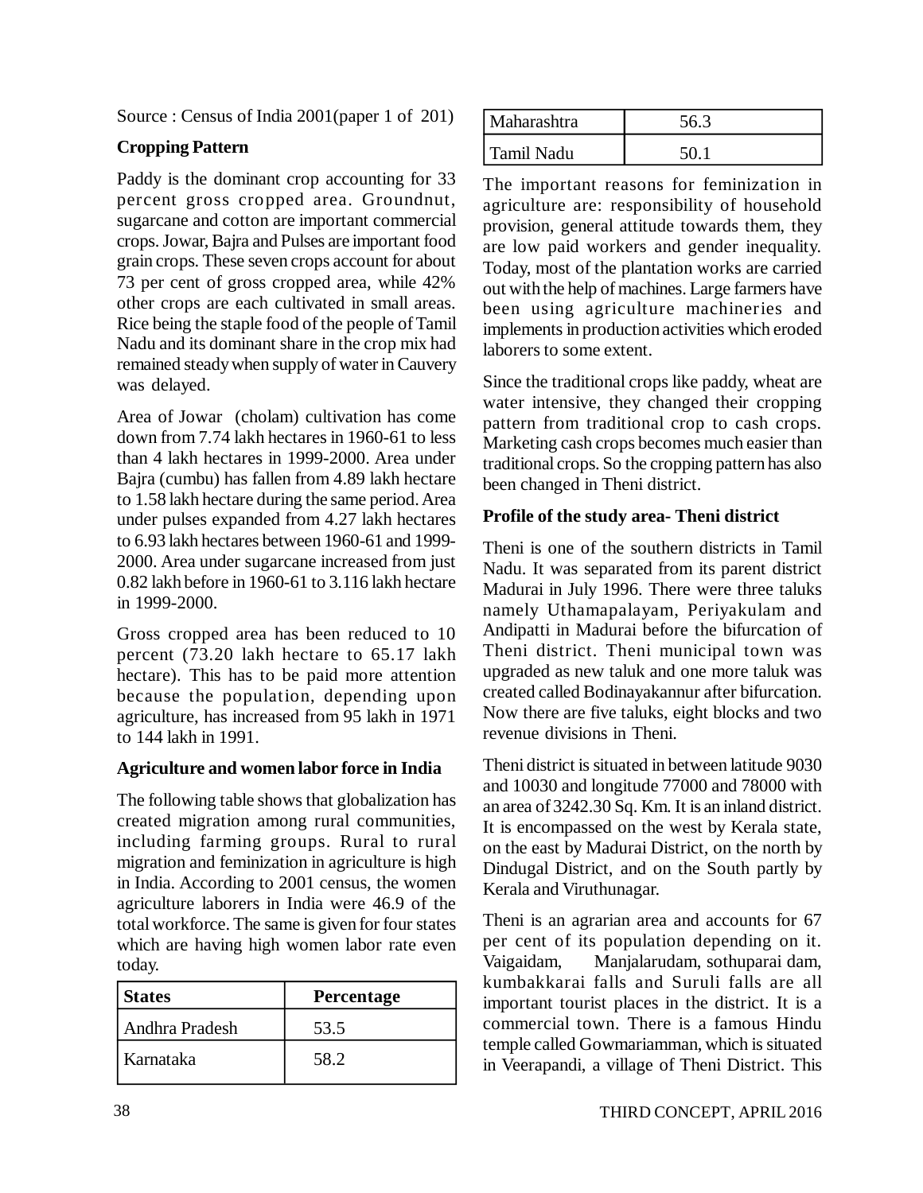Source : Census of India 2001(paper 1 of 201)

**Cropping Pattern**

Paddy is the dominant crop accounting for 33 percent gross cropped area. Groundnut, sugarcane and cotton are important commercial crops. Jowar, Bajra and Pulses are important food grain crops. These seven crops account for about 73 per cent of gross cropped area, while 42% other crops are each cultivated in small areas. Rice being the staple food of the people of Tamil Nadu and its dominant share in the crop mix had remained steady when supply of water in Cauvery was delayed.

Area of Jowar (cholam) cultivation has come down from 7.74 lakh hectares in 1960-61 to less than 4 lakh hectares in 1999-2000. Area under Bajra (cumbu) has fallen from 4.89 lakh hectare to 1.58 lakh hectare during the same period. Area under pulses expanded from 4.27 lakh hectares to 6.93 lakh hectares between 1960-61 and 1999-2000. Area under sugarcane increased from just 0.82 lakh before in 1960-61 to 3.116 lakh hectare in 1999-2000.

Gross cropped area has been reduced to 10 percent (73.20 lakh hectare to 65.17 lakh hectare). This has to be paid more attention because the population, depending upon agriculture, has increased from 95 lakh in 1971 to 144 lakh in 1991.

**Agriculture and women labor force in India**

The following table shows that globalization has created migration among rural communities, including farming groups. Rural to rural migration and feminization in agriculture is high in India. According to 2001 census, the women agriculture laborers in India were 46.9 of the total workforce. The same is given for four states which are having high women labor rate even today.

| States | Percentage |
|---|---|
| Andhra Pradesh | 53.5 |
| Karnataka | 58.2 |
| Maharashtra | 56.3 |
| Tamil Nadu | 50.1 |

The important reasons for feminization in agriculture are: responsibility of household provision, general attitude towards them, they are low paid workers and gender inequality. Today, most of the plantation works are carried out with the help of machines. Large farmers have been using agriculture machineries and implements in production activities which eroded laborers to some extent.

Since the traditional crops like paddy, wheat are water intensive, they changed their cropping pattern from traditional crop to cash crops. Marketing cash crops becomes much easier than traditional crops. So the cropping pattern has also been changed in Theni district.

**Profile of the study area- Theni district**

Theni is one of the southern districts in Tamil Nadu. It was separated from its parent district Madurai in July 1996. There were three taluks namely Uthamapalayam, Periyakulam and Andipatti in Madurai before the bifurcation of Theni district. Theni municipal town was upgraded as new taluk and one more taluk was created called Bodinayakannur after bifurcation. Now there are five taluks, eight blocks and two revenue divisions in Theni.

Theni district is situated in between latitude 9030 and 10030 and longitude 77000 and 78000 with an area of 3242.30 Sq. Km. It is an inland district. It is encompassed on the west by Kerala state, on the east by Madurai District, on the north by Dindugal District, and on the South partly by Kerala and Viruthunagar.

Theni is an agrarian area and accounts for 67 per cent of its population depending on it. Vaigaidam, Manjalarudam, sothuparai dam, kumbakkarai falls and Suruli falls are all important tourist places in the district. It is a commercial town. There is a famous Hindu temple called Gowmariamman, which is situated in Veerapandi, a village of Theni District. This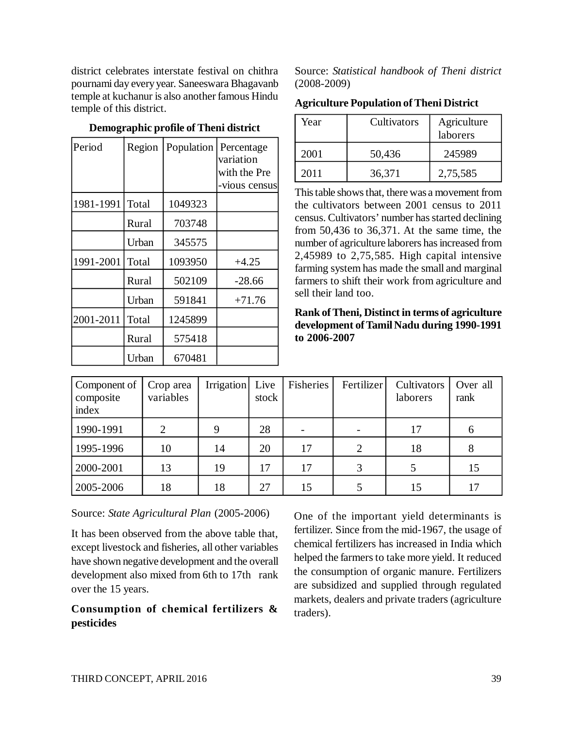district celebrates interstate festival on chithra pournami day every year. Saneeswara Bhagavanb temple at kuchanur is also another famous Hindu temple of this district.

**Demographic profile of Theni district**

| Period | Region | Population | Percentage variation with the Pre -vious census |
|---|---|---|---|
| 1981-1991 | Total | 1049323 | |
| | Rural | 703748 | |
| | Urban | 345575 | |
| 1991-2001 | Total | 1093950 | +4.25 |
| | Rural | 502109 | -28.66 |
| | Urban | 591841 | +71.76 |
| 2001-2011 | Total | 1245899 | |
| | Rural | 575418 | |
| | Urban | 670481 | |

Source: *Statistical handbook of Theni district* (2008-2009)

**Agriculture Population of Theni District**

| Year | Cultivators | Agriculture laborers |
|---|---|---|
| 2001 | 50,436 | 245989 |
| 2011 | 36,371 | 2,75,585 |

This table shows that, there was a movement from the cultivators between 2001 census to 2011 census. Cultivators' number has started declining from 50,436 to 36,371. At the same time, the number of agriculture laborers has increased from 2,45989 to 2,75,585. High capital intensive farming system has made the small and marginal farmers to shift their work from agriculture and sell their land too.

**Rank of Theni, Distinct in terms of agriculture development of Tamil Nadu during 1990-1991 to 2006-2007**

| Component of composite index | Crop area variables | Irrigation | Live stock | Fisheries | Fertilizer | Cultivators laborers | Over all rank |
|---|---|---|---|---|---|---|---|
| 1990-1991 | 2 | 9 | 28 | - | - | 17 | 6 |
| 1995-1996 | 10 | 14 | 20 | 17 | 2 | 18 | 8 |
| 2000-2001 | 13 | 19 | 17 | 17 | 3 | 5 | 15 |
| 2005-2006 | 18 | 18 | 27 | 15 | 5 | 15 | 17 |

Source: *State Agricultural Plan* (2005-2006)

It has been observed from the above table that, except livestock and fisheries, all other variables have shown negative development and the overall development also mixed from 6th to 17th rank over the 15 years.

**Consumption of chemical fertilizers & pesticides**

One of the important yield determinants is fertilizer. Since from the mid-1967, the usage of chemical fertilizers has increased in India which helped the farmers to take more yield. It reduced the consumption of organic manure. Fertilizers are subsidized and supplied through regulated markets, dealers and private traders (agriculture traders).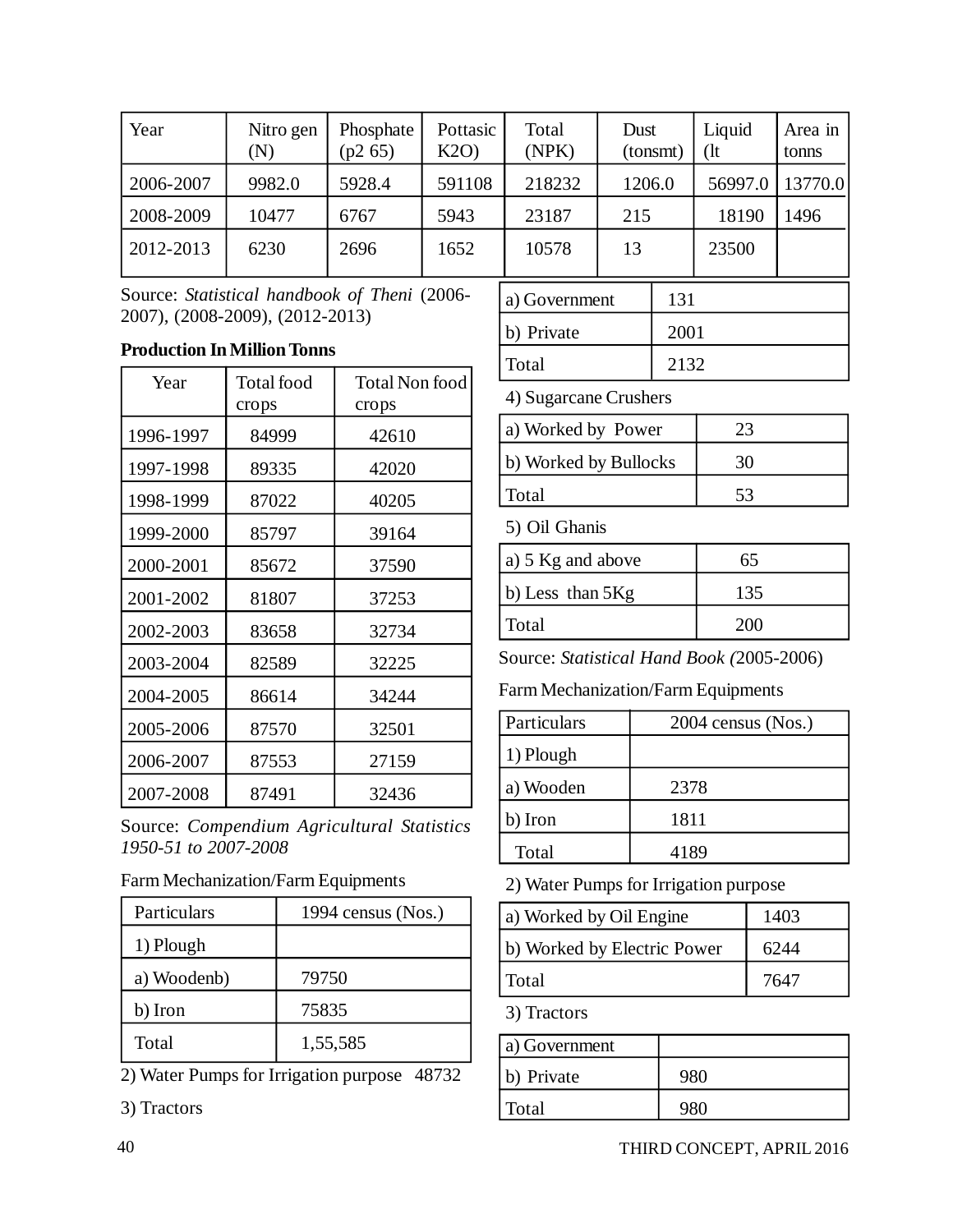| Year | Nitro gen (N) | Phosphate (p2 65) | Pottasic K2O) | Total (NPK) | Dust (tonsmt) | Liquid (lt | Area in tonns |
|---|---|---|---|---|---|---|---|
| 2006-2007 | 9982.0 | 5928.4 | 591108 | 218232 | 1206.0 | 56997.0 | 13770.0 |
| 2008-2009 | 10477 | 6767 | 5943 | 23187 | 215 | 18190 | 1496 |
| 2012-2013 | 6230 | 2696 | 1652 | 10578 | 13 | 23500 | |

Source: *Statistical handbook of Theni* (2006-2007), (2008-2009), (2012-2013)

**Production In Million Tonns**

| Year | Total food crops | Total Non food crops |
|---|---|---|
| 1996-1997 | 84999 | 42610 |
| 1997-1998 | 89335 | 42020 |
| 1998-1999 | 87022 | 40205 |
| 1999-2000 | 85797 | 39164 |
| 2000-2001 | 85672 | 37590 |
| 2001-2002 | 81807 | 37253 |
| 2002-2003 | 83658 | 32734 |
| 2003-2004 | 82589 | 32225 |
| 2004-2005 | 86614 | 34244 |
| 2005-2006 | 87570 | 32501 |
| 2006-2007 | 87553 | 27159 |
| 2007-2008 | 87491 | 32436 |

Source: *Compendium Agricultural Statistics 1950-51 to 2007-2008*

Farm Mechanization/Farm Equipments

| Particulars | 1994 census (Nos.) |
|---|---|
| 1) Plough | |
| a) Woodenb) | 79750 |
| b) Iron | 75835 |
| Total | 1,55,585 |

2) Water Pumps for Irrigation purpose 48732

3) Tractors

| | |
|---|---|
| a) Government | 131 |
| b) Private | 2001 |
| Total | 2132 |

4) Sugarcane Crushers

| | |
|---|---|
| a) Worked by Power | 23 |
| b) Worked by Bullocks | 30 |
| Total | 53 |

5) Oil Ghanis

| | |
|---|---|
| a) 5 Kg and above | 65 |
| b) Less than 5Kg | 135 |
| Total | 200 |

Source: *Statistical Hand Book (*2005-2006)

Farm Mechanization/Farm Equipments

| Particulars | 2004 census (Nos.) |
|---|---|
| 1) Plough | |
| a) Wooden | 2378 |
| b) Iron | 1811 |
| Total | 4189 |

2) Water Pumps for Irrigation purpose

| | |
|---|---|
| a) Worked by Oil Engine | 1403 |
| b) Worked by Electric Power | 6244 |
| Total | 7647 |

3) Tractors

| | |
|---|---|
| a) Government | |
| b) Private | 980 |
| Total | 980 |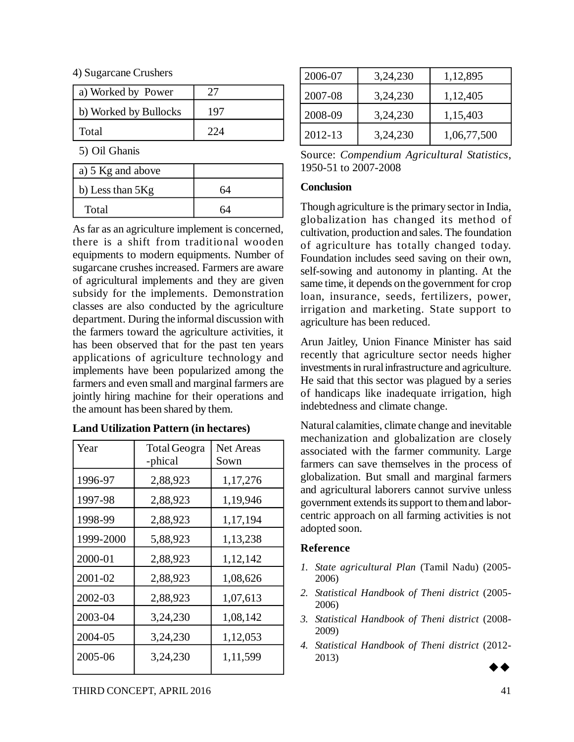4) Sugarcane Crushers

| a) Worked by Power | 27 |
|---|---|
| b) Worked by Bullocks | 197 |
| Total | 224 |

5) Oil Ghanis

| a) 5 Kg and above | |
|---|---|
| b) Less than 5Kg | 64 |
| Total | 64 |

As far as an agriculture implement is concerned, there is a shift from traditional wooden equipments to modern equipments. Number of sugarcane crushes increased. Farmers are aware of agricultural implements and they are given subsidy for the implements. Demonstration classes are also conducted by the agriculture department. During the informal discussion with the farmers toward the agriculture activities, it has been observed that for the past ten years applications of agriculture technology and implements have been popularized among the farmers and even small and marginal farmers are jointly hiring machine for their operations and the amount has been shared by them.

**Land Utilization Pattern (in hectares)**

| Year | Total Geogra -phical | Net Areas Sown |
|---|---|---|
| 1996-97 | 2,88,923 | 1,17,276 |
| 1997-98 | 2,88,923 | 1,19,946 |
| 1998-99 | 2,88,923 | 1,17,194 |
| 1999-2000 | 5,88,923 | 1,13,238 |
| 2000-01 | 2,88,923 | 1,12,142 |
| 2001-02 | 2,88,923 | 1,08,626 |
| 2002-03 | 2,88,923 | 1,07,613 |
| 2003-04 | 3,24,230 | 1,08,142 |
| 2004-05 | 3,24,230 | 1,12,053 |
| 2005-06 | 3,24,230 | 1,11,599 |
| 2006-07 | 3,24,230 | 1,12,895 |
| 2007-08 | 3,24,230 | 1,12,405 |
| 2008-09 | 3,24,230 | 1,15,403 |
| 2012-13 | 3,24,230 | 1,06,77,500 |

Source: *Compendium Agricultural Statistics*, 1950-51 to 2007-2008

**Conclusion**

Though agriculture is the primary sector in India, globalization has changed its method of cultivation, production and sales. The foundation of agriculture has totally changed today. Foundation includes seed saving on their own, self-sowing and autonomy in planting. At the same time, it depends on the government for crop loan, insurance, seeds, fertilizers, power, irrigation and marketing. State support to agriculture has been reduced.

Arun Jaitley, Union Finance Minister has said recently that agriculture sector needs higher investments in rural infrastructure and agriculture. He said that this sector was plagued by a series of handicaps like inadequate irrigation, high indebtedness and climate change.

Natural calamities, climate change and inevitable mechanization and globalization are closely associated with the farmer community. Large farmers can save themselves in the process of globalization. But small and marginal farmers and agricultural laborers cannot survive unless government extends its support to them and labor-centric approach on all farming activities is not adopted soon.

## Reference

1. *State agricultural Plan* (Tamil Nadu) (2005-2006)
2. *Statistical Handbook of Theni district* (2005-2006)
3. *Statistical Handbook of Theni district* (2008-2009)
4. *Statistical Handbook of Theni district* (2012-2013)

◆◆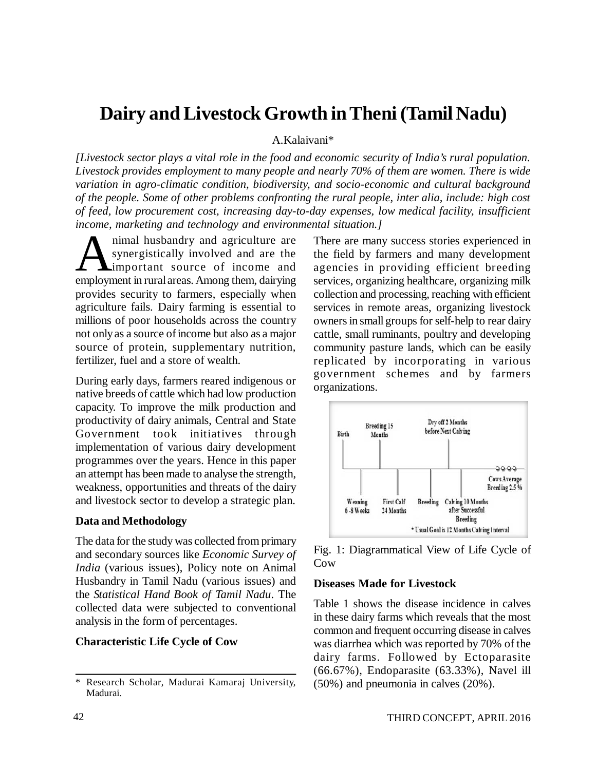# Dairy and Livestock Growth in Theni (Tamil Nadu)

A.Kalaivani*

*[Livestock sector plays a vital role in the food and economic security of India's rural population. Livestock provides employment to many people and nearly 70% of them are women. There is wide variation in agro-climatic condition, biodiversity, and socio-economic and cultural background of the people. Some of other problems confronting the rural people, inter alia, include: high cost of feed, low procurement cost, increasing day-to-day expenses, low medical facility, insufficient income, marketing and technology and environmental situation.]*

Animal husbandry and agriculture are synergistically involved and are the important source of income and employment in rural areas. Among them, dairying provides security to farmers, especially when agriculture fails. Dairy farming is essential to millions of poor households across the country not only as a source of income but also as a major source of protein, supplementary nutrition, fertilizer, fuel and a store of wealth.

During early days, farmers reared indigenous or native breeds of cattle which had low production capacity. To improve the milk production and productivity of dairy animals, Central and State Government took initiatives through implementation of various dairy development programmes over the years. Hence in this paper an attempt has been made to analyse the strength, weakness, opportunities and threats of the dairy and livestock sector to develop a strategic plan.

### Data and Methodology

The data for the study was collected from primary and secondary sources like *Economic Survey of India* (various issues), Policy note on Animal Husbandry in Tamil Nadu (various issues) and the *Statistical Hand Book of Tamil Nadu*. The collected data were subjected to conventional analysis in the form of percentages.

### Characteristic Life Cycle of Cow

There are many success stories experienced in the field by farmers and many development agencies in providing efficient breeding services, organizing healthcare, organizing milk collection and processing, reaching with efficient services in remote areas, organizing livestock owners in small groups for self-help to rear dairy cattle, small ruminants, poultry and developing community pasture lands, which can be easily replicated by incorporating in various government schemes and by farmers organizations.

Birth; Breeding 15 Months; Dry off 2 Months before Next Calving; Weaning 6-8 Weeks; First Calf 24 Months; Breeding; Calving 10 Months after Successful Breeding; Cows Average Breeding 2.5 %; * Usual Goal is 12 Months Calving Interval

Fig. 1: Diagrammatical View of Life Cycle of Cow

### Diseases Made for Livestock

Table 1 shows the disease incidence in calves in these dairy farms which reveals that the most common and frequent occurring disease in calves was diarrhea which was reported by 70% of the dairy farms. Followed by Ectoparasite (66.67%), Endoparasite (63.33%), Navel ill (50%) and pneumonia in calves (20%).

---

\* Research Scholar, Madurai Kamaraj University, Madurai.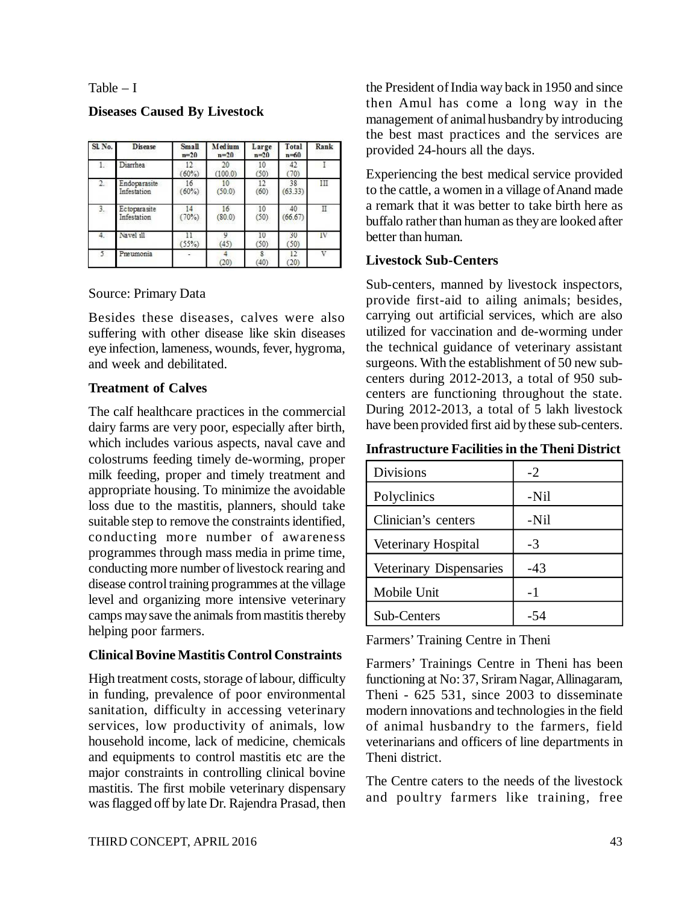Table – I

**Diseases Caused By Livestock**

| Sl. No. | Disease | Small n=20 | Medium n=20 | Large n=20 | Total n=60 | Rank |
|---|---|---|---|---|---|---|
| 1. | Diarrhea | 12 (60%) | 20 (100.0) | 10 (50) | 42 (70) | I |
| 2. | Endoparasite Infestation | 16 (60%) | 10 (50.0) | 12 (60) | 38 (63.33) | III |
| 3. | Ectoparasite Infestation | 14 (70%) | 16 (80.0) | 10 (50) | 40 (66.67) | II |
| 4. | Navel ill | 11 (55%) | 9 (45) | 10 (50) | 30 (50) | IV |
| 5 | Pneumonia | - | 4 (20) | 8 (40) | 12 (20) | V |

Source: Primary Data

Besides these diseases, calves were also suffering with other disease like skin diseases eye infection, lameness, wounds, fever, hygroma, and week and debilitated.

**Treatment of Calves**

The calf healthcare practices in the commercial dairy farms are very poor, especially after birth, which includes various aspects, naval cave and colostrums feeding timely de-worming, proper milk feeding, proper and timely treatment and appropriate housing. To minimize the avoidable loss due to the mastitis, planners, should take suitable step to remove the constraints identified, conducting more number of awareness programmes through mass media in prime time, conducting more number of livestock rearing and disease control training programmes at the village level and organizing more intensive veterinary camps may save the animals from mastitis thereby helping poor farmers.

**Clinical Bovine Mastitis Control Constraints**

High treatment costs, storage of labour, difficulty in funding, prevalence of poor environmental sanitation, difficulty in accessing veterinary services, low productivity of animals, low household income, lack of medicine, chemicals and equipments to control mastitis etc are the major constraints in controlling clinical bovine mastitis. The first mobile veterinary dispensary was flagged off by late Dr. Rajendra Prasad, then the President of India way back in 1950 and since then Amul has come a long way in the management of animal husbandry by introducing the best mast practices and the services are provided 24-hours all the days.

Experiencing the best medical service provided to the cattle, a women in a village of Anand made a remark that it was better to take birth here as buffalo rather than human as they are looked after better than human.

**Livestock Sub-Centers**

Sub-centers, manned by livestock inspectors, provide first-aid to ailing animals; besides, carrying out artificial services, which are also utilized for vaccination and de-worming under the technical guidance of veterinary assistant surgeons. With the establishment of 50 new sub-centers during 2012-2013, a total of 950 sub-centers are functioning throughout the state. During 2012-2013, a total of 5 lakh livestock have been provided first aid by these sub-centers.

**Infrastructure Facilities in the Theni District**

| | |
|---|---|
| Divisions | -2 |
| Polyclinics | -Nil |
| Clinician's centers | -Nil |
| Veterinary Hospital | -3 |
| Veterinary Dispensaries | -43 |
| Mobile Unit | -1 |
| Sub-Centers | -54 |

Farmers' Training Centre in Theni

Farmers' Trainings Centre in Theni has been functioning at No: 37, Sriram Nagar, Allinagaram, Theni - 625 531, since 2003 to disseminate modern innovations and technologies in the field of animal husbandry to the farmers, field veterinarians and officers of line departments in Theni district.

The Centre caters to the needs of the livestock and poultry farmers like training, free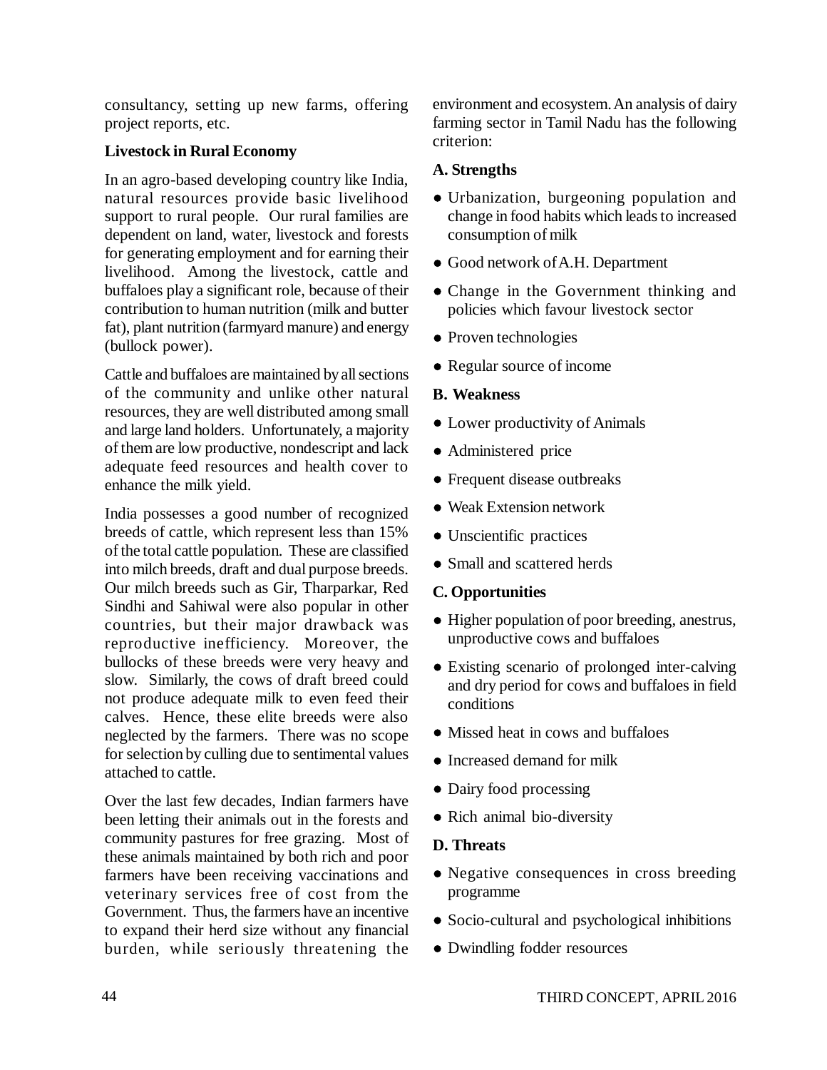consultancy, setting up new farms, offering project reports, etc.

**Livestock in Rural Economy**

In an agro-based developing country like India, natural resources provide basic livelihood support to rural people. Our rural families are dependent on land, water, livestock and forests for generating employment and for earning their livelihood. Among the livestock, cattle and buffaloes play a significant role, because of their contribution to human nutrition (milk and butter fat), plant nutrition (farmyard manure) and energy (bullock power).

Cattle and buffaloes are maintained by all sections of the community and unlike other natural resources, they are well distributed among small and large land holders. Unfortunately, a majority of them are low productive, nondescript and lack adequate feed resources and health cover to enhance the milk yield.

India possesses a good number of recognized breeds of cattle, which represent less than 15% of the total cattle population. These are classified into milch breeds, draft and dual purpose breeds. Our milch breeds such as Gir, Tharparkar, Red Sindhi and Sahiwal were also popular in other countries, but their major drawback was reproductive inefficiency. Moreover, the bullocks of these breeds were very heavy and slow. Similarly, the cows of draft breed could not produce adequate milk to even feed their calves. Hence, these elite breeds were also neglected by the farmers. There was no scope for selection by culling due to sentimental values attached to cattle.

Over the last few decades, Indian farmers have been letting their animals out in the forests and community pastures for free grazing. Most of these animals maintained by both rich and poor farmers have been receiving vaccinations and veterinary services free of cost from the Government. Thus, the farmers have an incentive to expand their herd size without any financial burden, while seriously threatening the environment and ecosystem. An analysis of dairy farming sector in Tamil Nadu has the following criterion:

**A. Strengths**

- Urbanization, burgeoning population and change in food habits which leads to increased consumption of milk
- Good network of A.H. Department
- Change in the Government thinking and policies which favour livestock sector
- Proven technologies
- Regular source of income

**B. Weakness**

- Lower productivity of Animals
- Administered price
- Frequent disease outbreaks
- Weak Extension network
- Unscientific practices
- Small and scattered herds

**C. Opportunities**

- Higher population of poor breeding, anestrus, unproductive cows and buffaloes
- Existing scenario of prolonged inter-calving and dry period for cows and buffaloes in field conditions
- Missed heat in cows and buffaloes
- Increased demand for milk
- Dairy food processing
- Rich animal bio-diversity

**D. Threats**

- Negative consequences in cross breeding programme
- Socio-cultural and psychological inhibitions
- Dwindling fodder resources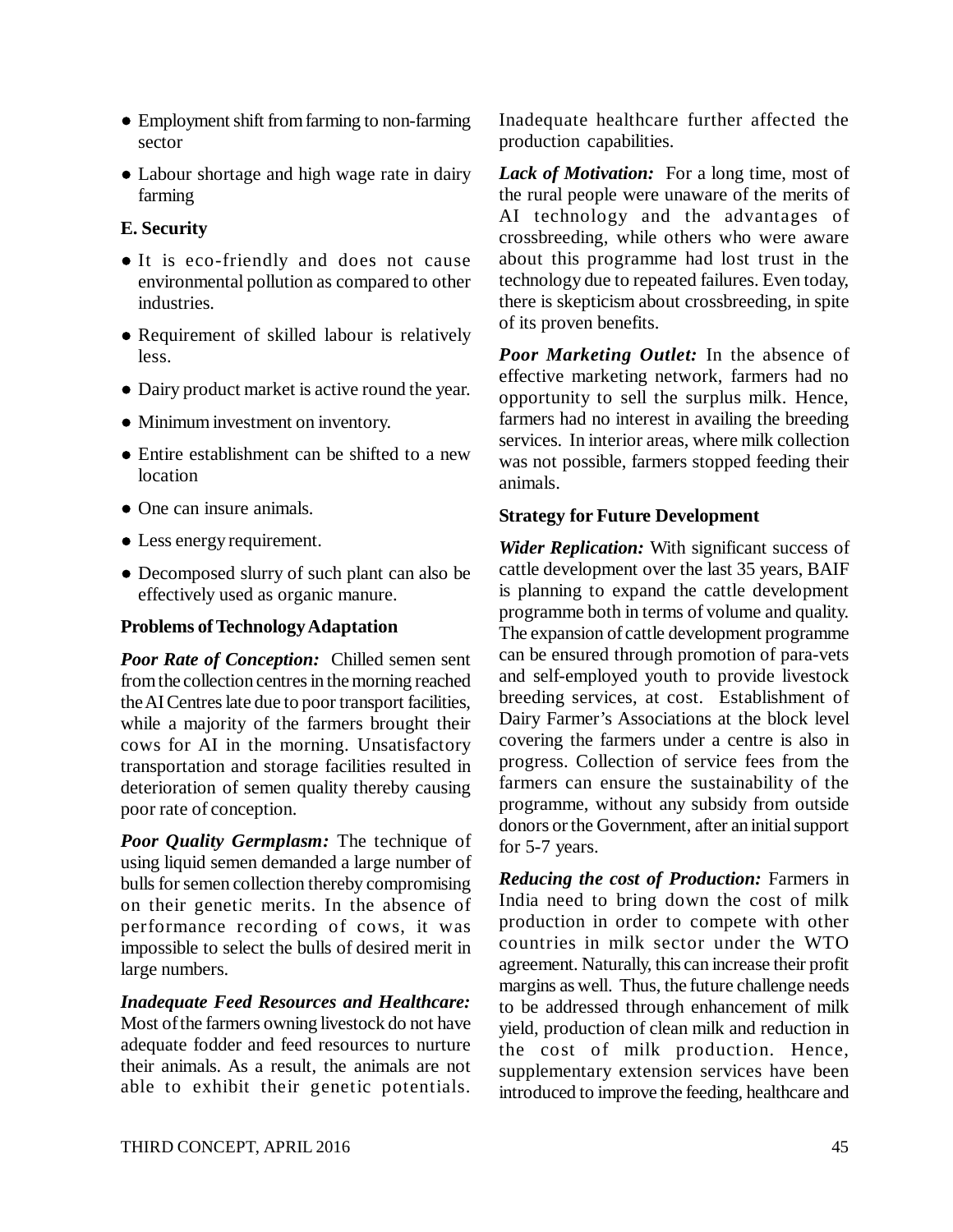- Employment shift from farming to non-farming sector
- Labour shortage and high wage rate in dairy farming

**E. Security**

- It is eco-friendly and does not cause environmental pollution as compared to other industries.
- Requirement of skilled labour is relatively less.
- Dairy product market is active round the year.
- Minimum investment on inventory.
- Entire establishment can be shifted to a new location
- One can insure animals.
- Less energy requirement.
- Decomposed slurry of such plant can also be effectively used as organic manure.

**Problems of Technology Adaptation**

***Poor Rate of Conception:*** Chilled semen sent from the collection centres in the morning reached the AI Centres late due to poor transport facilities, while a majority of the farmers brought their cows for AI in the morning. Unsatisfactory transportation and storage facilities resulted in deterioration of semen quality thereby causing poor rate of conception.

***Poor Quality Germplasm:*** The technique of using liquid semen demanded a large number of bulls for semen collection thereby compromising on their genetic merits. In the absence of performance recording of cows, it was impossible to select the bulls of desired merit in large numbers.

***Inadequate Feed Resources and Healthcare:*** Most of the farmers owning livestock do not have adequate fodder and feed resources to nurture their animals. As a result, the animals are not able to exhibit their genetic potentials. Inadequate healthcare further affected the production capabilities.

***Lack of Motivation:*** For a long time, most of the rural people were unaware of the merits of AI technology and the advantages of crossbreeding, while others who were aware about this programme had lost trust in the technology due to repeated failures. Even today, there is skepticism about crossbreeding, in spite of its proven benefits.

***Poor Marketing Outlet:*** In the absence of effective marketing network, farmers had no opportunity to sell the surplus milk. Hence, farmers had no interest in availing the breeding services. In interior areas, where milk collection was not possible, farmers stopped feeding their animals.

**Strategy for Future Development**

***Wider Replication:*** With significant success of cattle development over the last 35 years, BAIF is planning to expand the cattle development programme both in terms of volume and quality. The expansion of cattle development programme can be ensured through promotion of para-vets and self-employed youth to provide livestock breeding services, at cost. Establishment of Dairy Farmer's Associations at the block level covering the farmers under a centre is also in progress. Collection of service fees from the farmers can ensure the sustainability of the programme, without any subsidy from outside donors or the Government, after an initial support for 5-7 years.

***Reducing the cost of Production:*** Farmers in India need to bring down the cost of milk production in order to compete with other countries in milk sector under the WTO agreement. Naturally, this can increase their profit margins as well. Thus, the future challenge needs to be addressed through enhancement of milk yield, production of clean milk and reduction in the cost of milk production. Hence, supplementary extension services have been introduced to improve the feeding, healthcare and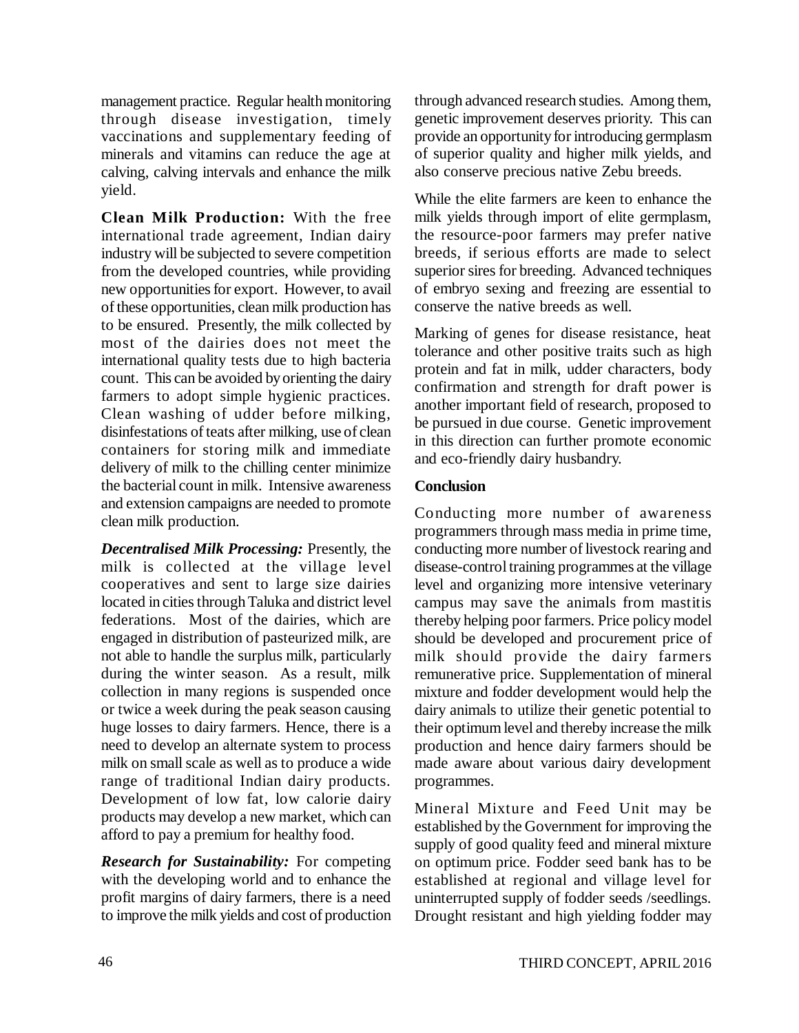management practice. Regular health monitoring through disease investigation, timely vaccinations and supplementary feeding of minerals and vitamins can reduce the age at calving, calving intervals and enhance the milk yield.

**Clean Milk Production:** With the free international trade agreement, Indian dairy industry will be subjected to severe competition from the developed countries, while providing new opportunities for export. However, to avail of these opportunities, clean milk production has to be ensured. Presently, the milk collected by most of the dairies does not meet the international quality tests due to high bacteria count. This can be avoided by orienting the dairy farmers to adopt simple hygienic practices. Clean washing of udder before milking, disinfestations of teats after milking, use of clean containers for storing milk and immediate delivery of milk to the chilling center minimize the bacterial count in milk. Intensive awareness and extension campaigns are needed to promote clean milk production.

***Decentralised Milk Processing:*** Presently, the milk is collected at the village level cooperatives and sent to large size dairies located in cities through Taluka and district level federations. Most of the dairies, which are engaged in distribution of pasteurized milk, are not able to handle the surplus milk, particularly during the winter season. As a result, milk collection in many regions is suspended once or twice a week during the peak season causing huge losses to dairy farmers. Hence, there is a need to develop an alternate system to process milk on small scale as well as to produce a wide range of traditional Indian dairy products. Development of low fat, low calorie dairy products may develop a new market, which can afford to pay a premium for healthy food.

***Research for Sustainability:*** For competing with the developing world and to enhance the profit margins of dairy farmers, there is a need to improve the milk yields and cost of production through advanced research studies. Among them, genetic improvement deserves priority. This can provide an opportunity for introducing germplasm of superior quality and higher milk yields, and also conserve precious native Zebu breeds.

While the elite farmers are keen to enhance the milk yields through import of elite germplasm, the resource-poor farmers may prefer native breeds, if serious efforts are made to select superior sires for breeding. Advanced techniques of embryo sexing and freezing are essential to conserve the native breeds as well.

Marking of genes for disease resistance, heat tolerance and other positive traits such as high protein and fat in milk, udder characters, body confirmation and strength for draft power is another important field of research, proposed to be pursued in due course. Genetic improvement in this direction can further promote economic and eco-friendly dairy husbandry.

**Conclusion**

Conducting more number of awareness programmers through mass media in prime time, conducting more number of livestock rearing and disease-control training programmes at the village level and organizing more intensive veterinary campus may save the animals from mastitis thereby helping poor farmers. Price policy model should be developed and procurement price of milk should provide the dairy farmers remunerative price. Supplementation of mineral mixture and fodder development would help the dairy animals to utilize their genetic potential to their optimum level and thereby increase the milk production and hence dairy farmers should be made aware about various dairy development programmes.

Mineral Mixture and Feed Unit may be established by the Government for improving the supply of good quality feed and mineral mixture on optimum price. Fodder seed bank has to be established at regional and village level for uninterrupted supply of fodder seeds /seedlings. Drought resistant and high yielding fodder may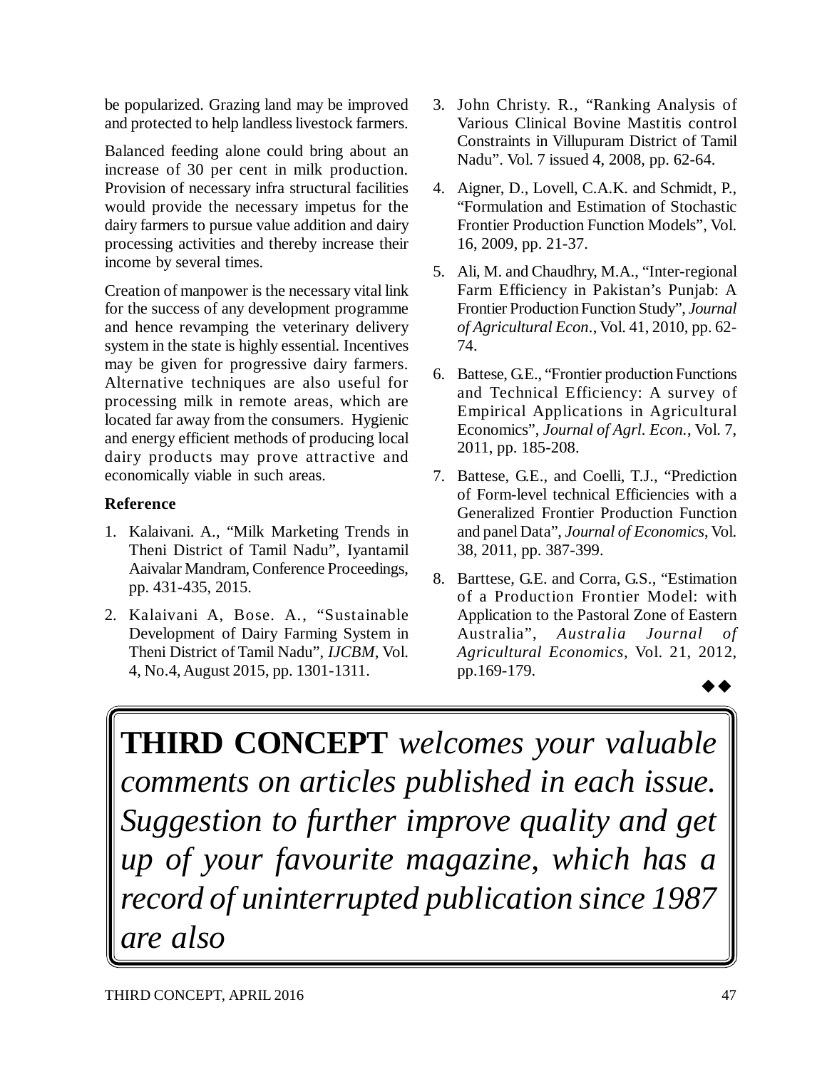be popularized. Grazing land may be improved and protected to help landless livestock farmers.

Balanced feeding alone could bring about an increase of 30 per cent in milk production. Provision of necessary infra structural facilities would provide the necessary impetus for the dairy farmers to pursue value addition and dairy processing activities and thereby increase their income by several times.

Creation of manpower is the necessary vital link for the success of any development programme and hence revamping the veterinary delivery system in the state is highly essential. Incentives may be given for progressive dairy farmers. Alternative techniques are also useful for processing milk in remote areas, which are located far away from the consumers. Hygienic and energy efficient methods of producing local dairy products may prove attractive and economically viable in such areas.

**Reference**

1. Kalaivani. A., "Milk Marketing Trends in Theni District of Tamil Nadu", Iyantamil Aaivalar Mandram, Conference Proceedings, pp. 431-435, 2015.
2. Kalaivani A, Bose. A., "Sustainable Development of Dairy Farming System in Theni District of Tamil Nadu", *IJCBM*, Vol. 4, No.4, August 2015, pp. 1301-1311.
3. John Christy. R., "Ranking Analysis of Various Clinical Bovine Mastitis control Constraints in Villupuram District of Tamil Nadu". Vol. 7 issued 4, 2008, pp. 62-64.
4. Aigner, D., Lovell, C.A.K. and Schmidt, P., "Formulation and Estimation of Stochastic Frontier Production Function Models", Vol. 16, 2009, pp. 21-37.
5. Ali, M. and Chaudhry, M.A., "Inter-regional Farm Efficiency in Pakistan's Punjab: A Frontier Production Function Study", *Journal of Agricultural Econ*., Vol. 41, 2010, pp. 62-74.
6. Battese, G.E., "Frontier production Functions and Technical Efficiency: A survey of Empirical Applications in Agricultural Economics", *Journal of Agrl. Econ.*, Vol. 7, 2011, pp. 185-208.
7. Battese, G.E., and Coelli, T.J., "Prediction of Form-level technical Efficiencies with a Generalized Frontier Production Function and panel Data", *Journal of Economics*, Vol. 38, 2011, pp. 387-399.
8. Barttese, G.E. and Corra, G.S., "Estimation of a Production Frontier Model: with Application to the Pastoral Zone of Eastern Australia", *Australia Journal of Agricultural Economics*, Vol. 21, 2012, pp.169-179.

◆◆

**THIRD CONCEPT** *welcomes your valuable comments on articles published in each issue. Suggestion to further improve quality and get up of your favourite magazine, which has a record of uninterrupted publication since 1987 are also*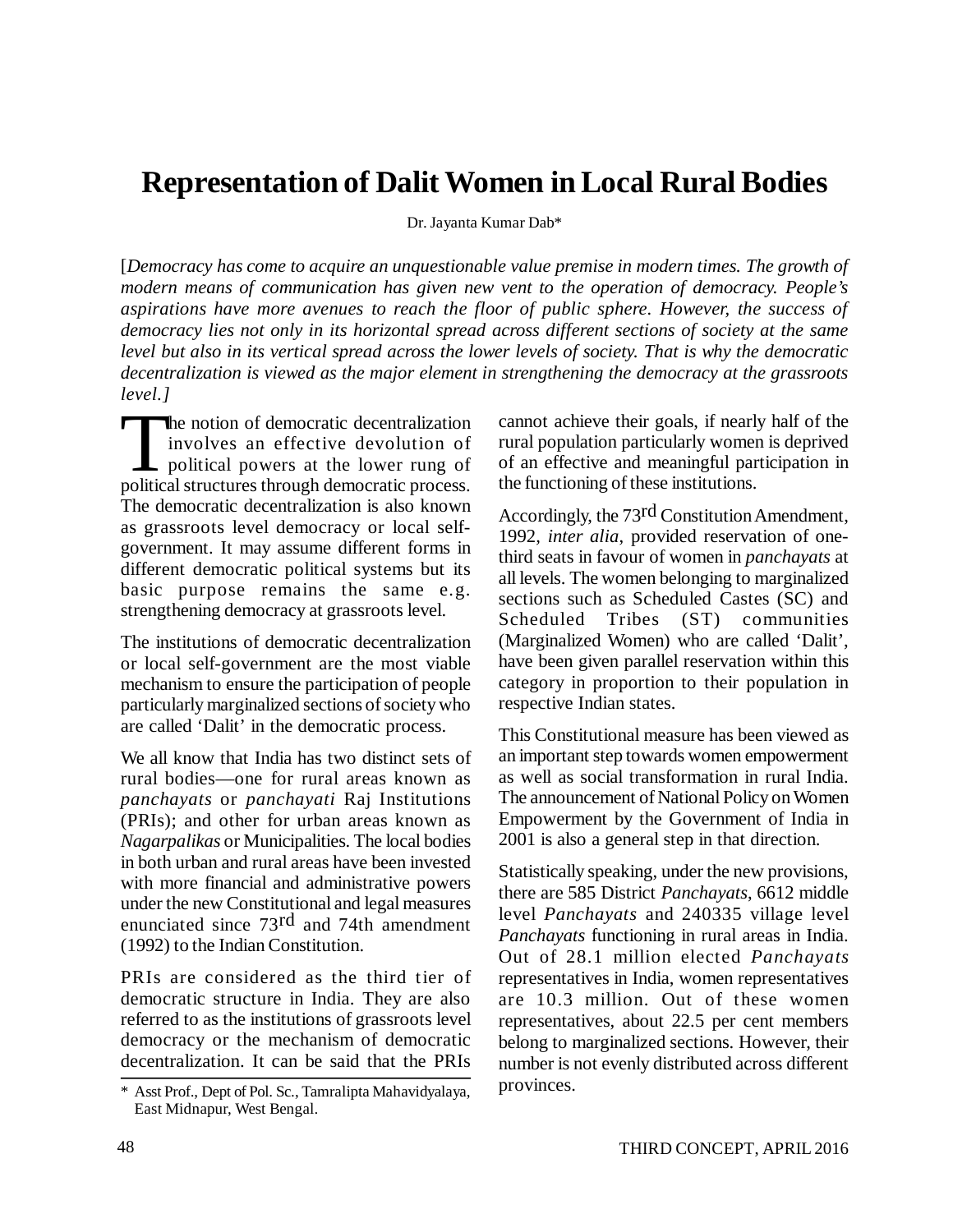# Representation of Dalit Women in Local Rural Bodies

Dr. Jayanta Kumar Dab*

[*Democracy has come to acquire an unquestionable value premise in modern times. The growth of modern means of communication has given new vent to the operation of democracy. People's aspirations have more avenues to reach the floor of public sphere. However, the success of democracy lies not only in its horizontal spread across different sections of society at the same level but also in its vertical spread across the lower levels of society. That is why the democratic decentralization is viewed as the major element in strengthening the democracy at the grassroots level.*]

The notion of democratic decentralization involves an effective devolution of political powers at the lower rung of political structures through democratic process. The democratic decentralization is also known as grassroots level democracy or local self-government. It may assume different forms in different democratic political systems but its basic purpose remains the same e.g. strengthening democracy at grassroots level.

The institutions of democratic decentralization or local self-government are the most viable mechanism to ensure the participation of people particularly marginalized sections of society who are called 'Dalit' in the democratic process.

We all know that India has two distinct sets of rural bodies—one for rural areas known as *panchayats* or *panchayati* Raj Institutions (PRIs); and other for urban areas known as *Nagarpalikas* or Municipalities. The local bodies in both urban and rural areas have been invested with more financial and administrative powers under the new Constitutional and legal measures enunciated since 73rd and 74th amendment (1992) to the Indian Constitution.

PRIs are considered as the third tier of democratic structure in India. They are also referred to as the institutions of grassroots level democracy or the mechanism of democratic decentralization. It can be said that the PRIs cannot achieve their goals, if nearly half of the rural population particularly women is deprived of an effective and meaningful participation in the functioning of these institutions.

Accordingly, the 73rd Constitution Amendment, 1992, *inter alia*, provided reservation of one-third seats in favour of women in *panchayats* at all levels. The women belonging to marginalized sections such as Scheduled Castes (SC) and Scheduled Tribes (ST) communities (Marginalized Women) who are called 'Dalit', have been given parallel reservation within this category in proportion to their population in respective Indian states.

This Constitutional measure has been viewed as an important step towards women empowerment as well as social transformation in rural India. The announcement of National Policy on Women Empowerment by the Government of India in 2001 is also a general step in that direction.

Statistically speaking, under the new provisions, there are 585 District *Panchayats*, 6612 middle level *Panchayats* and 240335 village level *Panchayats* functioning in rural areas in India. Out of 28.1 million elected *Panchayats* representatives in India, women representatives are 10.3 million. Out of these women representatives, about 22.5 per cent members belong to marginalized sections. However, their number is not evenly distributed across different provinces.

\* Asst Prof., Dept of Pol. Sc., Tamralipta Mahavidyalaya, East Midnapur, West Bengal.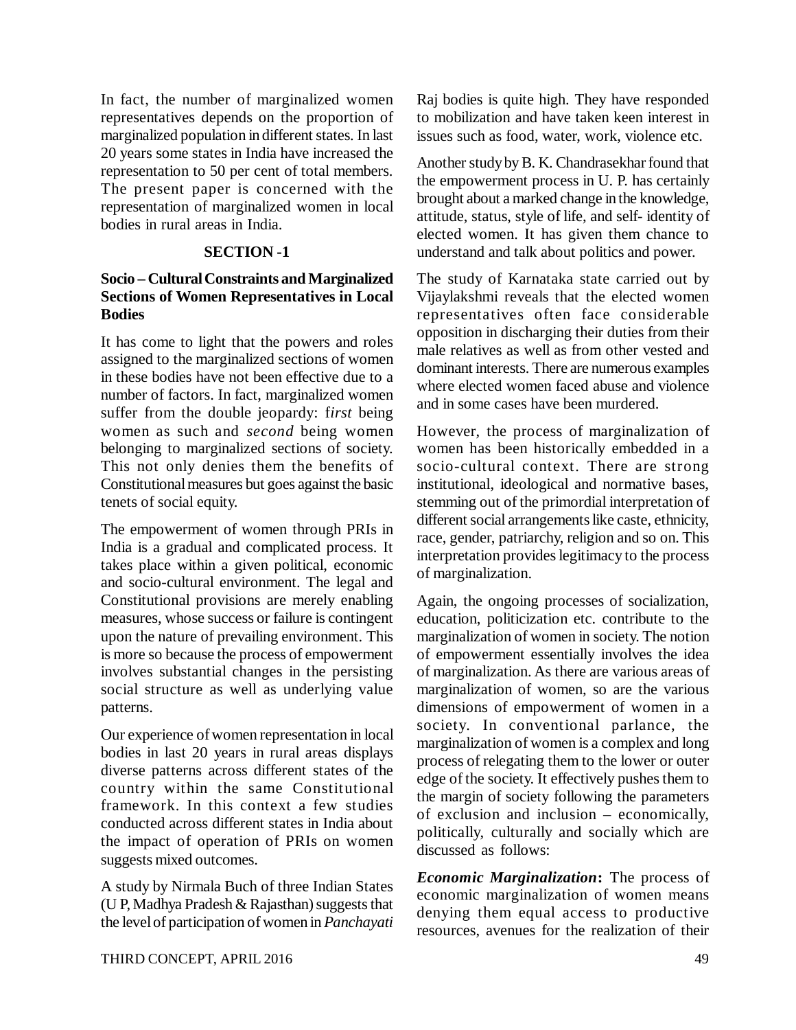In fact, the number of marginalized women representatives depends on the proportion of marginalized population in different states. In last 20 years some states in India have increased the representation to 50 per cent of total members. The present paper is concerned with the representation of marginalized women in local bodies in rural areas in India.

## SECTION -1

### Socio – Cultural Constraints and Marginalized Sections of Women Representatives in Local Bodies

It has come to light that the powers and roles assigned to the marginalized sections of women in these bodies have not been effective due to a number of factors. In fact, marginalized women suffer from the double jeopardy: f*irst* being women as such and *second* being women belonging to marginalized sections of society. This not only denies them the benefits of Constitutional measures but goes against the basic tenets of social equity.

The empowerment of women through PRIs in India is a gradual and complicated process. It takes place within a given political, economic and socio-cultural environment. The legal and Constitutional provisions are merely enabling measures, whose success or failure is contingent upon the nature of prevailing environment. This is more so because the process of empowerment involves substantial changes in the persisting social structure as well as underlying value patterns.

Our experience of women representation in local bodies in last 20 years in rural areas displays diverse patterns across different states of the country within the same Constitutional framework. In this context a few studies conducted across different states in India about the impact of operation of PRIs on women suggests mixed outcomes.

A study by Nirmala Buch of three Indian States (U P, Madhya Pradesh & Rajasthan) suggests that the level of participation of women in *Panchayati* Raj bodies is quite high. They have responded to mobilization and have taken keen interest in issues such as food, water, work, violence etc.

Another study by B. K. Chandrasekhar found that the empowerment process in U. P. has certainly brought about a marked change in the knowledge, attitude, status, style of life, and self- identity of elected women. It has given them chance to understand and talk about politics and power.

The study of Karnataka state carried out by Vijaylakshmi reveals that the elected women representatives often face considerable opposition in discharging their duties from their male relatives as well as from other vested and dominant interests. There are numerous examples where elected women faced abuse and violence and in some cases have been murdered.

However, the process of marginalization of women has been historically embedded in a socio-cultural context. There are strong institutional, ideological and normative bases, stemming out of the primordial interpretation of different social arrangements like caste, ethnicity, race, gender, patriarchy, religion and so on. This interpretation provides legitimacy to the process of marginalization.

Again, the ongoing processes of socialization, education, politicization etc. contribute to the marginalization of women in society. The notion of empowerment essentially involves the idea of marginalization. As there are various areas of marginalization of women, so are the various dimensions of empowerment of women in a society. In conventional parlance, the marginalization of women is a complex and long process of relegating them to the lower or outer edge of the society. It effectively pushes them to the margin of society following the parameters of exclusion and inclusion – economically, politically, culturally and socially which are discussed as follows:

***Economic Marginalization*:** The process of economic marginalization of women means denying them equal access to productive resources, avenues for the realization of their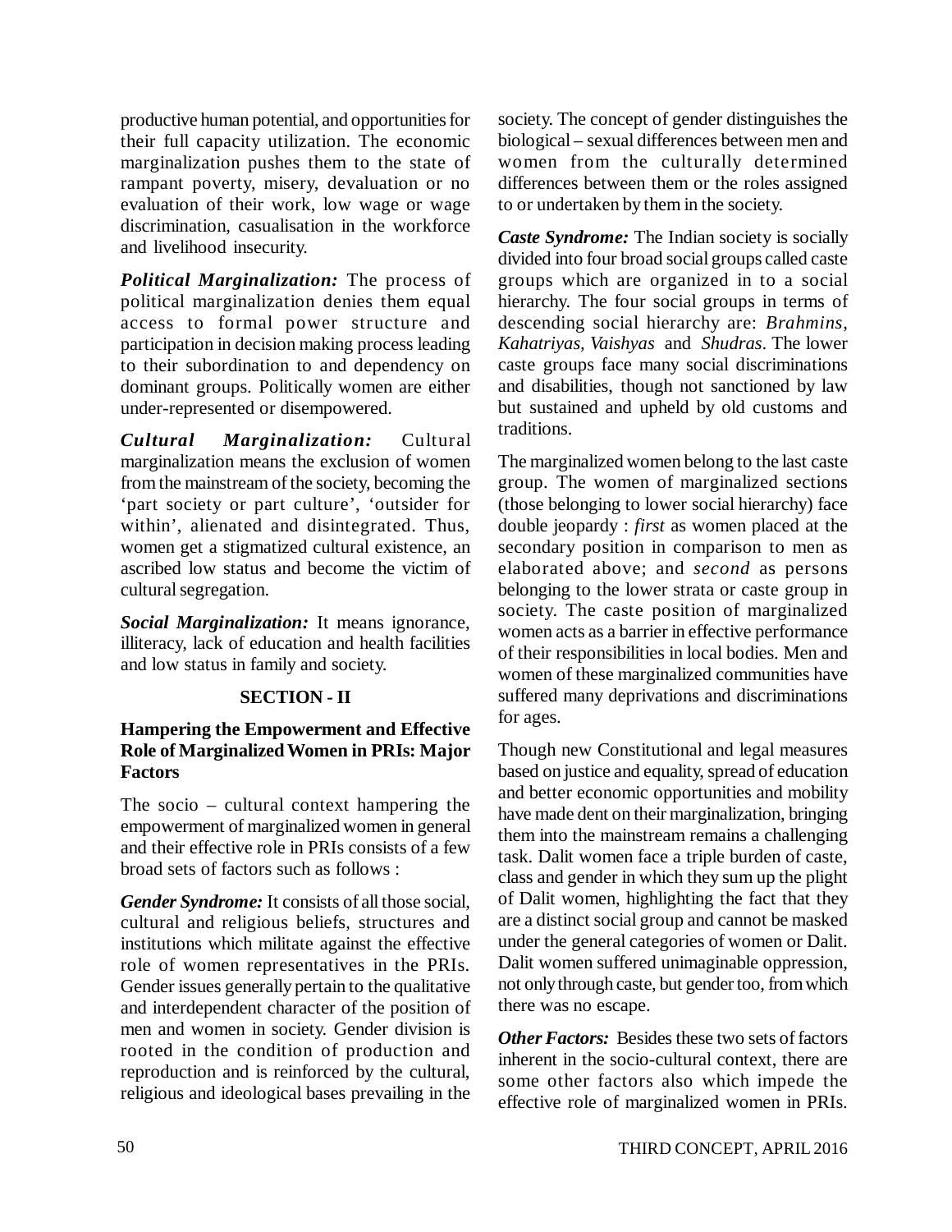productive human potential, and opportunities for their full capacity utilization. The economic marginalization pushes them to the state of rampant poverty, misery, devaluation or no evaluation of their work, low wage or wage discrimination, casualisation in the workforce and livelihood insecurity.

***Political Marginalization:*** The process of political marginalization denies them equal access to formal power structure and participation in decision making process leading to their subordination to and dependency on dominant groups. Politically women are either under-represented or disempowered.

***Cultural Marginalization:*** Cultural marginalization means the exclusion of women from the mainstream of the society, becoming the 'part society or part culture', 'outsider for within', alienated and disintegrated. Thus, women get a stigmatized cultural existence, an ascribed low status and become the victim of cultural segregation.

***Social Marginalization:*** It means ignorance, illiteracy, lack of education and health facilities and low status in family and society.

## SECTION - II

### Hampering the Empowerment and Effective Role of Marginalized Women in PRIs: Major Factors

The socio – cultural context hampering the empowerment of marginalized women in general and their effective role in PRIs consists of a few broad sets of factors such as follows :

***Gender Syndrome:*** It consists of all those social, cultural and religious beliefs, structures and institutions which militate against the effective role of women representatives in the PRIs. Gender issues generally pertain to the qualitative and interdependent character of the position of men and women in society. Gender division is rooted in the condition of production and reproduction and is reinforced by the cultural, religious and ideological bases prevailing in the society. The concept of gender distinguishes the biological – sexual differences between men and women from the culturally determined differences between them or the roles assigned to or undertaken by them in the society.

***Caste Syndrome:*** The Indian society is socially divided into four broad social groups called caste groups which are organized in to a social hierarchy. The four social groups in terms of descending social hierarchy are: *Brahmins*, *Kahatriyas, Vaishyas* and *Shudras*. The lower caste groups face many social discriminations and disabilities, though not sanctioned by law but sustained and upheld by old customs and traditions.

The marginalized women belong to the last caste group. The women of marginalized sections (those belonging to lower social hierarchy) face double jeopardy : *first* as women placed at the secondary position in comparison to men as elaborated above; and *second* as persons belonging to the lower strata or caste group in society. The caste position of marginalized women acts as a barrier in effective performance of their responsibilities in local bodies. Men and women of these marginalized communities have suffered many deprivations and discriminations for ages.

Though new Constitutional and legal measures based on justice and equality, spread of education and better economic opportunities and mobility have made dent on their marginalization, bringing them into the mainstream remains a challenging task. Dalit women face a triple burden of caste, class and gender in which they sum up the plight of Dalit women, highlighting the fact that they are a distinct social group and cannot be masked under the general categories of women or Dalit. Dalit women suffered unimaginable oppression, not only through caste, but gender too, from which there was no escape.

***Other Factors:*** Besides these two sets of factors inherent in the socio-cultural context, there are some other factors also which impede the effective role of marginalized women in PRIs.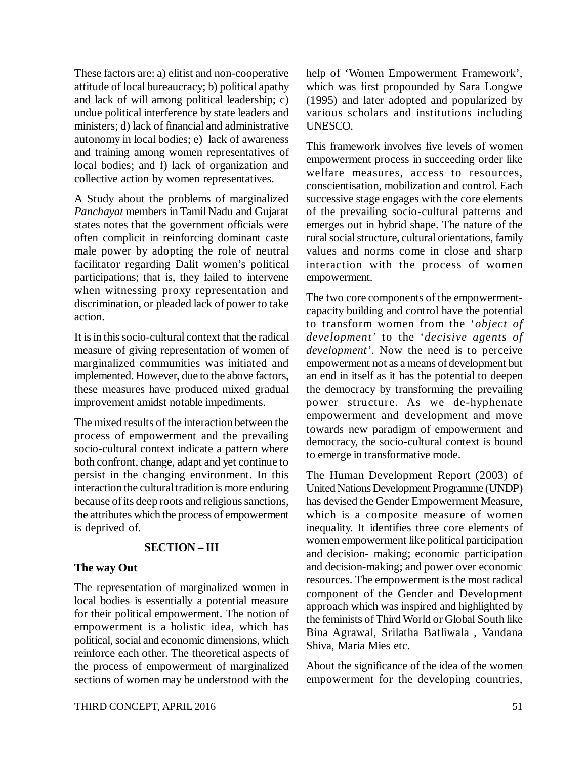These factors are: a) elitist and non-cooperative attitude of local bureaucracy; b) political apathy and lack of will among political leadership; c) undue political interference by state leaders and ministers; d) lack of financial and administrative autonomy in local bodies; e) lack of awareness and training among women representatives of local bodies; and f) lack of organization and collective action by women representatives.

A Study about the problems of marginalized *Panchayat* members in Tamil Nadu and Gujarat states notes that the government officials were often complicit in reinforcing dominant caste male power by adopting the role of neutral facilitator regarding Dalit women's political participations; that is, they failed to intervene when witnessing proxy representation and discrimination, or pleaded lack of power to take action.

It is in this socio-cultural context that the radical measure of giving representation of women of marginalized communities was initiated and implemented. However, due to the above factors, these measures have produced mixed gradual improvement amidst notable impediments.

The mixed results of the interaction between the process of empowerment and the prevailing socio-cultural context indicate a pattern where both confront, change, adapt and yet continue to persist in the changing environment. In this interaction the cultural tradition is more enduring because of its deep roots and religious sanctions, the attributes which the process of empowerment is deprived of.

## SECTION – III

### The way Out

The representation of marginalized women in local bodies is essentially a potential measure for their political empowerment. The notion of empowerment is a holistic idea, which has political, social and economic dimensions, which reinforce each other. The theoretical aspects of the process of empowerment of marginalized sections of women may be understood with the help of 'Women Empowerment Framework', which was first propounded by Sara Longwe (1995) and later adopted and popularized by various scholars and institutions including UNESCO.

This framework involves five levels of women empowerment process in succeeding order like welfare measures, access to resources, conscientisation, mobilization and control. Each successive stage engages with the core elements of the prevailing socio-cultural patterns and emerges out in hybrid shape. The nature of the rural social structure, cultural orientations, family values and norms come in close and sharp interaction with the process of women empowerment.

The two core components of the empowerment-capacity building and control have the potential to transform women from the '*object of development'* to the '*decisive agents of development'*. Now the need is to perceive empowerment not as a means of development but an end in itself as it has the potential to deepen the democracy by transforming the prevailing power structure. As we de-hyphenate empowerment and development and move towards new paradigm of empowerment and democracy, the socio-cultural context is bound to emerge in transformative mode.

The Human Development Report (2003) of United Nations Development Programme (UNDP) has devised the Gender Empowerment Measure, which is a composite measure of women inequality. It identifies three core elements of women empowerment like political participation and decision- making; economic participation and decision-making; and power over economic resources. The empowerment is the most radical component of the Gender and Development approach which was inspired and highlighted by the feminists of Third World or Global South like Bina Agrawal, Srilatha Batliwala , Vandana Shiva, Maria Mies etc.

About the significance of the idea of the women empowerment for the developing countries,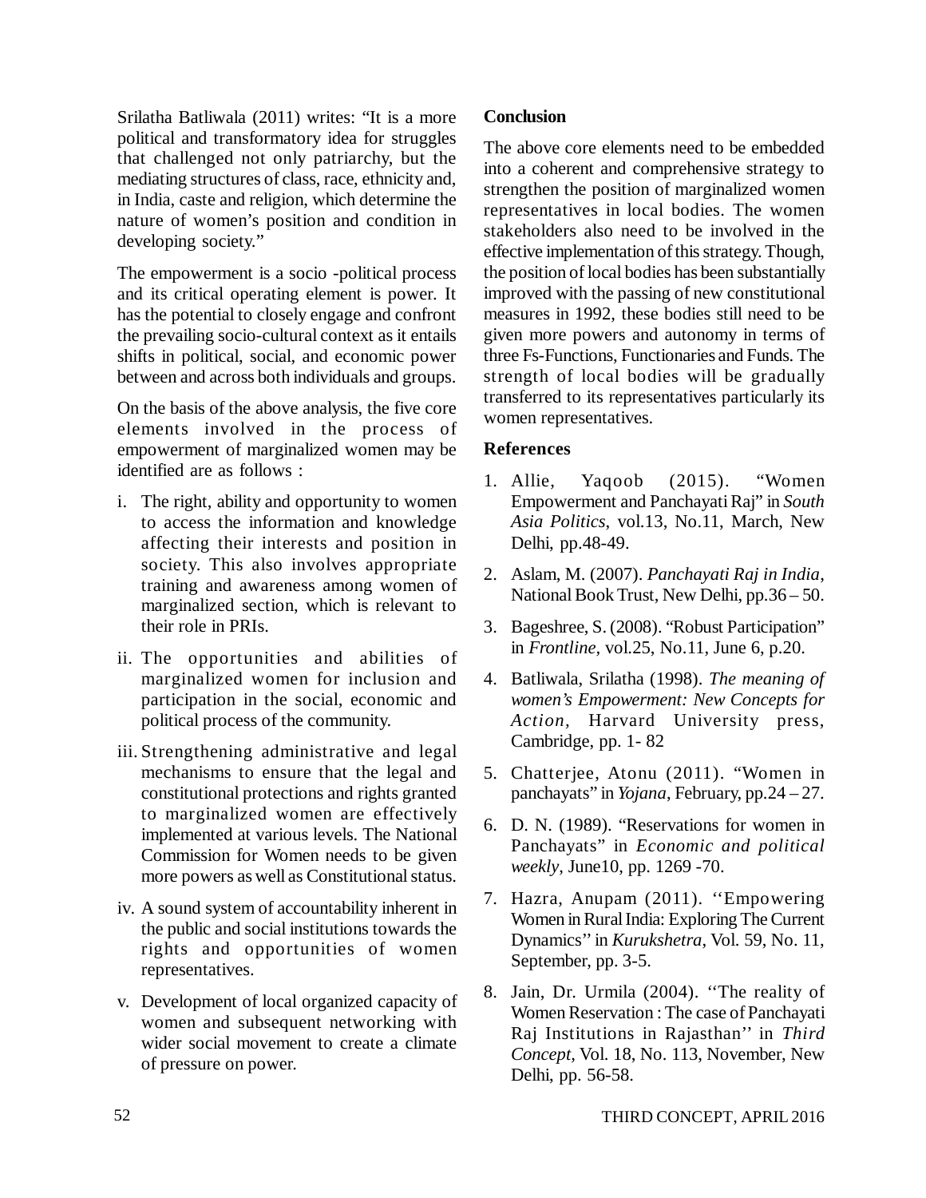Srilatha Batliwala (2011) writes: "It is a more political and transformatory idea for struggles that challenged not only patriarchy, but the mediating structures of class, race, ethnicity and, in India, caste and religion, which determine the nature of women's position and condition in developing society."

The empowerment is a socio -political process and its critical operating element is power. It has the potential to closely engage and confront the prevailing socio-cultural context as it entails shifts in political, social, and economic power between and across both individuals and groups.

On the basis of the above analysis, the five core elements involved in the process of empowerment of marginalized women may be identified are as follows :

i. The right, ability and opportunity to women to access the information and knowledge affecting their interests and position in society. This also involves appropriate training and awareness among women of marginalized section, which is relevant to their role in PRIs.

ii. The opportunities and abilities of marginalized women for inclusion and participation in the social, economic and political process of the community.

iii. Strengthening administrative and legal mechanisms to ensure that the legal and constitutional protections and rights granted to marginalized women are effectively implemented at various levels. The National Commission for Women needs to be given more powers as well as Constitutional status.

iv. A sound system of accountability inherent in the public and social institutions towards the rights and opportunities of women representatives.

v. Development of local organized capacity of women and subsequent networking with wider social movement to create a climate of pressure on power.

**Conclusion**

The above core elements need to be embedded into a coherent and comprehensive strategy to strengthen the position of marginalized women representatives in local bodies. The women stakeholders also need to be involved in the effective implementation of this strategy. Though, the position of local bodies has been substantially improved with the passing of new constitutional measures in 1992, these bodies still need to be given more powers and autonomy in terms of three Fs-Functions, Functionaries and Funds. The strength of local bodies will be gradually transferred to its representatives particularly its women representatives.

**References**

1. Allie, Yaqoob (2015). "Women Empowerment and Panchayati Raj" in *South Asia Politics*, vol.13, No.11, March, New Delhi, pp.48-49.
2. Aslam, M. (2007). *Panchayati Raj in India*, National Book Trust, New Delhi, pp.36 – 50.
3. Bageshree, S. (2008). "Robust Participation" in *Frontline,* vol.25, No.11, June 6, p.20.
4. Batliwala, Srilatha (1998). *The meaning of women's Empowerment: New Concepts for Action,* Harvard University press, Cambridge, pp. 1- 82
5. Chatterjee, Atonu (2011). "Women in panchayats" in *Yojana,* February, pp.24 – 27.
6. D. N. (1989). "Reservations for women in Panchayats" in *Economic and political weekly*, June10, pp. 1269 -70.
7. Hazra, Anupam (2011). ''Empowering Women in Rural India: Exploring The Current Dynamics'' in *Kurukshetra*, Vol. 59, No. 11, September, pp. 3-5.
8. Jain, Dr. Urmila (2004). ''The reality of Women Reservation : The case of Panchayati Raj Institutions in Rajasthan'' in *Third Concept*, Vol. 18, No. 113, November, New Delhi, pp. 56-58.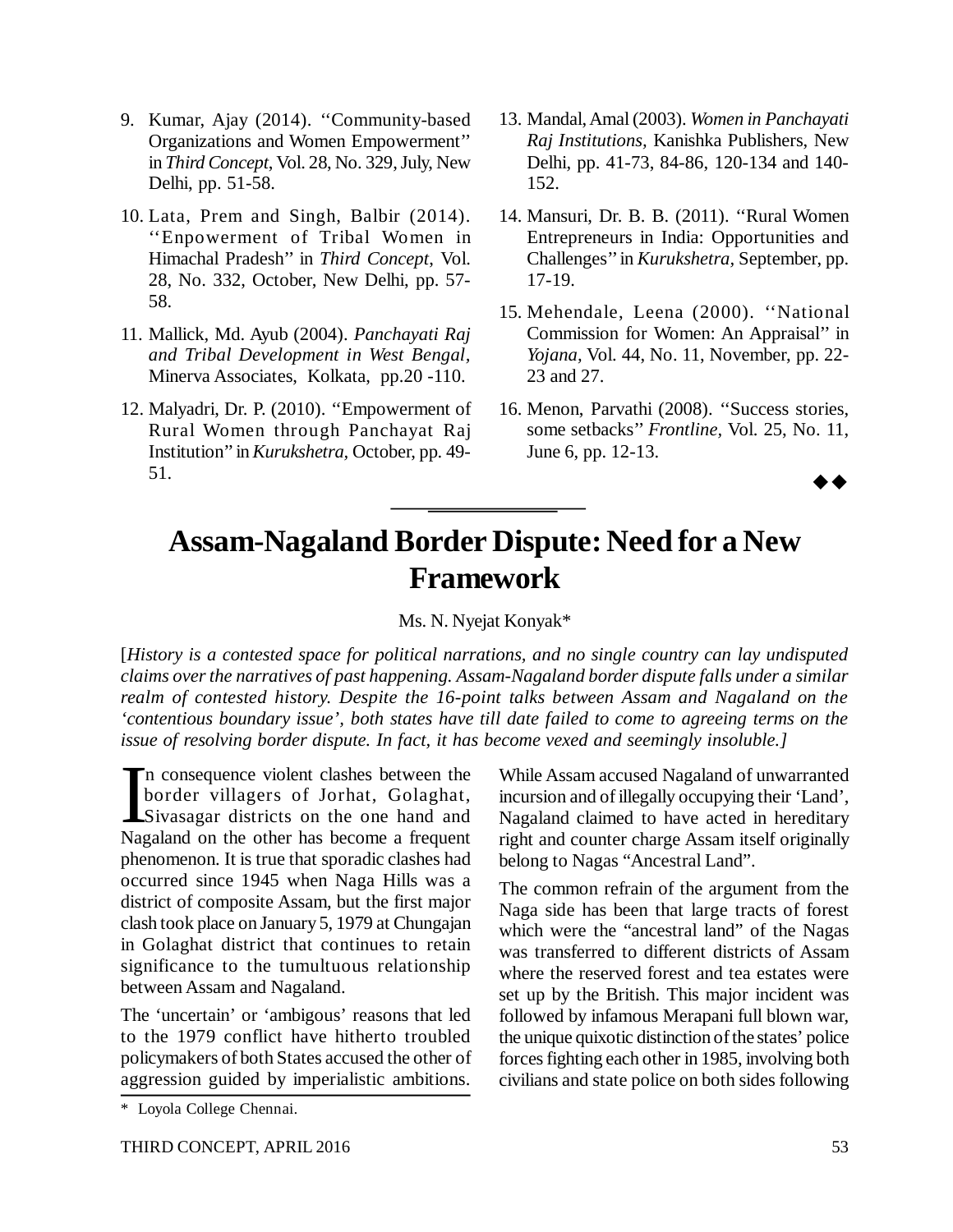9. Kumar, Ajay (2014). ''Community-based Organizations and Women Empowerment'' in *Third Concept*, Vol. 28, No. 329, July, New Delhi, pp. 51-58.

10. Lata, Prem and Singh, Balbir (2014). ''Enpowerment of Tribal Women in Himachal Pradesh'' in *Third Concept*, Vol. 28, No. 332, October, New Delhi, pp. 57-58.

11. Mallick, Md. Ayub (2004). *Panchayati Raj and Tribal Development in West Bengal*, Minerva Associates, Kolkata, pp.20 -110.

12. Malyadri, Dr. P. (2010). ''Empowerment of Rural Women through Panchayat Raj Institution'' in *Kurukshetra*, October, pp. 49-51.

13. Mandal, Amal (2003). *Women in Panchayati Raj Institutions*, Kanishka Publishers, New Delhi, pp. 41-73, 84-86, 120-134 and 140-152.

14. Mansuri, Dr. B. B. (2011). ''Rural Women Entrepreneurs in India: Opportunities and Challenges'' in *Kurukshetra*, September, pp. 17-19.

15. Mehendale, Leena (2000). ''National Commission for Women: An Appraisal'' in *Yojana*, Vol. 44, No. 11, November, pp. 22-23 and 27.

16. Menon, Parvathi (2008). ''Success stories, some setbacks'' *Frontline*, Vol. 25, No. 11, June 6, pp. 12-13.

◆◆

# Assam-Nagaland Border Dispute: Need for a New Framework

Ms. N. Nyejat Konyak*

[*History is a contested space for political narrations, and no single country can lay undisputed claims over the narratives of past happening. Assam-Nagaland border dispute falls under a similar realm of contested history. Despite the 16-point talks between Assam and Nagaland on the 'contentious boundary issue', both states have till date failed to come to agreeing terms on the issue of resolving border dispute. In fact, it has become vexed and seemingly insoluble.]*

In consequence violent clashes between the border villagers of Jorhat, Golaghat, Sivasagar districts on the one hand and Nagaland on the other has become a frequent phenomenon. It is true that sporadic clashes had occurred since 1945 when Naga Hills was a district of composite Assam, but the first major clash took place on January 5, 1979 at Chungajan in Golaghat district that continues to retain significance to the tumultuous relationship between Assam and Nagaland.

The 'uncertain' or 'ambigous' reasons that led to the 1979 conflict have hitherto troubled policymakers of both States accused the other of aggression guided by imperialistic ambitions. While Assam accused Nagaland of unwarranted incursion and of illegally occupying their 'Land', Nagaland claimed to have acted in hereditary right and counter charge Assam itself originally belong to Nagas "Ancestral Land".

The common refrain of the argument from the Naga side has been that large tracts of forest which were the "ancestral land" of the Nagas was transferred to different districts of Assam where the reserved forest and tea estates were set up by the British. This major incident war followed by infamous Merapani full blown war, the unique quixotic distinction of the states' police forces fighting each other in 1985, involving both civilians and state police on both sides following

\* Loyola College Chennai.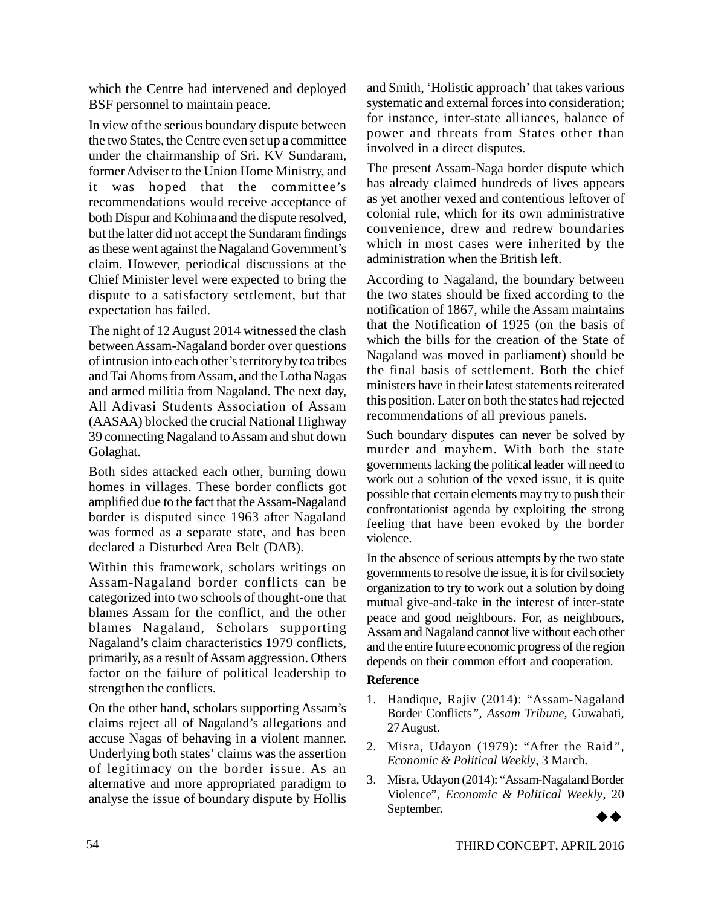which the Centre had intervened and deployed BSF personnel to maintain peace.

In view of the serious boundary dispute between the two States, the Centre even set up a committee under the chairmanship of Sri. KV Sundaram, former Adviser to the Union Home Ministry, and it was hoped that the committee's recommendations would receive acceptance of both Dispur and Kohima and the dispute resolved, but the latter did not accept the Sundaram findings as these went against the Nagaland Government's claim. However, periodical discussions at the Chief Minister level were expected to bring the dispute to a satisfactory settlement, but that expectation has failed.

The night of 12 August 2014 witnessed the clash between Assam-Nagaland border over questions of intrusion into each other's territory by tea tribes and Tai Ahoms from Assam, and the Lotha Nagas and armed militia from Nagaland. The next day, All Adivasi Students Association of Assam (AASAA) blocked the crucial National Highway 39 connecting Nagaland to Assam and shut down Golaghat.

Both sides attacked each other, burning down homes in villages. These border conflicts got amplified due to the fact that the Assam-Nagaland border is disputed since 1963 after Nagaland was formed as a separate state, and has been declared a Disturbed Area Belt (DAB).

Within this framework, scholars writings on Assam-Nagaland border conflicts can be categorized into two schools of thought-one that blames Assam for the conflict, and the other blames Nagaland, Scholars supporting Nagaland's claim characteristics 1979 conflicts, primarily, as a result of Assam aggression. Others factor on the failure of political leadership to strengthen the conflicts.

On the other hand, scholars supporting Assam's claims reject all of Nagaland's allegations and accuse Nagas of behaving in a violent manner. Underlying both states' claims was the assertion of legitimacy on the border issue. As an alternative and more appropriated paradigm to analyse the issue of boundary dispute by Hollis and Smith, 'Holistic approach' that takes various systematic and external forces into consideration; for instance, inter-state alliances, balance of power and threats from States other than involved in a direct disputes.

The present Assam-Naga border dispute which has already claimed hundreds of lives appears as yet another vexed and contentious leftover of colonial rule, which for its own administrative convenience, drew and redrew boundaries which in most cases were inherited by the administration when the British left.

According to Nagaland, the boundary between the two states should be fixed according to the notification of 1867, while the Assam maintains that the Notification of 1925 (on the basis of which the bills for the creation of the State of Nagaland was moved in parliament) should be the final basis of settlement. Both the chief ministers have in their latest statements reiterated this position. Later on both the states had rejected recommendations of all previous panels.

Such boundary disputes can never be solved by murder and mayhem. With both the state governments lacking the political leader will need to work out a solution of the vexed issue, it is quite possible that certain elements may try to push their confrontationist agenda by exploiting the strong feeling that have been evoked by the border violence.

In the absence of serious attempts by the two state governments to resolve the issue, it is for civil society organization to try to work out a solution by doing mutual give-and-take in the interest of inter-state peace and good neighbours. For, as neighbours, Assam and Nagaland cannot live without each other and the entire future economic progress of the region depends on their common effort and cooperation.

**Reference**

1. Handique, Rajiv (2014): "Assam-Nagaland Border Conflicts", *Assam Tribune*, Guwahati, 27 August.
2. Misra, Udayon (1979): "After the Raid", *Economic & Political Weekly*, 3 March.
3. Misra, Udayon (2014): "Assam-Nagaland Border Violence", *Economic & Political Weekly*, 20 September.

◆◆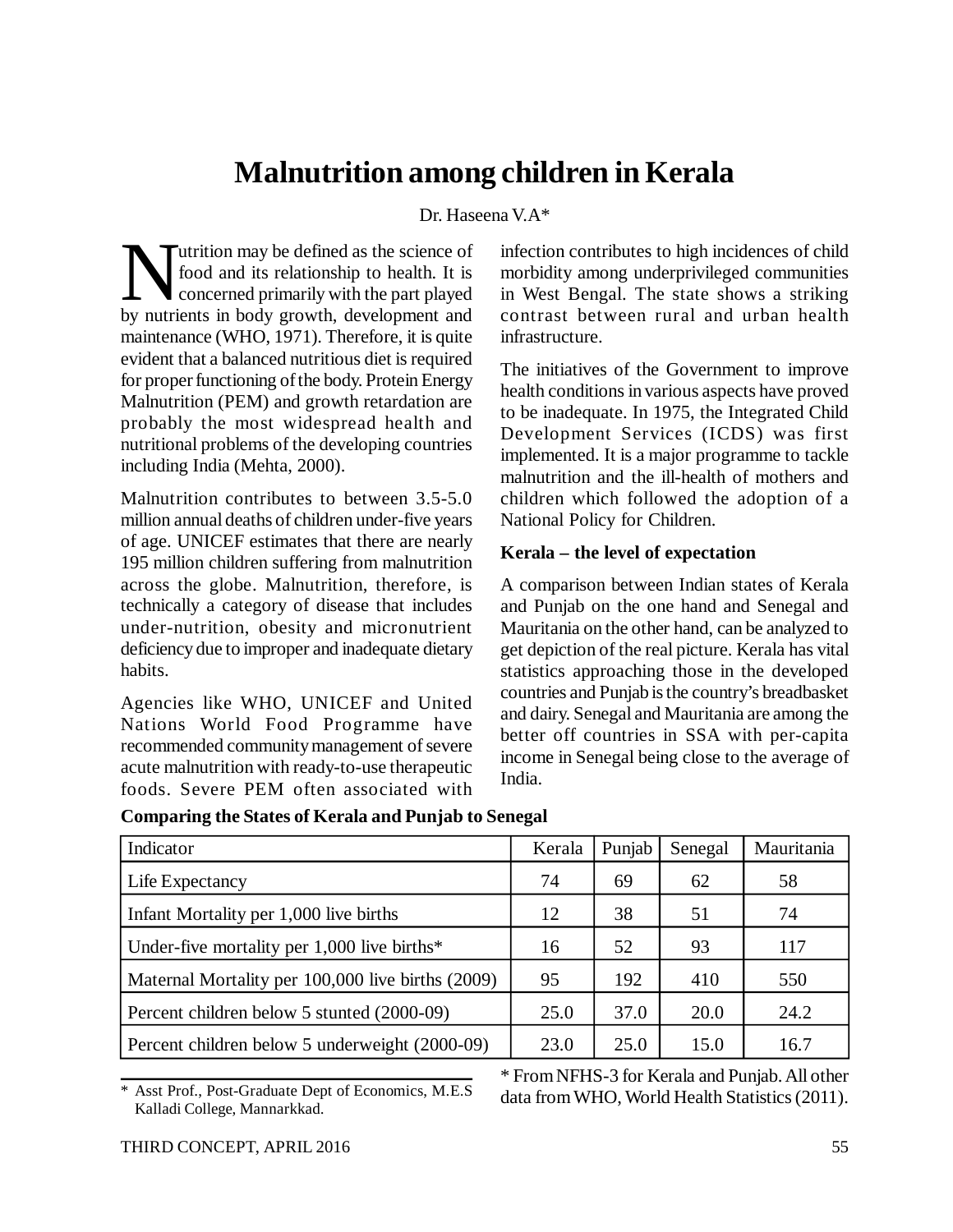# Malnutrition among children in Kerala

Dr. Haseena V.A*

Nutrition may be defined as the science of food and its relationship to health. It is concerned primarily with the part played by nutrients in body growth, development and maintenance (WHO, 1971). Therefore, it is quite evident that a balanced nutritious diet is required for proper functioning of the body. Protein Energy Malnutrition (PEM) and growth retardation are probably the most widespread health and nutritional problems of the developing countries including India (Mehta, 2000).

Malnutrition contributes to between 3.5-5.0 million annual deaths of children under-five years of age. UNICEF estimates that there are nearly 195 million children suffering from malnutrition across the globe. Malnutrition, therefore, is technically a category of disease that includes under-nutrition, obesity and micronutrient deficiency due to improper and inadequate dietary habits.

Agencies like WHO, UNICEF and United Nations World Food Programme have recommended community management of severe acute malnutrition with ready-to-use therapeutic foods. Severe PEM often associated with infection contributes to high incidences of child morbidity among underprivileged communities in West Bengal. The state shows a striking contrast between rural and urban health infrastructure.

The initiatives of the Government to improve health conditions in various aspects have proved to be inadequate. In 1975, the Integrated Child Development Services (ICDS) was first implemented. It is a major programme to tackle malnutrition and the ill-health of mothers and children which followed the adoption of a National Policy for Children.

### Kerala – the level of expectation

A comparison between Indian states of Kerala and Punjab on the one hand and Senegal and Mauritania on the other hand, can be analyzed to get depiction of the real picture. Kerala has vital statistics approaching those in the developed countries and Punjab is the country's breadbasket and dairy. Senegal and Mauritania are among the better off countries in SSA with per-capita income in Senegal being close to the average of India.

**Comparing the States of Kerala and Punjab to Senegal**

| Indicator | Kerala | Punjab | Senegal | Mauritania |
|---|---|---|---|---|
| Life Expectancy | 74 | 69 | 62 | 58 |
| Infant Mortality per 1,000 live births | 12 | 38 | 51 | 74 |
| Under-five mortality per 1,000 live births* | 16 | 52 | 93 | 117 |
| Maternal Mortality per 100,000 live births (2009) | 95 | 192 | 410 | 550 |
| Percent children below 5 stunted (2000-09) | 25.0 | 37.0 | 20.0 | 24.2 |
| Percent children below 5 underweight (2000-09) | 23.0 | 25.0 | 15.0 | 16.7 |

* From NFHS-3 for Kerala and Punjab. All other data from WHO, World Health Statistics (2011).

* Asst Prof., Post-Graduate Dept of Economics, M.E.S Kalladi College, Mannarkkad.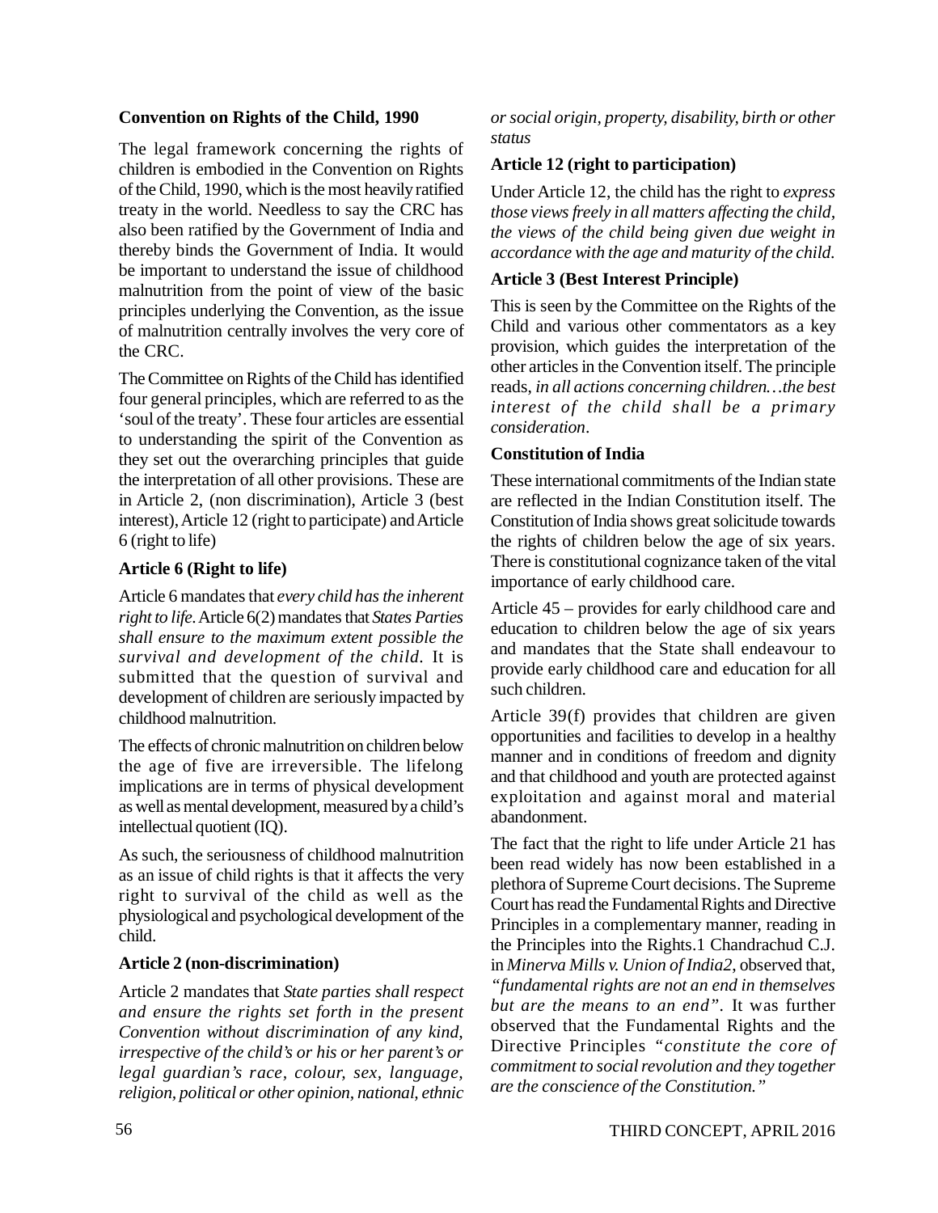**Convention on Rights of the Child, 1990**

The legal framework concerning the rights of children is embodied in the Convention on Rights of the Child, 1990, which is the most heavily ratified treaty in the world. Needless to say the CRC has also been ratified by the Government of India and thereby binds the Government of India. It would be important to understand the issue of childhood malnutrition from the point of view of the basic principles underlying the Convention, as the issue of malnutrition centrally involves the very core of the CRC.

The Committee on Rights of the Child has identified four general principles, which are referred to as the 'soul of the treaty'. These four articles are essential to understanding the spirit of the Convention as they set out the overarching principles that guide the interpretation of all other provisions. These are in Article 2, (non discrimination), Article 3 (best interest), Article 12 (right to participate) and Article 6 (right to life)

**Article 6 (Right to life)**

Article 6 mandates that *every child has the inherent right to life.* Article 6(2) mandates that *States Parties shall ensure to the maximum extent possible the survival and development of the child.* It is submitted that the question of survival and development of children are seriously impacted by childhood malnutrition.

The effects of chronic malnutrition on children below the age of five are irreversible. The lifelong implications are in terms of physical development as well as mental development, measured by a child's intellectual quotient (IQ).

As such, the seriousness of childhood malnutrition as an issue of child rights is that it affects the very right to survival of the child as well as the physiological and psychological development of the child.

**Article 2 (non-discrimination)**

Article 2 mandates that *State parties shall respect and ensure the rights set forth in the present Convention without discrimination of any kind, irrespective of the child's or his or her parent's or legal guardian's race, colour, sex, language, religion, political or other opinion, national, ethnic or social origin, property, disability, birth or other status*

**Article 12 (right to participation)**

Under Article 12, the child has the right to *express those views freely in all matters affecting the child, the views of the child being given due weight in accordance with the age and maturity of the child.*

**Article 3 (Best Interest Principle)**

This is seen by the Committee on the Rights of the Child and various other commentators as a key provision, which guides the interpretation of the other articles in the Convention itself. The principle reads, *in all actions concerning children…the best interest of the child shall be a primary consideration*.

**Constitution of India**

These international commitments of the Indian state are reflected in the Indian Constitution itself. The Constitution of India shows great solicitude towards the rights of children below the age of six years. There is constitutional cognizance taken of the vital importance of early childhood care.

Article 45 – provides for early childhood care and education to children below the age of six years and mandates that the State shall endeavour to provide early childhood care and education for all such children.

Article 39(f) provides that children are given opportunities and facilities to develop in a healthy manner and in conditions of freedom and dignity and that childhood and youth are protected against exploitation and against moral and material abandonment.

The fact that the right to life under Article 21 has been read widely has now been established in a plethora of Supreme Court decisions. The Supreme Court has read the Fundamental Rights and Directive Principles in a complementary manner, reading in the Principles into the Rights.1 Chandrachud C.J. in *Minerva Mills v. Union of India2*, observed that, *"fundamental rights are not an end in themselves but are the means to an end"*. It was further observed that the Fundamental Rights and the Directive Principles *"constitute the core of commitment to social revolution and they together are the conscience of the Constitution."*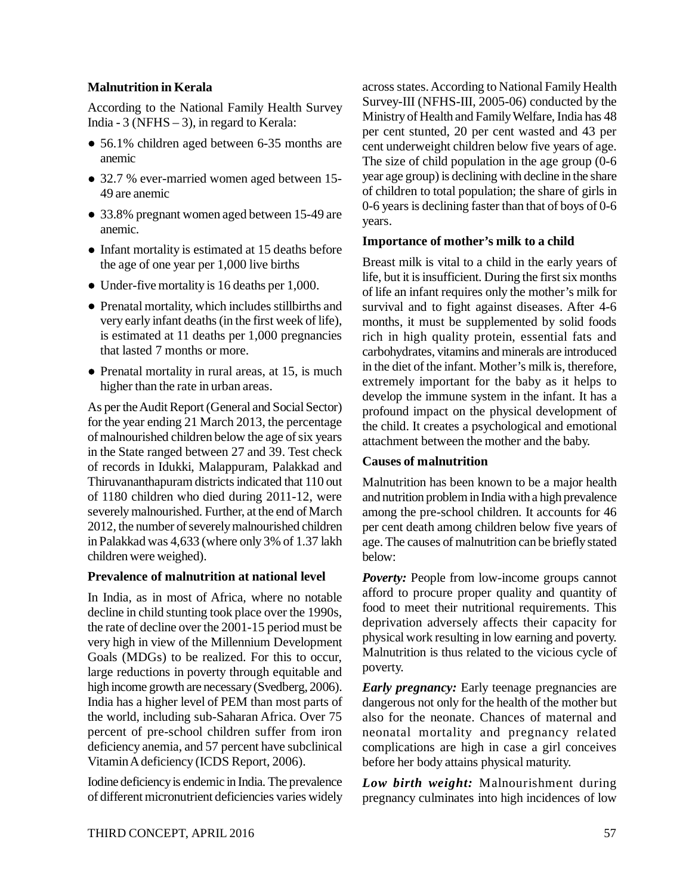### Malnutrition in Kerala

According to the National Family Health Survey India - 3 (NFHS – 3), in regard to Kerala:

- 56.1% children aged between 6-35 months are anemic
- 32.7 % ever-married women aged between 15-49 are anemic
- 33.8% pregnant women aged between 15-49 are anemic.
- Infant mortality is estimated at 15 deaths before the age of one year per 1,000 live births
- Under-five mortality is 16 deaths per 1,000.
- Prenatal mortality, which includes stillbirths and very early infant deaths (in the first week of life), is estimated at 11 deaths per 1,000 pregnancies that lasted 7 months or more.
- Prenatal mortality in rural areas, at 15, is much higher than the rate in urban areas.

As per the Audit Report (General and Social Sector) for the year ending 21 March 2013, the percentage of malnourished children below the age of six years in the State ranged between 27 and 39. Test check of records in Idukki, Malappuram, Palakkad and Thiruvananthapuram districts indicated that 110 out of 1180 children who died during 2011-12, were severely malnourished. Further, at the end of March 2012, the number of severely malnourished children in Palakkad was 4,633 (where only 3% of 1.37 lakh children were weighed).

### Prevalence of malnutrition at national level

In India, as in most of Africa, where no notable decline in child stunting took place over the 1990s, the rate of decline over the 2001-15 period must be very high in view of the Millennium Development Goals (MDGs) to be realized. For this to occur, large reductions in poverty through equitable and high income growth are necessary (Svedberg, 2006). India has a higher level of PEM than most parts of the world, including sub-Saharan Africa. Over 75 percent of pre-school children suffer from iron deficiency anemia, and 57 percent have subclinical Vitamin A deficiency (ICDS Report, 2006).

Iodine deficiency is endemic in India. The prevalence of different micronutrient deficiencies varies widely across states. According to National Family Health Survey-III (NFHS-III, 2005-06) conducted by the Ministry of Health and Family Welfare, India has 48 per cent stunted, 20 per cent wasted and 43 per cent underweight children below five years of age. The size of child population in the age group (0-6 year age group) is declining with decline in the share of children to total population; the share of girls in 0-6 years is declining faster than that of boys of 0-6 years.

### Importance of mother's milk to a child

Breast milk is vital to a child in the early years of life, but it is insufficient. During the first six months of life an infant requires only the mother's milk for survival and to fight against diseases. After 4-6 months, it must be supplemented by solid foods rich in high quality protein, essential fats and carbohydrates, vitamins and minerals are introduced in the diet of the infant. Mother's milk is, therefore, extremely important for the baby as it helps to develop the immune system in the infant. It has a profound impact on the physical development of the child. It creates a psychological and emotional attachment between the mother and the baby.

### Causes of malnutrition

Malnutrition has been known to be a major health and nutrition problem in India with a high prevalence among the pre-school children. It accounts for 46 per cent death among children below five years of age. The causes of malnutrition can be briefly stated below:

***Poverty:*** People from low-income groups cannot afford to procure proper quality and quantity of food to meet their nutritional requirements. This deprivation adversely affects their capacity for physical work resulting in low earning and poverty. Malnutrition is thus related to the vicious cycle of poverty.

***Early pregnancy:*** Early teenage pregnancies are dangerous not only for the health of the mother but also for the neonate. Chances of maternal and neonatal mortality and pregnancy related complications are high in case a girl conceives before her body attains physical maturity.

***Low birth weight:*** Malnourishment during pregnancy culminates into high incidences of low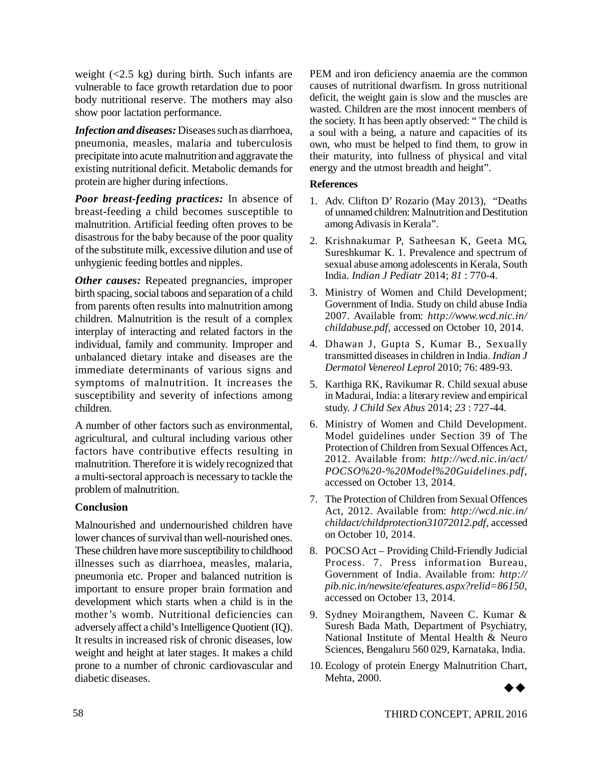weight (<2.5 kg) during birth. Such infants are vulnerable to face growth retardation due to poor body nutritional reserve. The mothers may also show poor lactation performance.

***Infection and diseases:*** Diseases such as diarrhoea, pneumonia, measles, malaria and tuberculosis precipitate into acute malnutrition and aggravate the existing nutritional deficit. Metabolic demands for protein are higher during infections.

***Poor breast-feeding practices:*** In absence of breast-feeding a child becomes susceptible to malnutrition. Artificial feeding often proves to be disastrous for the baby because of the poor quality of the substitute milk, excessive dilution and use of unhygienic feeding bottles and nipples.

***Other causes:*** Repeated pregnancies, improper birth spacing, social taboos and separation of a child from parents often results into malnutrition among children. Malnutrition is the result of a complex interplay of interacting and related factors in the individual, family and community. Improper and unbalanced dietary intake and diseases are the immediate determinants of various signs and symptoms of malnutrition. It increases the susceptibility and severity of infections among children.

A number of other factors such as environmental, agricultural, and cultural including various other factors have contributive effects resulting in malnutrition. Therefore it is widely recognized that a multi-sectoral approach is necessary to tackle the problem of malnutrition.

**Conclusion**

Malnourished and undernourished children have lower chances of survival than well-nourished ones. These children have more susceptibility to childhood illnesses such as diarrhoea, measles, malaria, pneumonia etc. Proper and balanced nutrition is important to ensure proper brain formation and development which starts when a child is in the mother's womb. Nutritional deficiencies can adversely affect a child's Intelligence Quotient (IQ). It results in increased risk of chronic diseases, low weight and height at later stages. It makes a child prone to a number of chronic cardiovascular and diabetic diseases.

PEM and iron deficiency anaemia are the common causes of nutritional dwarfism. In gross nutritional deficit, the weight gain is slow and the muscles are wasted. Children are the most innocent members of the society. It has been aptly observed: " The child is a soul with a being, a nature and capacities of its own, who must be helped to find them, to grow in their maturity, into fullness of physical and vital energy and the utmost breadth and height".

**References**

1. Adv. Clifton D' Rozario (May 2013), "Deaths of unnamed children: Malnutrition and Destitution among Adivasis in Kerala".
2. Krishnakumar P, Satheesan K, Geeta MG, Sureshkumar K. 1. Prevalence and spectrum of sexual abuse among adolescents in Kerala, South India. *Indian J Pediatr* 2014; *81* : 770-4.
3. Ministry of Women and Child Development; Government of India. Study on child abuse India 2007. Available from: *http://www.wcd.nic.in/childabuse.pdf,* accessed on October 10, 2014.
4. Dhawan J, Gupta S, Kumar B., Sexually transmitted diseases in children in India. *Indian J Dermatol Venereol Leprol* 2010; 76: 489-93.
5. Karthiga RK, Ravikumar R. Child sexual abuse in Madurai, India: a literary review and empirical study. *J Child Sex Abus* 2014; *23* : 727-44.
6. Ministry of Women and Child Development. Model guidelines under Section 39 of The Protection of Children from Sexual Offences Act, 2012. Available from: *http://wcd.nic.in/act/POCSO%20-%20Model%20Guidelines.pdf*, accessed on October 13, 2014.
7. The Protection of Children from Sexual Offences Act, 2012. Available from: *http://wcd.nic.in/childact/childprotection31072012.pdf*, accessed on October 10, 2014.
8. POCSO Act – Providing Child-Friendly Judicial Process. 7. Press information Bureau, Government of India. Available from: *http://pib.nic.in/newsite/efeatures.aspx?relid=86150*, accessed on October 13, 2014.
9. Sydney Moirangthem, Naveen C. Kumar & Suresh Bada Math, Department of Psychiatry, National Institute of Mental Health & Neuro Sciences, Bengaluru 560 029, Karnataka, India.
10. Ecology of protein Energy Malnutrition Chart, Mehta, 2000.

◆◆